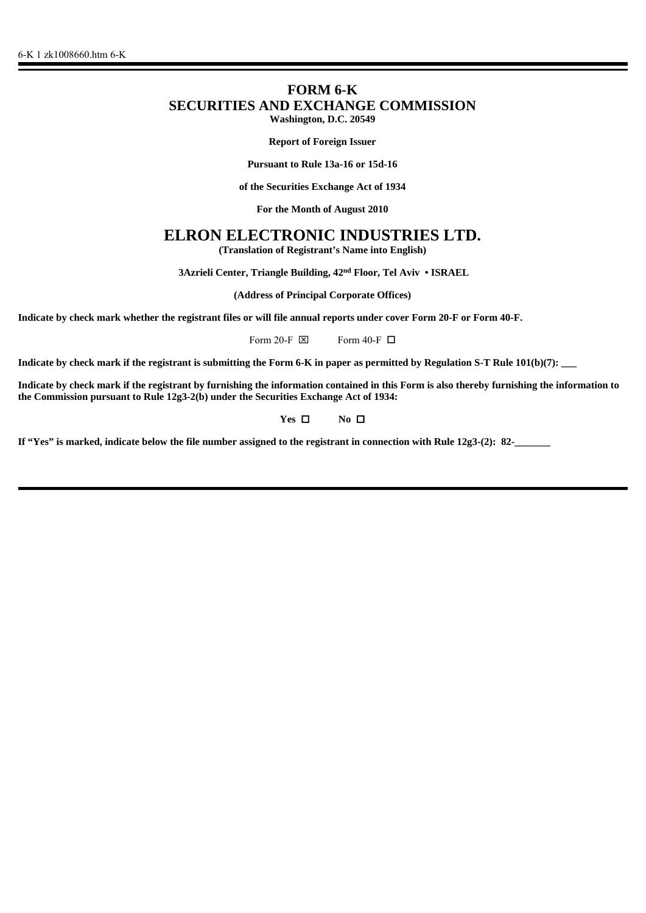6-K 1 zk1008660.htm 6-K

# FORM 6-K
# SECURITIES AND EXCHANGE COMMISSION

**Washington, D.C. 20549**

**Report of Foreign Issuer**

**Pursuant to Rule 13a-16 or 15d-16**

**of the Securities Exchange Act of 1934**

**For the Month of August 2010**

# ELRON ELECTRONIC INDUSTRIES LTD.

**(Translation of Registrant's Name into English)**

**3Azrieli Center, Triangle Building, 42nd Floor, Tel Aviv • ISRAEL**

**(Address of Principal Corporate Offices)**

**Indicate by check mark whether the registrant files or will file annual reports under cover Form 20-F or Form 40-F.**

Form 20-F ☒ Form 40-F ☐

**Indicate by check mark if the registrant is submitting the Form 6-K in paper as permitted by Regulation S-T Rule 101(b)(7): \_\_\_**

**Indicate by check mark if the registrant by furnishing the information contained in this Form is also thereby furnishing the information to the Commission pursuant to Rule 12g3-2(b) under the Securities Exchange Act of 1934:**

**Yes** ☐ **No** ☐

**If "Yes" is marked, indicate below the file number assigned to the registrant in connection with Rule 12g3-(2): 82-\_\_\_\_\_\_\_**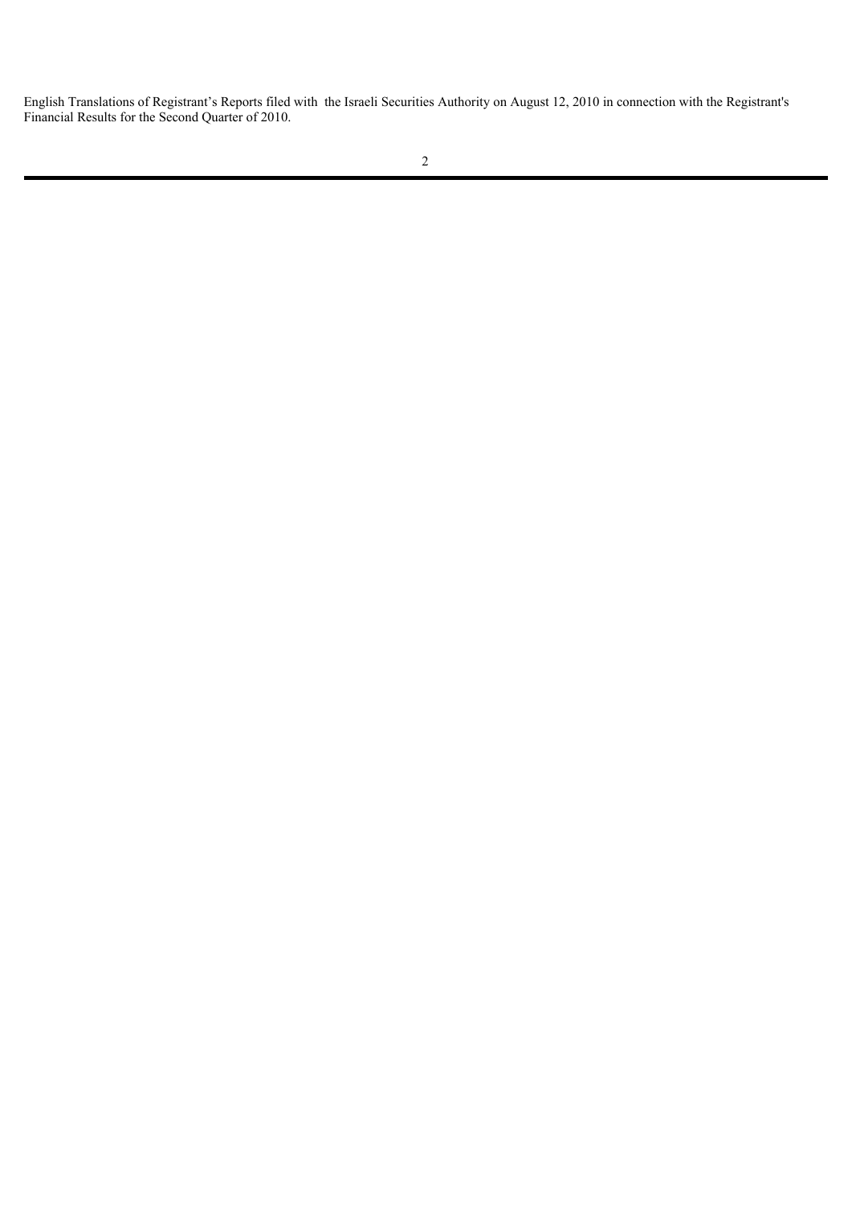English Translations of Registrant's Reports filed with the Israeli Securities Authority on August 12, 2010 in connection with the Registrant's Financial Results for the Second Quarter of 2010.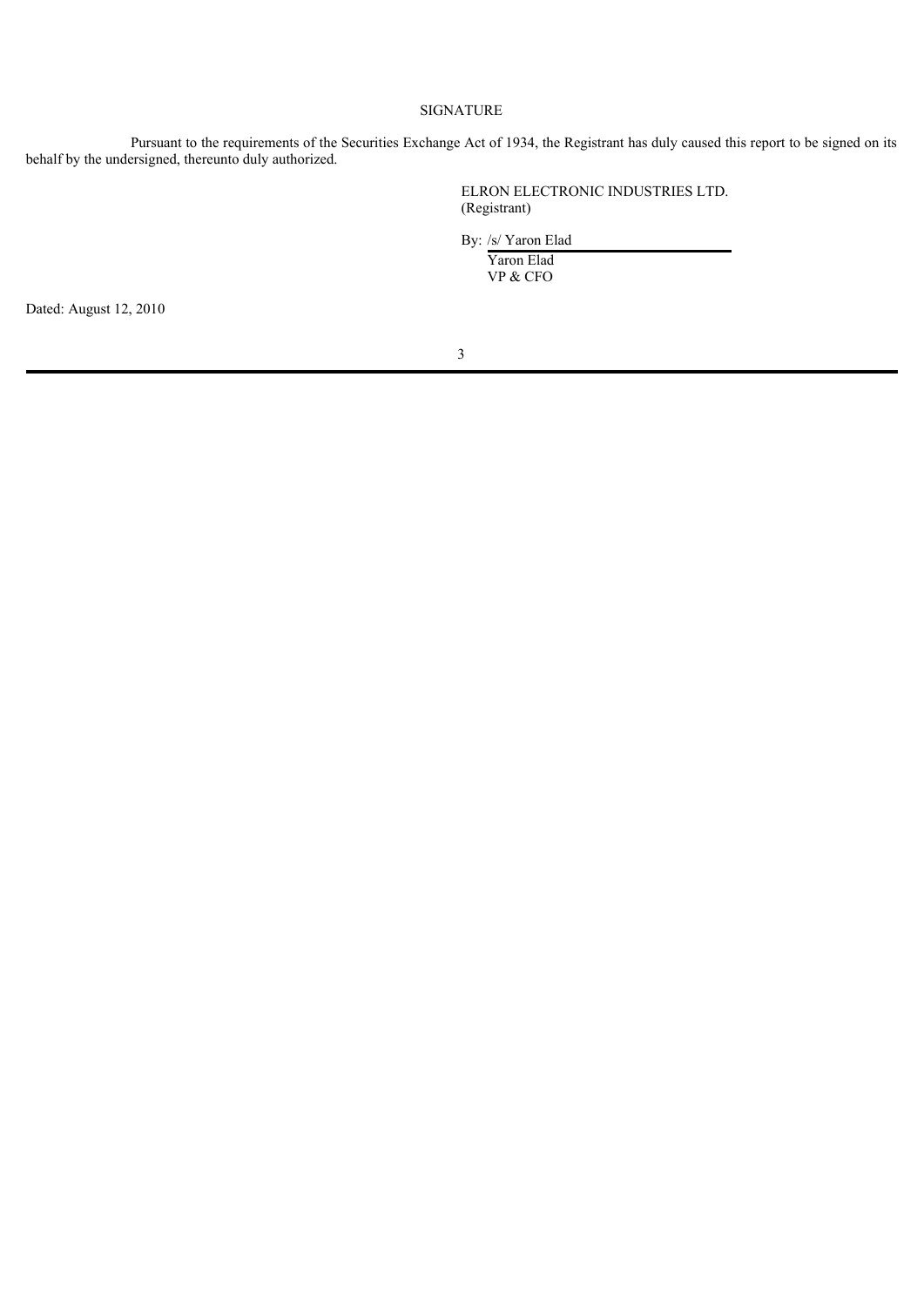## SIGNATURE

Pursuant to the requirements of the Securities Exchange Act of 1934, the Registrant has duly caused this report to be signed on its behalf by the undersigned, thereunto duly authorized.

ELRON ELECTRONIC INDUSTRIES LTD.
(Registrant)

By: /s/ Yaron Elad
Yaron Elad
VP & CFO

Dated: August 12, 2010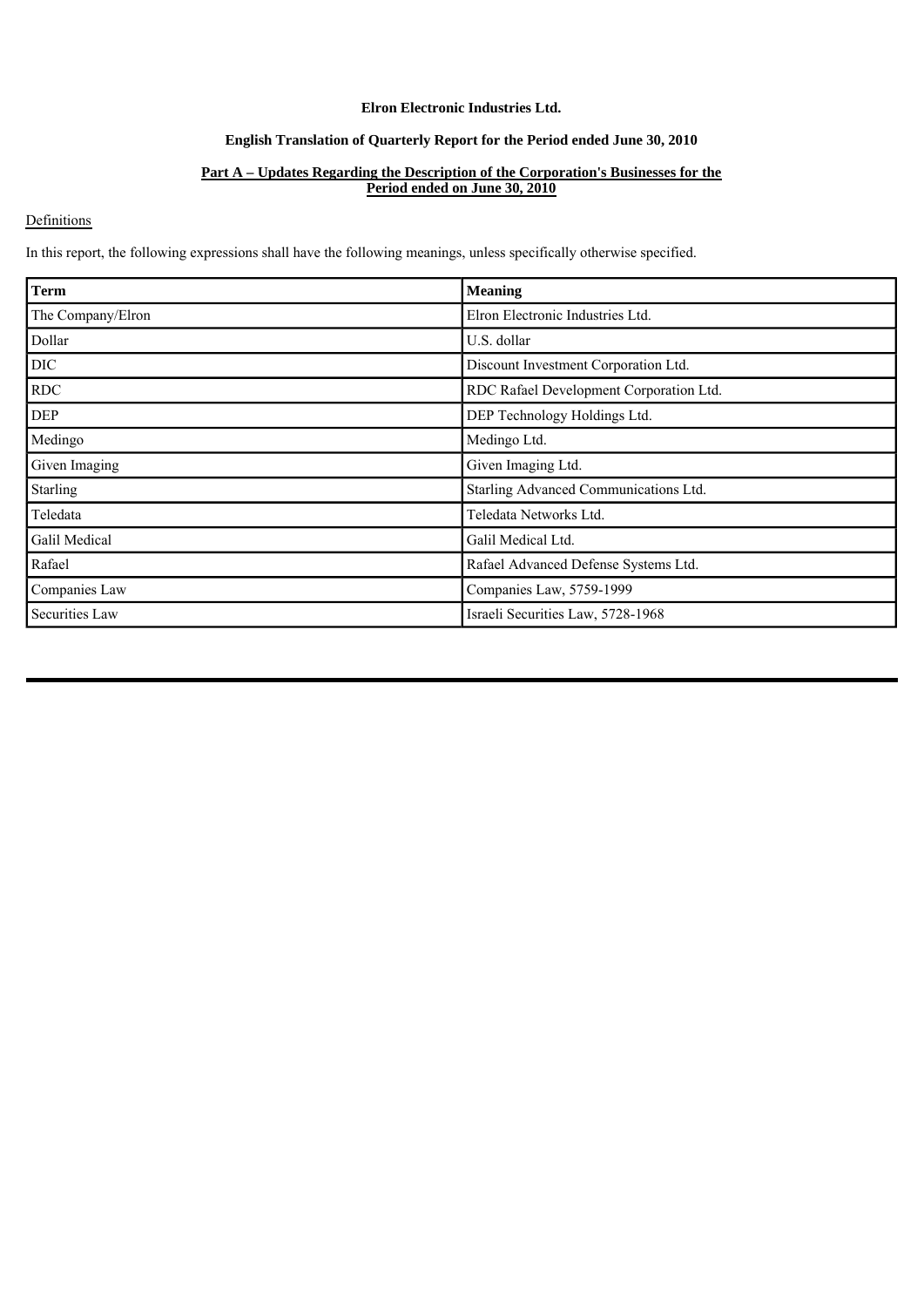**Elron Electronic Industries Ltd.**

**English Translation of Quarterly Report for the Period ended June 30, 2010**

**Part A – Updates Regarding the Description of the Corporation's Businesses for the Period ended on June 30, 2010**

Definitions

In this report, the following expressions shall have the following meanings, unless specifically otherwise specified.

| Term | Meaning |
|---|---|
| The Company/Elron | Elron Electronic Industries Ltd. |
| Dollar | U.S. dollar |
| DIC | Discount Investment Corporation Ltd. |
| RDC | RDC Rafael Development Corporation Ltd. |
| DEP | DEP Technology Holdings Ltd. |
| Medingo | Medingo Ltd. |
| Given Imaging | Given Imaging Ltd. |
| Starling | Starling Advanced Communications Ltd. |
| Teledata | Teledata Networks Ltd. |
| Galil Medical | Galil Medical Ltd. |
| Rafael | Rafael Advanced Defense Systems Ltd. |
| Companies Law | Companies Law, 5759-1999 |
| Securities Law | Israeli Securities Law, 5728-1968 |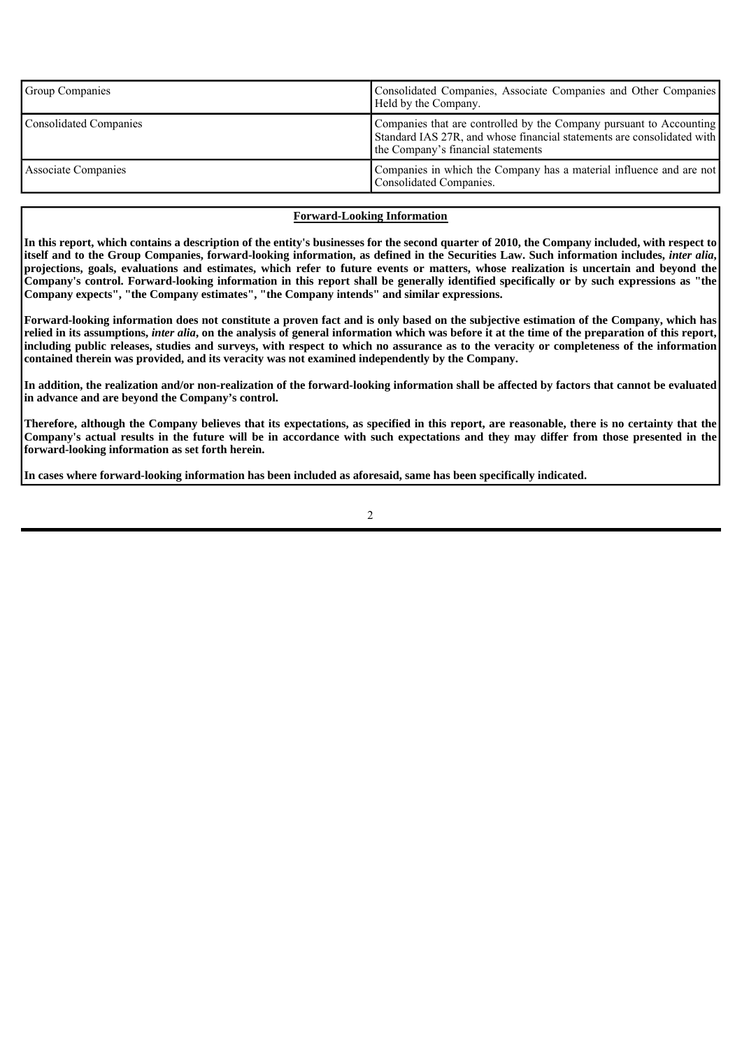| Group Companies | Consolidated Companies, Associate Companies and Other Companies Held by the Company. |
|---|---|
| Consolidated Companies | Companies that are controlled by the Company pursuant to Accounting Standard IAS 27R, and whose financial statements are consolidated with the Company's financial statements |
| Associate Companies | Companies in which the Company has a material influence and are not Consolidated Companies. |

**Forward-Looking Information**

**In this report, which contains a description of the entity's businesses for the second quarter of 2010, the Company included, with respect to itself and to the Group Companies, forward-looking information, as defined in the Securities Law. Such information includes, *inter alia*, projections, goals, evaluations and estimates, which refer to future events or matters, whose realization is uncertain and beyond the Company's control. Forward-looking information in this report shall be generally identified specifically or by such expressions as "the Company expects", "the Company estimates", "the Company intends" and similar expressions.**

**Forward-looking information does not constitute a proven fact and is only based on the subjective estimation of the Company, which has relied in its assumptions, *inter alia*, on the analysis of general information which was before it at the time of the preparation of this report, including public releases, studies and surveys, with respect to which no assurance as to the veracity or completeness of the information contained therein was provided, and its veracity was not examined independently by the Company.**

**In addition, the realization and/or non-realization of the forward-looking information shall be affected by factors that cannot be evaluated in advance and are beyond the Company's control.**

**Therefore, although the Company believes that its expectations, as specified in this report, are reasonable, there is no certainty that the Company's actual results in the future will be in accordance with such expectations and they may differ from those presented in the forward-looking information as set forth herein.**

**In cases where forward-looking information has been included as aforesaid, same has been specifically indicated.**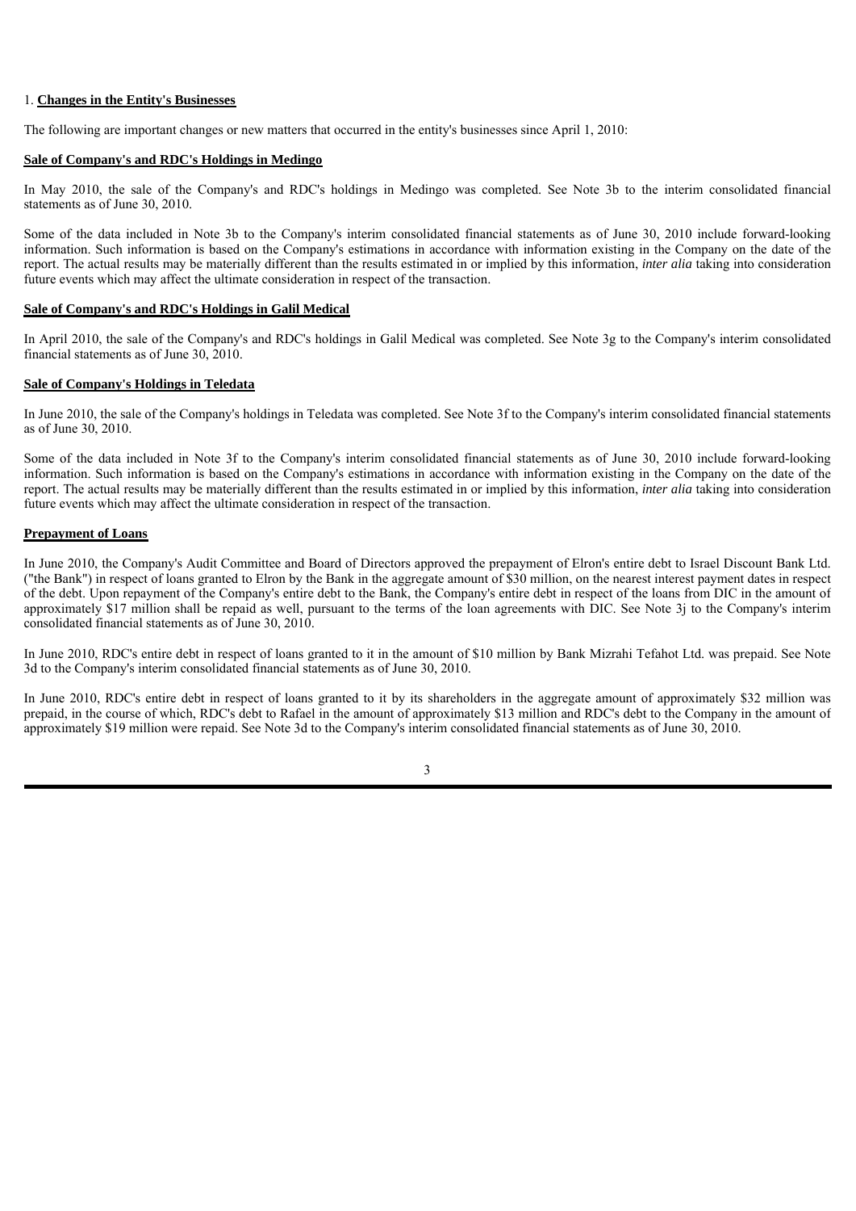1. **Changes in the Entity's Businesses**

The following are important changes or new matters that occurred in the entity's businesses since April 1, 2010:

**Sale of Company's and RDC's Holdings in Medingo**

In May 2010, the sale of the Company's and RDC's holdings in Medingo was completed. See Note 3b to the interim consolidated financial statements as of June 30, 2010.

Some of the data included in Note 3b to the Company's interim consolidated financial statements as of June 30, 2010 include forward-looking information. Such information is based on the Company's estimations in accordance with information existing in the Company on the date of the report. The actual results may be materially different than the results estimated in or implied by this information, *inter alia* taking into consideration future events which may affect the ultimate consideration in respect of the transaction.

**Sale of Company's and RDC's Holdings in Galil Medical**

In April 2010, the sale of the Company's and RDC's holdings in Galil Medical was completed. See Note 3g to the Company's interim consolidated financial statements as of June 30, 2010.

**Sale of Company's Holdings in Teledata**

In June 2010, the sale of the Company's holdings in Teledata was completed. See Note 3f to the Company's interim consolidated financial statements as of June 30, 2010.

Some of the data included in Note 3f to the Company's interim consolidated financial statements as of June 30, 2010 include forward-looking information. Such information is based on the Company's estimations in accordance with information existing in the Company on the date of the report. The actual results may be materially different than the results estimated in or implied by this information, *inter alia* taking into consideration future events which may affect the ultimate consideration in respect of the transaction.

**Prepayment of Loans**

In June 2010, the Company's Audit Committee and Board of Directors approved the prepayment of Elron's entire debt to Israel Discount Bank Ltd. ("the Bank") in respect of loans granted to Elron by the Bank in the aggregate amount of $30 million, on the nearest interest payment dates in respect of the debt. Upon repayment of the Company's entire debt to the Bank, the Company's entire debt in respect of the loans from DIC in the amount of approximately $17 million shall be repaid as well, pursuant to the terms of the loan agreements with DIC. See Note 3j to the Company's interim consolidated financial statements as of June 30, 2010.

In June 2010, RDC's entire debt in respect of loans granted to it in the amount of $10 million by Bank Mizrahi Tefahot Ltd. was prepaid. See Note 3d to the Company's interim consolidated financial statements as of June 30, 2010.

In June 2010, RDC's entire debt in respect of loans granted to it by its shareholders in the aggregate amount of approximately $32 million was prepaid, in the course of which, RDC's debt to Rafael in the amount of approximately $13 million and RDC's debt to the Company in the amount of approximately $19 million were repaid. See Note 3d to the Company's interim consolidated financial statements as of June 30, 2010.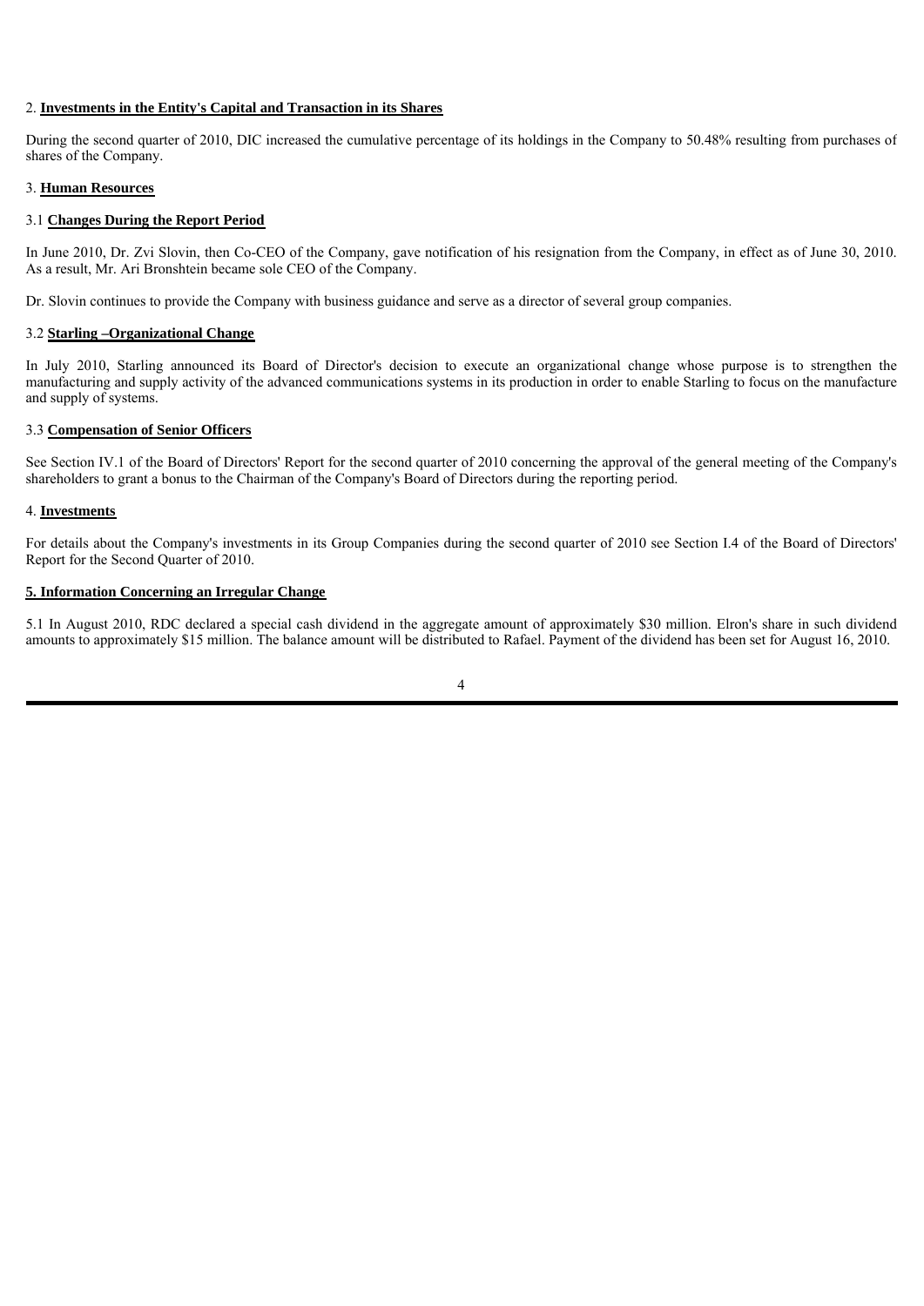## 2. **Investments in the Entity's Capital and Transaction in its Shares**

During the second quarter of 2010, DIC increased the cumulative percentage of its holdings in the Company to 50.48% resulting from purchases of shares of the Company.

## 3. **Human Resources**

### 3.1 **Changes During the Report Period**

In June 2010, Dr. Zvi Slovin, then Co-CEO of the Company, gave notification of his resignation from the Company, in effect as of June 30, 2010. As a result, Mr. Ari Bronshtein became sole CEO of the Company.

Dr. Slovin continues to provide the Company with business guidance and serve as a director of several group companies.

### 3.2 **Starling –Organizational Change**

In July 2010, Starling announced its Board of Director's decision to execute an organizational change whose purpose is to strengthen the manufacturing and supply activity of the advanced communications systems in its production in order to enable Starling to focus on the manufacture and supply of systems.

### 3.3 **Compensation of Senior Officers**

See Section IV.1 of the Board of Directors' Report for the second quarter of 2010 concerning the approval of the general meeting of the Company's shareholders to grant a bonus to the Chairman of the Company's Board of Directors during the reporting period.

## 4. **Investments**

For details about the Company's investments in its Group Companies during the second quarter of 2010 see Section I.4 of the Board of Directors' Report for the Second Quarter of 2010.

## **5. Information Concerning an Irregular Change**

5.1 In August 2010, RDC declared a special cash dividend in the aggregate amount of approximately $30 million. Elron's share in such dividend amounts to approximately $15 million. The balance amount will be distributed to Rafael. Payment of the dividend has been set for August 16, 2010.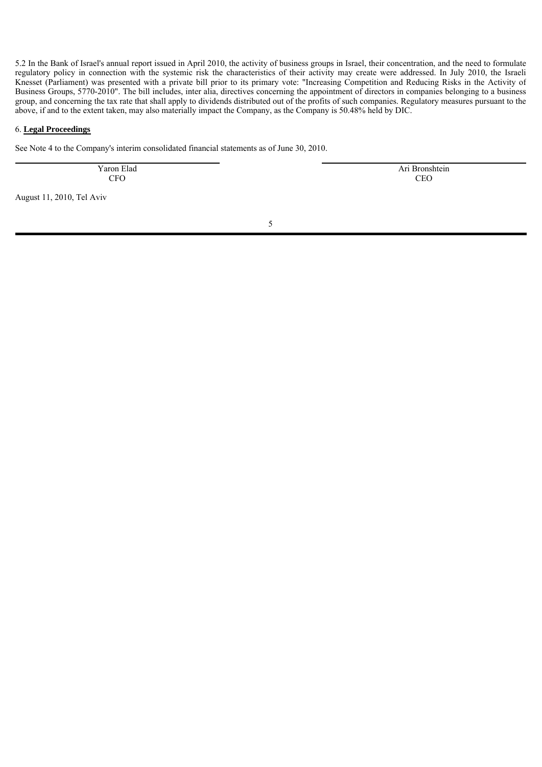5.2 In the Bank of Israel's annual report issued in April 2010, the activity of business groups in Israel, their concentration, and the need to formulate regulatory policy in connection with the systemic risk the characteristics of their activity may create were addressed. In July 2010, the Israeli Knesset (Parliament) was presented with a private bill prior to its primary vote: "Increasing Competition and Reducing Risks in the Activity of Business Groups, 5770-2010". The bill includes, inter alia, directives concerning the appointment of directors in companies belonging to a business group, and concerning the tax rate that shall apply to dividends distributed out of the profits of such companies. Regulatory measures pursuant to the above, if and to the extent taken, may also materially impact the Company, as the Company is 50.48% held by DIC.

6. **Legal Proceedings**

See Note 4 to the Company's interim consolidated financial statements as of June 30, 2010.

| Yaron Elad<br>CFO | Ari Bronshtein<br>CEO |
| --- | --- |

August 11, 2010, Tel Aviv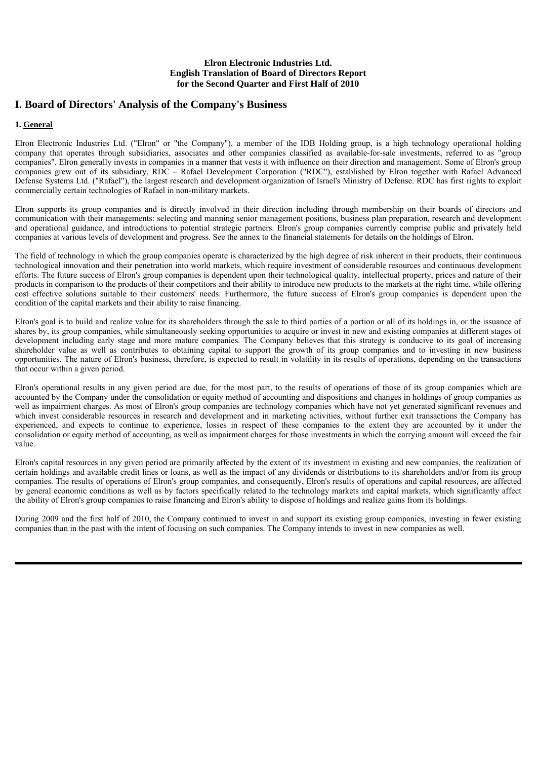**Elron Electronic Industries Ltd.**
**English Translation of Board of Directors Report**
**for the Second Quarter and First Half of 2010**

# I. Board of Directors' Analysis of the Company's Business

### 1. General

Elron Electronic Industries Ltd. ("Elron" or "the Company"), a member of the IDB Holding group, is a high technology operational holding company that operates through subsidiaries, associates and other companies classified as available-for-sale investments, referred to as "group companies". Elron generally invests in companies in a manner that vests it with influence on their direction and management. Some of Elron's group companies grew out of its subsidiary, RDC – Rafael Development Corporation ("RDC"), established by Elron together with Rafael Advanced Defense Systems Ltd. ("Rafael"), the largest research and development organization of Israel's Ministry of Defense. RDC has first rights to exploit commercially certain technologies of Rafael in non-military markets.

Elron supports its group companies and is directly involved in their direction including through membership on their boards of directors and communication with their managements: selecting and manning senior management positions, business plan preparation, research and development and operational guidance, and introductions to potential strategic partners. Elron's group companies currently comprise public and privately held companies at various levels of development and progress. See the annex to the financial statements for details on the holdings of Elron.

The field of technology in which the group companies operate is characterized by the high degree of risk inherent in their products, their continuous technological innovation and their penetration into world markets, which require investment of considerable resources and continuous development efforts. The future success of Elron's group companies is dependent upon their technological quality, intellectual property, prices and nature of their products in comparison to the products of their competitors and their ability to introduce new products to the markets at the right time, while offering cost effective solutions suitable to their customers' needs. Furthermore, the future success of Elron's group companies is dependent upon the condition of the capital markets and their ability to raise financing.

Elron's goal is to build and realize value for its shareholders through the sale to third parties of a portion or all of its holdings in, or the issuance of shares by, its group companies, while simultaneously seeking opportunities to acquire or invest in new and existing companies at different stages of development including early stage and more mature companies. The Company believes that this strategy is conducive to its goal of increasing shareholder value as well as contributes to obtaining capital to support the growth of its group companies and to investing in new business opportunities. The nature of Elron's business, therefore, is expected to result in volatility in its results of operations, depending on the transactions that occur within a given period.

Elron's operational results in any given period are due, for the most part, to the results of operations of those of its group companies which are accounted by the Company under the consolidation or equity method of accounting and dispositions and changes in holdings of group companies as well as impairment charges. As most of Elron's group companies are technology companies which have not yet generated significant revenues and which invest considerable resources in research and development and in marketing activities, without further exit transactions the Company has experienced, and expects to continue to experience, losses in respect of these companies to the extent they are accounted by it under the consolidation or equity method of accounting, as well as impairment charges for those investments in which the carrying amount will exceed the fair value.

Elron's capital resources in any given period are primarily affected by the extent of its investment in existing and new companies, the realization of certain holdings and available credit lines or loans, as well as the impact of any dividends or distributions to its shareholders and/or from its group companies. The results of operations of Elron's group companies, and consequently, Elron's results of operations and capital resources, are affected by general economic conditions as well as by factors specifically related to the technology markets and capital markets, which significantly affect the ability of Elron's group companies to raise financing and Elron's ability to dispose of holdings and realize gains from its holdings.

During 2009 and the first half of 2010, the Company continued to invest in and support its existing group companies, investing in fewer existing companies than in the past with the intent of focusing on such companies. The Company intends to invest in new companies as well.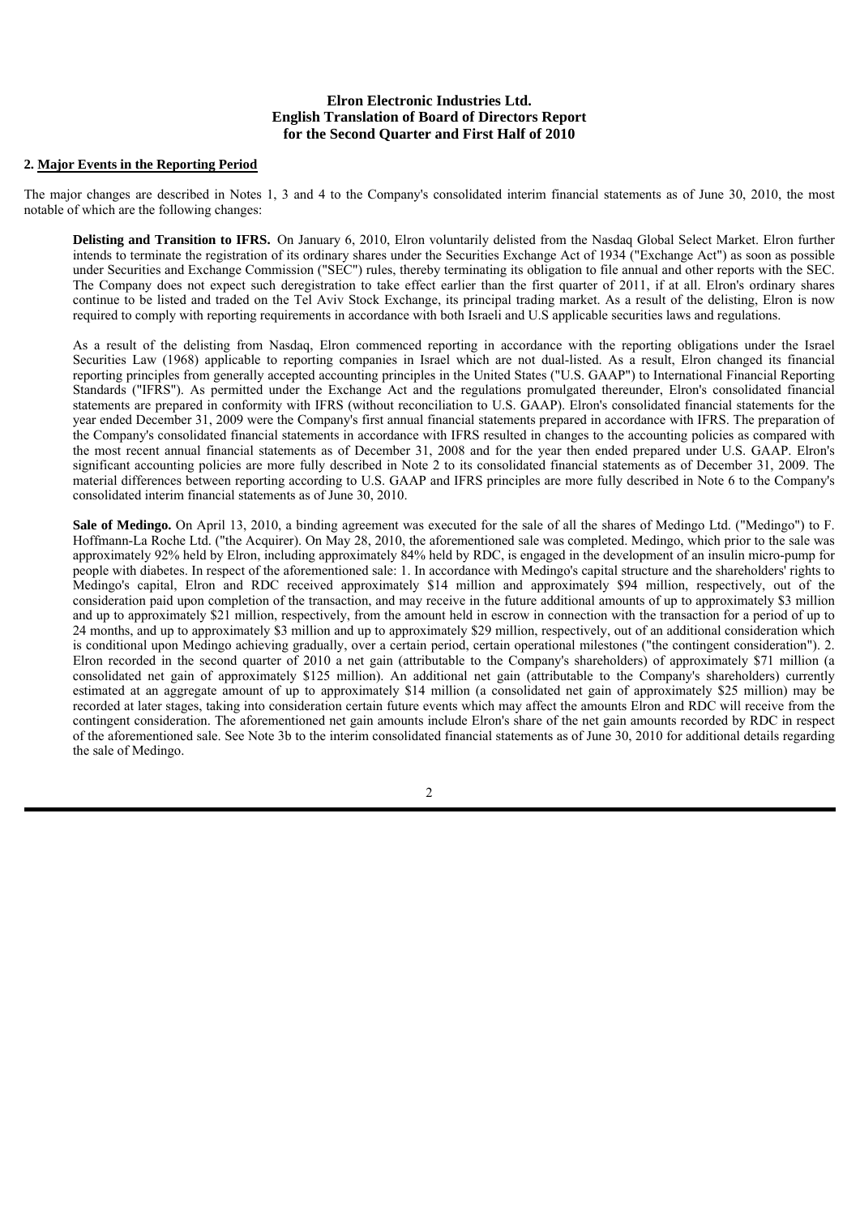**Elron Electronic Industries Ltd.**
**English Translation of Board of Directors Report**
**for the Second Quarter and First Half of 2010**

## 2. Major Events in the Reporting Period

The major changes are described in Notes 1, 3 and 4 to the Company's consolidated interim financial statements as of June 30, 2010, the most notable of which are the following changes:

**Delisting and Transition to IFRS.** On January 6, 2010, Elron voluntarily delisted from the Nasdaq Global Select Market. Elron further intends to terminate the registration of its ordinary shares under the Securities Exchange Act of 1934 ("Exchange Act") as soon as possible under Securities and Exchange Commission ("SEC") rules, thereby terminating its obligation to file annual and other reports with the SEC. The Company does not expect such deregistration to take effect earlier than the first quarter of 2011, if at all. Elron's ordinary shares continue to be listed and traded on the Tel Aviv Stock Exchange, its principal trading market. As a result of the delisting, Elron is now required to comply with reporting requirements in accordance with both Israeli and U.S applicable securities laws and regulations.

As a result of the delisting from Nasdaq, Elron commenced reporting in accordance with the reporting obligations under the Israel Securities Law (1968) applicable to reporting companies in Israel which are not dual-listed. As a result, Elron changed its financial reporting principles from generally accepted accounting principles in the United States ("U.S. GAAP") to International Financial Reporting Standards ("IFRS"). As permitted under the Exchange Act and the regulations promulgated thereunder, Elron's consolidated financial statements are prepared in conformity with IFRS (without reconciliation to U.S. GAAP). Elron's consolidated financial statements for the year ended December 31, 2009 were the Company's first annual financial statements prepared in accordance with IFRS. The preparation of the Company's consolidated financial statements in accordance with IFRS resulted in changes to the accounting policies as compared with the most recent annual financial statements as of December 31, 2008 and for the year then ended prepared under U.S. GAAP. Elron's significant accounting policies are more fully described in Note 2 to its consolidated financial statements as of December 31, 2009. The material differences between reporting according to U.S. GAAP and IFRS principles are more fully described in Note 6 to the Company's consolidated interim financial statements as of June 30, 2010.

**Sale of Medingo.** On April 13, 2010, a binding agreement was executed for the sale of all the shares of Medingo Ltd. ("Medingo") to F. Hoffmann-La Roche Ltd. ("the Acquirer). On May 28, 2010, the aforementioned sale was completed. Medingo, which prior to the sale was approximately 92% held by Elron, including approximately 84% held by RDC, is engaged in the development of an insulin micro-pump for people with diabetes. In respect of the aforementioned sale: 1. In accordance with Medingo's capital structure and the shareholders' rights to Medingo's capital, Elron and RDC received approximately \$14 million and approximately \$94 million, respectively, out of the consideration paid upon completion of the transaction, and may receive in the future additional amounts of up to approximately \$3 million and up to approximately \$21 million, respectively, from the amount held in escrow in connection with the transaction for a period of up to 24 months, and up to approximately \$3 million and up to approximately \$29 million, respectively, out of an additional consideration which is conditional upon Medingo achieving gradually, over a certain period, certain operational milestones ("the contingent consideration"). 2. Elron recorded in the second quarter of 2010 a net gain (attributable to the Company's shareholders) of approximately \$71 million (a consolidated net gain of approximately \$125 million). An additional net gain (attributable to the Company's shareholders) currently estimated at an aggregate amount of up to approximately \$14 million (a consolidated net gain of approximately \$25 million) may be recorded at later stages, taking into consideration certain future events which may affect the amounts Elron and RDC will receive from the contingent consideration. The aforementioned net gain amounts include Elron's share of the net gain amounts recorded by RDC in respect of the aforementioned sale. See Note 3b to the interim consolidated financial statements as of June 30, 2010 for additional details regarding the sale of Medingo.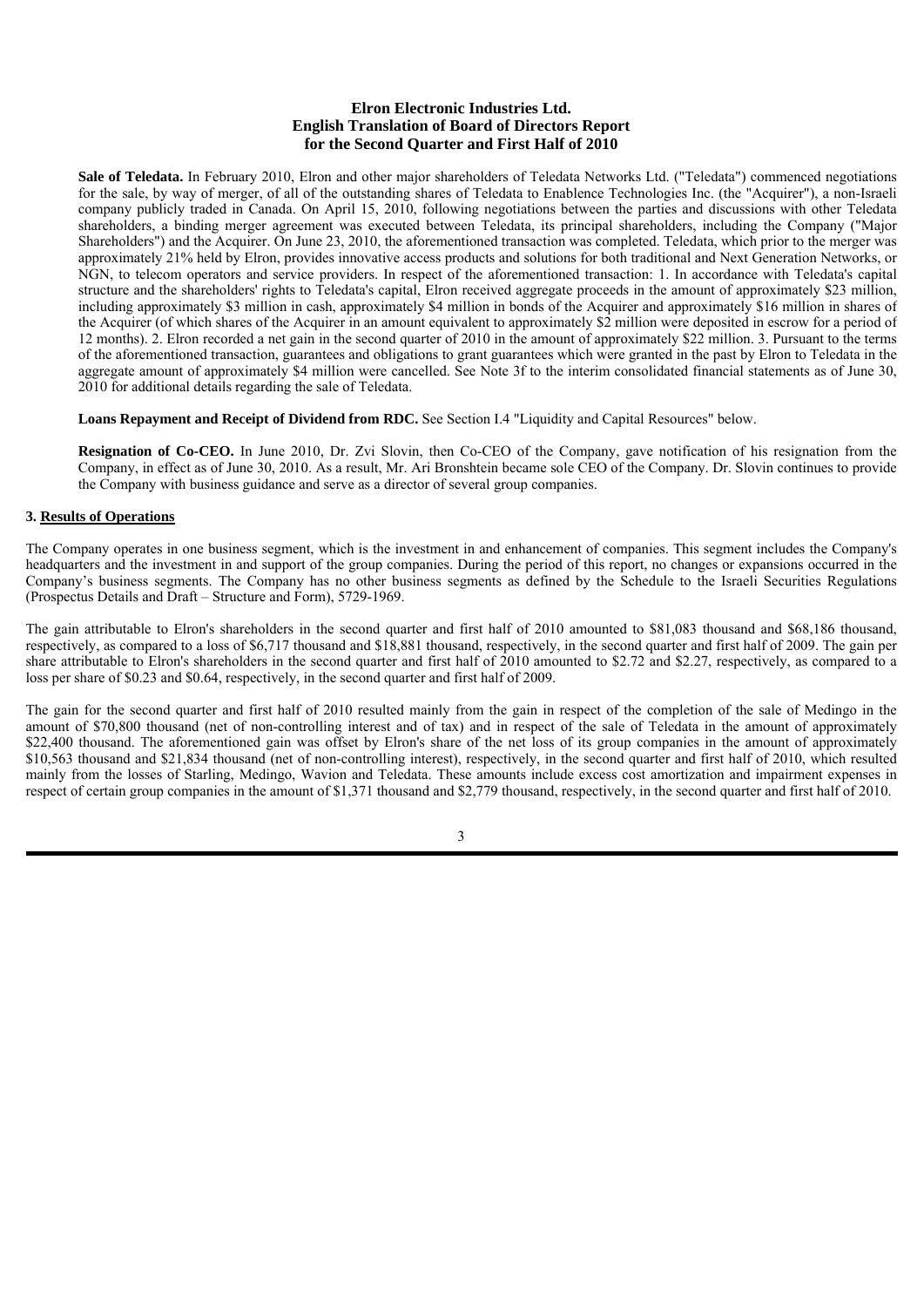**Sale of Teledata.** In February 2010, Elron and other major shareholders of Teledata Networks Ltd. ("Teledata") commenced negotiations for the sale, by way of merger, of all of the outstanding shares of Teledata to Enablence Technologies Inc. (the "Acquirer"), a non-Israeli company publicly traded in Canada. On April 15, 2010, following negotiations between the parties and discussions with other Teledata shareholders, a binding merger agreement was executed between Teledata, its principal shareholders, including the Company ("Major Shareholders") and the Acquirer. On June 23, 2010, the aforementioned transaction was completed. Teledata, which prior to the merger was approximately 21% held by Elron, provides innovative access products and solutions for both traditional and Next Generation Networks, or NGN, to telecom operators and service providers. In respect of the aforementioned transaction: 1. In accordance with Teledata's capital structure and the shareholders' rights to Teledata's capital, Elron received aggregate proceeds in the amount of approximately $23 million, including approximately $3 million in cash, approximately $4 million in bonds of the Acquirer and approximately $16 million in shares of the Acquirer (of which shares of the Acquirer in an amount equivalent to approximately $2 million were deposited in escrow for a period of 12 months). 2. Elron recorded a net gain in the second quarter of 2010 in the amount of approximately $22 million. 3. Pursuant to the terms of the aforementioned transaction, guarantees and obligations to grant guarantees which were granted in the past by Elron to Teledata in the aggregate amount of approximately $4 million were cancelled. See Note 3f to the interim consolidated financial statements as of June 30, 2010 for additional details regarding the sale of Teledata.

**Loans Repayment and Receipt of Dividend from RDC.** See Section I.4 "Liquidity and Capital Resources" below.

**Resignation of Co-CEO.** In June 2010, Dr. Zvi Slovin, then Co-CEO of the Company, gave notification of his resignation from the Company, in effect as of June 30, 2010. As a result, Mr. Ari Bronshtein became sole CEO of the Company. Dr. Slovin continues to provide the Company with business guidance and serve as a director of several group companies.

### 3. Results of Operations

The Company operates in one business segment, which is the investment in and enhancement of companies. This segment includes the Company's headquarters and the investment in and support of the group companies. During the period of this report, no changes or expansions occurred in the Company's business segments. The Company has no other business segments as defined by the Schedule to the Israeli Securities Regulations (Prospectus Details and Draft – Structure and Form), 5729-1969.

The gain attributable to Elron's shareholders in the second quarter and first half of 2010 amounted to $81,083 thousand and $68,186 thousand, respectively, as compared to a loss of $6,717 thousand and $18,881 thousand, respectively, in the second quarter and first half of 2009. The gain per share attributable to Elron's shareholders in the second quarter and first half of 2010 amounted to $2.72 and $2.27, respectively, as compared to a loss per share of $0.23 and $0.64, respectively, in the second quarter and first half of 2009.

The gain for the second quarter and first half of 2010 resulted mainly from the gain in respect of the completion of the sale of Medingo in the amount of $70,800 thousand (net of non-controlling interest and of tax) and in respect of the sale of Teledata in the amount of approximately $22,400 thousand. The aforementioned gain was offset by Elron's share of the net loss of its group companies in the amount of approximately $10,563 thousand and $21,834 thousand (net of non-controlling interest), respectively, in the second quarter and first half of 2010, which resulted mainly from the losses of Starling, Medingo, Wavion and Teledata. These amounts include excess cost amortization and impairment expenses in respect of certain group companies in the amount of $1,371 thousand and $2,779 thousand, respectively, in the second quarter and first half of 2010.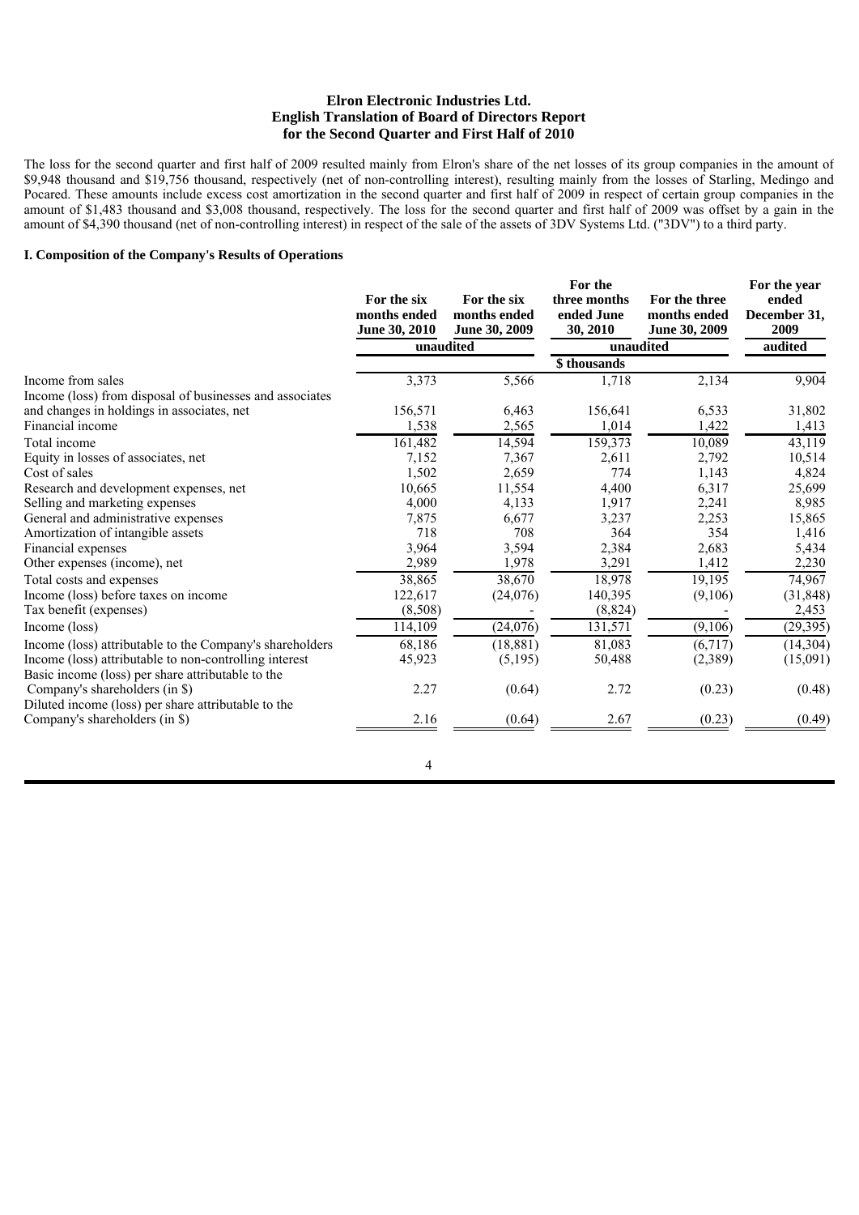**Elron Electronic Industries Ltd.**
**English Translation of Board of Directors Report**
**for the Second Quarter and First Half of 2010**

The loss for the second quarter and first half of 2009 resulted mainly from Elron's share of the net losses of its group companies in the amount of \$9,948 thousand and \$19,756 thousand, respectively (net of non-controlling interest), resulting mainly from the losses of Starling, Medingo and Pocared. These amounts include excess cost amortization in the second quarter and first half of 2009 in respect of certain group companies in the amount of \$1,483 thousand and \$3,008 thousand, respectively. The loss for the second quarter and first half of 2009 was offset by a gain in the amount of \$4,390 thousand (net of non-controlling interest) in respect of the sale of the assets of 3DV Systems Ltd. ("3DV") to a third party.

**I. Composition of the Company's Results of Operations**

| | For the six months ended June 30, 2010 | For the six months ended June 30, 2009 | For the three months ended June 30, 2010 | For the three months ended June 30, 2009 | For the year ended December 31, 2009 |
|---|---|---|---|---|---|
| | unaudited | | unaudited | | audited |
| | | | \$ thousands | | |
| Income from sales | 3,373 | 5,566 | 1,718 | 2,134 | 9,904 |
| Income (loss) from disposal of businesses and associates and changes in holdings in associates, net | 156,571 | 6,463 | 156,641 | 6,533 | 31,802 |
| Financial income | 1,538 | 2,565 | 1,014 | 1,422 | 1,413 |
| Total income | 161,482 | 14,594 | 159,373 | 10,089 | 43,119 |
| Equity in losses of associates, net | 7,152 | 7,367 | 2,611 | 2,792 | 10,514 |
| Cost of sales | 1,502 | 2,659 | 774 | 1,143 | 4,824 |
| Research and development expenses, net | 10,665 | 11,554 | 4,400 | 6,317 | 25,699 |
| Selling and marketing expenses | 4,000 | 4,133 | 1,917 | 2,241 | 8,985 |
| General and administrative expenses | 7,875 | 6,677 | 3,237 | 2,253 | 15,865 |
| Amortization of intangible assets | 718 | 708 | 364 | 354 | 1,416 |
| Financial expenses | 3,964 | 3,594 | 2,384 | 2,683 | 5,434 |
| Other expenses (income), net | 2,989 | 1,978 | 3,291 | 1,412 | 2,230 |
| Total costs and expenses | 38,865 | 38,670 | 18,978 | 19,195 | 74,967 |
| Income (loss) before taxes on income | 122,617 | (24,076) | 140,395 | (9,106) | (31,848) |
| Tax benefit (expenses) | (8,508) | - | (8,824) | - | 2,453 |
| Income (loss) | 114,109 | (24,076) | 131,571 | (9,106) | (29,395) |
| Income (loss) attributable to the Company's shareholders | 68,186 | (18,881) | 81,083 | (6,717) | (14,304) |
| Income (loss) attributable to non-controlling interest | 45,923 | (5,195) | 50,488 | (2,389) | (15,091) |
| Basic income (loss) per share attributable to the Company's shareholders (in \$) | 2.27 | (0.64) | 2.72 | (0.23) | (0.48) |
| Diluted income (loss) per share attributable to the Company's shareholders (in \$) | 2.16 | (0.64) | 2.67 | (0.23) | (0.49) |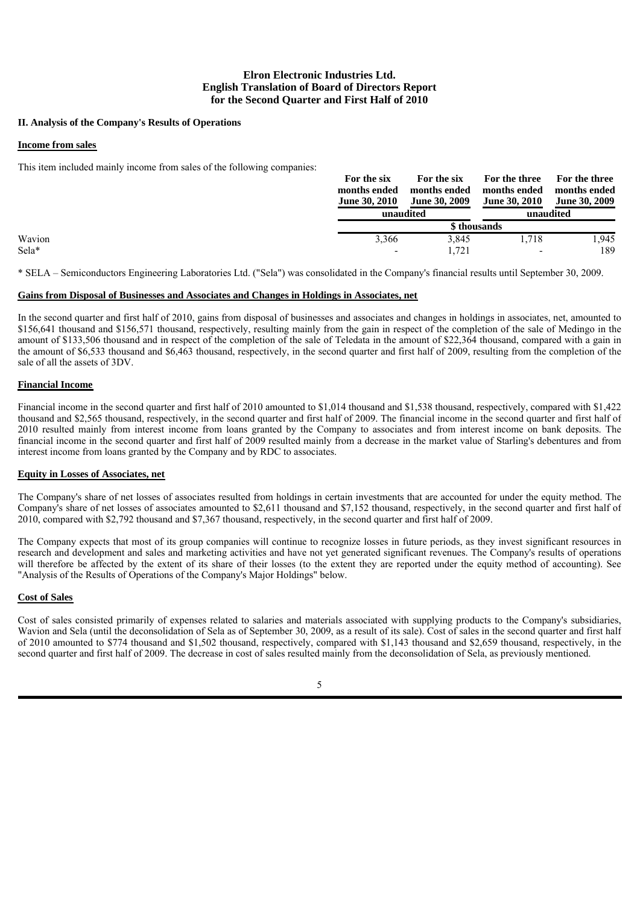## II. Analysis of the Company's Results of Operations

### Income from sales

This item included mainly income from sales of the following companies:

| | For the six months ended June 30, 2010 | For the six months ended June 30, 2009 | For the three months ended June 30, 2010 | For the three months ended June 30, 2009 |
|---|---|---|---|---|
| | unaudited | | unaudited | |
| | $ thousands | | | |
| Wavion | 3,366 | 3,845 | 1,718 | 1,945 |
| Sela* | - | 1,721 | - | 189 |

* SELA – Semiconductors Engineering Laboratories Ltd. ("Sela") was consolidated in the Company's financial results until September 30, 2009.

### Gains from Disposal of Businesses and Associates and Changes in Holdings in Associates, net

In the second quarter and first half of 2010, gains from disposal of businesses and associates and changes in holdings in associates, net, amounted to $156,641 thousand and $156,571 thousand, respectively, resulting mainly from the gain in respect of the completion of the sale of Medingo in the amount of $133,506 thousand and in respect of the completion of the sale of Teledata in the amount of $22,364 thousand, compared with a gain in the amount of $6,533 thousand and $6,463 thousand, respectively, in the second quarter and first half of 2009, resulting from the completion of the sale of all the assets of 3DV.

### Financial Income

Financial income in the second quarter and first half of 2010 amounted to $1,014 thousand and $1,538 thousand, respectively, compared with $1,422 thousand and $2,565 thousand, respectively, in the second quarter and first half of 2009. The financial income in the second quarter and first half of 2010 resulted mainly from interest income from loans granted by the Company to associates and from interest income on bank deposits. The financial income in the second quarter and first half of 2009 resulted mainly from a decrease in the market value of Starling's debentures and from interest income from loans granted by the Company and by RDC to associates.

### Equity in Losses of Associates, net

The Company's share of net losses of associates resulted from holdings in certain investments that are accounted for under the equity method. The Company's share of net losses of associates amounted to $2,611 thousand and $7,152 thousand, respectively, in the second quarter and first half of 2010, compared with $2,792 thousand and $7,367 thousand, respectively, in the second quarter and first half of 2009.

The Company expects that most of its group companies will continue to recognize losses in future periods, as they invest significant resources in research and development and sales and marketing activities and have not yet generated significant revenues. The Company's results of operations will therefore be affected by the extent of its share of their losses (to the extent they are reported under the equity method of accounting). See "Analysis of the Results of Operations of the Company's Major Holdings" below.

### Cost of Sales

Cost of sales consisted primarily of expenses related to salaries and materials associated with supplying products to the Company's subsidiaries, Wavion and Sela (until the deconsolidation of Sela as of September 30, 2009, as a result of its sale). Cost of sales in the second quarter and first half of 2010 amounted to $774 thousand and $1,502 thousand, respectively, compared with $1,143 thousand and $2,659 thousand, respectively, in the second quarter and first half of 2009. The decrease in cost of sales resulted mainly from the deconsolidation of Sela, as previously mentioned.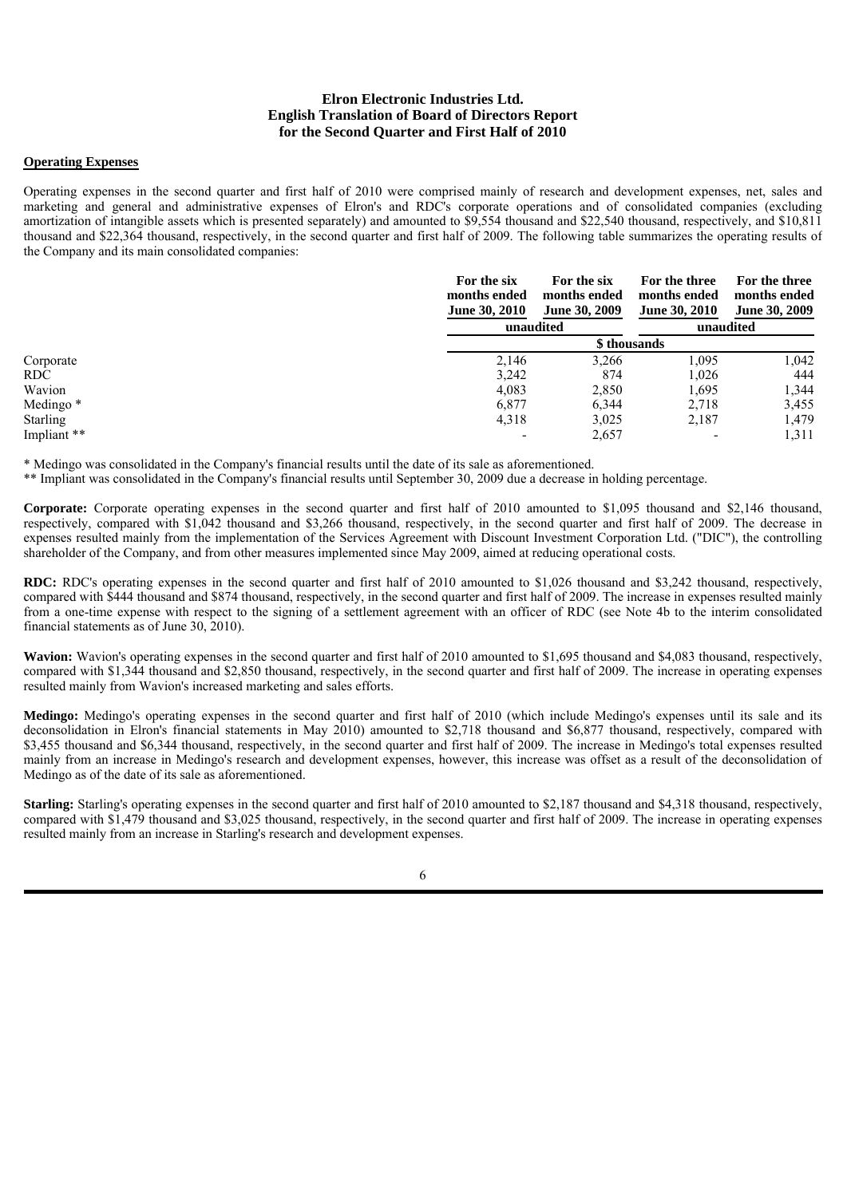**Operating Expenses**

Operating expenses in the second quarter and first half of 2010 were comprised mainly of research and development expenses, net, sales and marketing and general and administrative expenses of Elron's and RDC's corporate operations and of consolidated companies (excluding amortization of intangible assets which is presented separately) and amounted to $9,554 thousand and $22,540 thousand, respectively, and $10,811 thousand and $22,364 thousand, respectively, in the second quarter and first half of 2009. The following table summarizes the operating results of the Company and its main consolidated companies:

| | For the six months ended June 30, 2010 | For the six months ended June 30, 2009 | For the three months ended June 30, 2010 | For the three months ended June 30, 2009 |
|---|---|---|---|---|
| | unaudited | | unaudited | |
| | $ thousands | | | |
| Corporate | 2,146 | 3,266 | 1,095 | 1,042 |
| RDC | 3,242 | 874 | 1,026 | 444 |
| Wavion | 4,083 | 2,850 | 1,695 | 1,344 |
| Medingo * | 6,877 | 6,344 | 2,718 | 3,455 |
| Starling | 4,318 | 3,025 | 2,187 | 1,479 |
| Impliant ** | - | 2,657 | - | 1,311 |

* Medingo was consolidated in the Company's financial results until the date of its sale as aforementioned.

** Impliant was consolidated in the Company's financial results until September 30, 2009 due a decrease in holding percentage.

**Corporate:** Corporate operating expenses in the second quarter and first half of 2010 amounted to $1,095 thousand and $2,146 thousand, respectively, compared with $1,042 thousand and $3,266 thousand, respectively, in the second quarter and first half of 2009. The decrease in expenses resulted mainly from the implementation of the Services Agreement with Discount Investment Corporation Ltd. ("DIC"), the controlling shareholder of the Company, and from other measures implemented since May 2009, aimed at reducing operational costs.

**RDC:** RDC's operating expenses in the second quarter and first half of 2010 amounted to $1,026 thousand and $3,242 thousand, respectively, compared with $444 thousand and $874 thousand, respectively, in the second quarter and first half of 2009. The increase in expenses resulted mainly from a one-time expense with respect to the signing of a settlement agreement with an officer of RDC (see Note 4b to the interim consolidated financial statements as of June 30, 2010).

**Wavion:** Wavion's operating expenses in the second quarter and first half of 2010 amounted to $1,695 thousand and $4,083 thousand, respectively, compared with $1,344 thousand and $2,850 thousand, respectively, in the second quarter and first half of 2009. The increase in operating expenses resulted mainly from Wavion's increased marketing and sales efforts.

**Medingo:** Medingo's operating expenses in the second quarter and first half of 2010 (which include Medingo's expenses until its sale and its deconsolidation in Elron's financial statements in May 2010) amounted to $2,718 thousand and $6,877 thousand, respectively, compared with $3,455 thousand and $6,344 thousand, respectively, in the second quarter and first half of 2009. The increase in Medingo's total expenses resulted mainly from an increase in Medingo's research and development expenses, however, this increase was offset as a result of the deconsolidation of Medingo as of the date of its sale as aforementioned.

**Starling:** Starling's operating expenses in the second quarter and first half of 2010 amounted to $2,187 thousand and $4,318 thousand, respectively, compared with $1,479 thousand and $3,025 thousand, respectively, in the second quarter and first half of 2009. The increase in operating expenses resulted mainly from an increase in Starling's research and development expenses.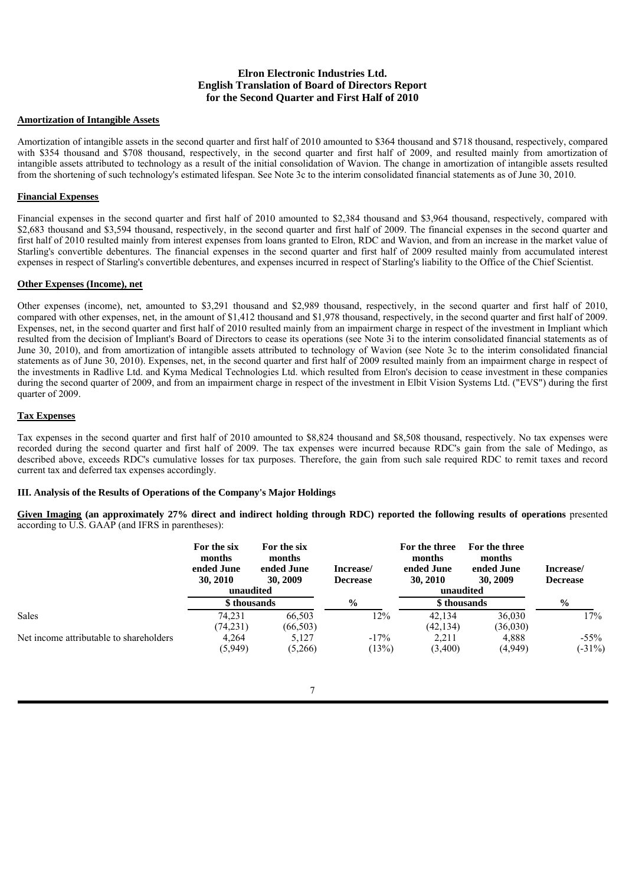## Amortization of Intangible Assets

Amortization of intangible assets in the second quarter and first half of 2010 amounted to $364 thousand and $718 thousand, respectively, compared with $354 thousand and $708 thousand, respectively, in the second quarter and first half of 2009, and resulted mainly from amortization of intangible assets attributed to technology as a result of the initial consolidation of Wavion. The change in amortization of intangible assets resulted from the shortening of such technology's estimated lifespan. See Note 3c to the interim consolidated financial statements as of June 30, 2010.

## Financial Expenses

Financial expenses in the second quarter and first half of 2010 amounted to $2,384 thousand and $3,964 thousand, respectively, compared with $2,683 thousand and $3,594 thousand, respectively, in the second quarter and first half of 2009. The financial expenses in the second quarter and first half of 2010 resulted mainly from interest expenses from loans granted to Elron, RDC and Wavion, and from an increase in the market value of Starling's convertible debentures. The financial expenses in the second quarter and first half of 2009 resulted mainly from accumulated interest expenses in respect of Starling's convertible debentures, and expenses incurred in respect of Starling's liability to the Office of the Chief Scientist.

## Other Expenses (Income), net

Other expenses (income), net, amounted to $3,291 thousand and $2,989 thousand, respectively, in the second quarter and first half of 2010, compared with other expenses, net, in the amount of $1,412 thousand and $1,978 thousand, respectively, in the second quarter and first half of 2009. Expenses, net, in the second quarter and first half of 2010 resulted mainly from an impairment charge in respect of the investment in Impliant which resulted from the decision of Impliant's Board of Directors to cease its operations (see Note 3i to the interim consolidated financial statements as of June 30, 2010), and from amortization of intangible assets attributed to technology of Wavion (see Note 3c to the interim consolidated financial statements as of June 30, 2010). Expenses, net, in the second quarter and first half of 2009 resulted mainly from an impairment charge in respect of the investments in Radlive Ltd. and Kyma Medical Technologies Ltd. which resulted from Elron's decision to cease investment in these companies during the second quarter of 2009, and from an impairment charge in respect of the investment in Elbit Vision Systems Ltd. ("EVS") during the first quarter of 2009.

## Tax Expenses

Tax expenses in the second quarter and first half of 2010 amounted to $8,824 thousand and $8,508 thousand, respectively. No tax expenses were recorded during the second quarter and first half of 2009. The tax expenses were incurred because RDC's gain from the sale of Medingo, as described above, exceeds RDC's cumulative losses for tax purposes. Therefore, the gain from such sale required RDC to remit taxes and record current tax and deferred tax expenses accordingly.

## III. Analysis of the Results of Operations of the Company's Major Holdings

**Given Imaging (an approximately 27% direct and indirect holding through RDC) reported the following results of operations** presented according to U.S. GAAP (and IFRS in parentheses):

| | For the six months ended June 30, 2010 | For the six months ended June 30, 2009 | Increase/ Decrease | For the three months ended June 30, 2010 | For the three months ended June 30, 2009 | Increase/ Decrease |
|---|---|---|---|---|---|---|
| | unaudited | | | unaudited | | |
| | $ thousands | | % | $ thousands | | % |
| Sales | 74,231<br>(74,231) | 66,503<br>(66,503) | 12% | 42,134<br>(42,134) | 36,030<br>(36,030) | 17% |
| Net income attributable to shareholders | 4,264<br>(5,949) | 5,127<br>(5,266) | -17%<br>(13%) | 2,211<br>(3,400) | 4,888<br>(4,949) | -55%<br>(-31%) |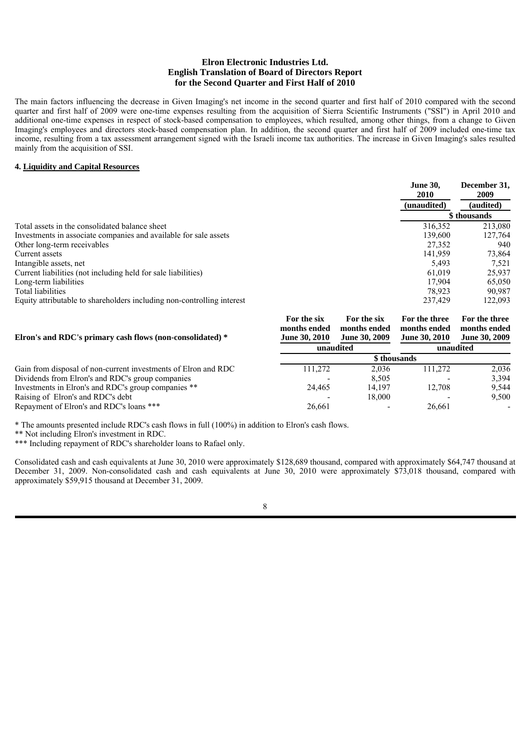**Elron Electronic Industries Ltd.**
**English Translation of Board of Directors Report**
**for the Second Quarter and First Half of 2010**

The main factors influencing the decrease in Given Imaging's net income in the second quarter and first half of 2010 compared with the second quarter and first half of 2009 were one-time expenses resulting from the acquisition of Sierra Scientific Instruments ("SSI") in April 2010 and additional one-time expenses in respect of stock-based compensation to employees, which resulted, among other things, from a change to Given Imaging's employees and directors stock-based compensation plan. In addition, the second quarter and first half of 2009 included one-time tax income, resulting from a tax assessment arrangement signed with the Israeli income tax authorities. The increase in Given Imaging's sales resulted mainly from the acquisition of SSI.

**4. Liquidity and Capital Resources**

| | June 30, 2010 | December 31, 2009 |
|---|---|---|
| | (unaudited) | (audited) |
| | $ thousands | |
| Total assets in the consolidated balance sheet | 316,352 | 213,080 |
| Investments in associate companies and available for sale assets | 139,600 | 127,764 |
| Other long-term receivables | 27,352 | 940 |
| Current assets | 141,959 | 73,864 |
| Intangible assets, net | 5,493 | 7,521 |
| Current liabilities (not including held for sale liabilities) | 61,019 | 25,937 |
| Long-term liabilities | 17,904 | 65,050 |
| Total liabilities | 78,923 | 90,987 |
| Equity attributable to shareholders including non-controlling interest | 237,429 | 122,093 |

| Elron's and RDC's primary cash flows (non-consolidated) * | For the six months ended June 30, 2010 | For the six months ended June 30, 2009 | For the three months ended June 30, 2010 | For the three months ended June 30, 2009 |
|---|---|---|---|---|
| | unaudited | | unaudited | |
| | $ thousands | | | |
| Gain from disposal of non-current investments of Elron and RDC | 111,272 | 2,036 | 111,272 | 2,036 |
| Dividends from Elron's and RDC's group companies | - | 8,505 | - | 3,394 |
| Investments in Elron's and RDC's group companies ** | 24,465 | 14,197 | 12,708 | 9,544 |
| Raising of Elron's and RDC's debt | - | 18,000 | - | 9,500 |
| Repayment of Elron's and RDC's loans *** | 26,661 | - | 26,661 | - |

\* The amounts presented include RDC's cash flows in full (100%) in addition to Elron's cash flows.

** Not including Elron's investment in RDC.

*** Including repayment of RDC's shareholder loans to Rafael only.

Consolidated cash and cash equivalents at June 30, 2010 were approximately $128,689 thousand, compared with approximately $64,747 thousand at December 31, 2009. Non-consolidated cash and cash equivalents at June 30, 2010 were approximately $73,018 thousand, compared with approximately $59,915 thousand at December 31, 2009.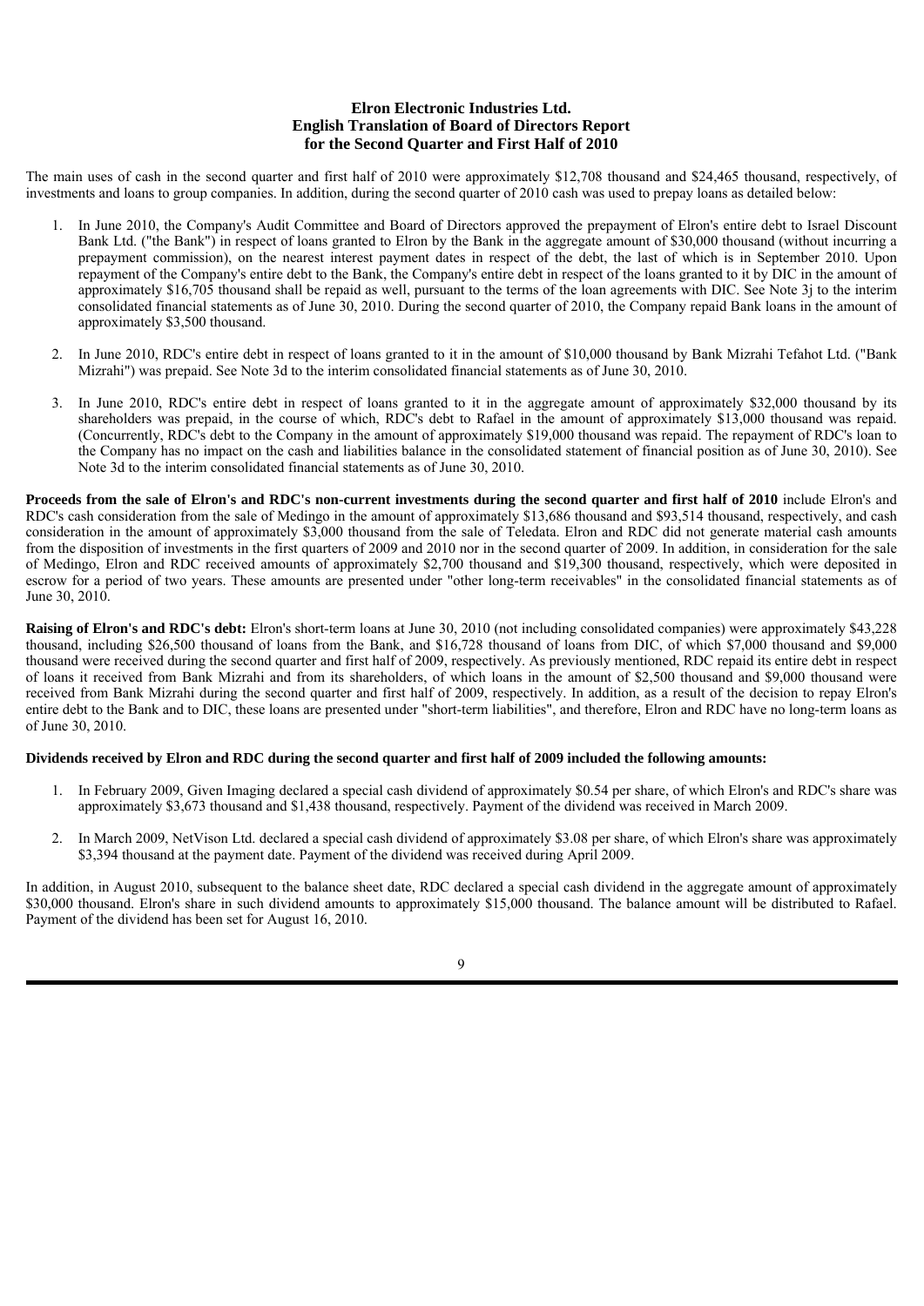**Elron Electronic Industries Ltd.**
**English Translation of Board of Directors Report**
**for the Second Quarter and First Half of 2010**

The main uses of cash in the second quarter and first half of 2010 were approximately $12,708 thousand and $24,465 thousand, respectively, of investments and loans to group companies. In addition, during the second quarter of 2010 cash was used to prepay loans as detailed below:

1. In June 2010, the Company's Audit Committee and Board of Directors approved the prepayment of Elron's entire debt to Israel Discount Bank Ltd. ("the Bank") in respect of loans granted to Elron by the Bank in the aggregate amount of $30,000 thousand (without incurring a prepayment commission), on the nearest interest payment dates in respect of the debt, the last of which is in September 2010. Upon repayment of the Company's entire debt to the Bank, the Company's entire debt in respect of the loans granted to it by DIC in the amount of approximately $16,705 thousand shall be repaid as well, pursuant to the terms of the loan agreements with DIC. See Note 3j to the interim consolidated financial statements as of June 30, 2010. During the second quarter of 2010, the Company repaid Bank loans in the amount of approximately $3,500 thousand.

2. In June 2010, RDC's entire debt in respect of loans granted to it in the amount of $10,000 thousand by Bank Mizrahi Tefahot Ltd. ("Bank Mizrahi") was prepaid. See Note 3d to the interim consolidated financial statements as of June 30, 2010.

3. In June 2010, RDC's entire debt in respect of loans granted to it in the aggregate amount of approximately $32,000 thousand by its shareholders was prepaid, in the course of which, RDC's debt to Rafael in the amount of approximately $13,000 thousand was repaid. (Concurrently, RDC's debt to the Company in the amount of approximately $19,000 thousand was repaid. The repayment of RDC's loan to the Company has no impact on the cash and liabilities balance in the consolidated statement of financial position as of June 30, 2010). See Note 3d to the interim consolidated financial statements as of June 30, 2010.

**Proceeds from the sale of Elron's and RDC's non-current investments during the second quarter and first half of 2010** include Elron's and RDC's cash consideration from the sale of Medingo in the amount of approximately $13,686 thousand and $93,514 thousand, respectively, and cash consideration in the amount of approximately $3,000 thousand from the sale of Teledata. Elron and RDC did not generate material cash amounts from the disposition of investments in the first quarters of 2009 and 2010 nor in the second quarter of 2009. In addition, in consideration for the sale of Medingo, Elron and RDC received amounts of approximately $2,700 thousand and $19,300 thousand, respectively, which were deposited in escrow for a period of two years. These amounts are presented under "other long-term receivables" in the consolidated financial statements as of June 30, 2010.

**Raising of Elron's and RDC's debt:** Elron's short-term loans at June 30, 2010 (not including consolidated companies) were approximately $43,228 thousand, including $26,500 thousand of loans from the Bank, and $16,728 thousand of loans from DIC, of which $7,000 thousand and $9,000 thousand were received during the second quarter and first half of 2009, respectively. As previously mentioned, RDC repaid its entire debt in respect of loans it received from Bank Mizrahi and from its shareholders, of which loans in the amount of $2,500 thousand and $9,000 thousand were received from Bank Mizrahi during the second quarter and first half of 2009, respectively. In addition, as a result of the decision to repay Elron's entire debt to the Bank and to DIC, these loans are presented under "short-term liabilities", and therefore, Elron and RDC have no long-term loans as of June 30, 2010.

**Dividends received by Elron and RDC during the second quarter and first half of 2009 included the following amounts:**

1. In February 2009, Given Imaging declared a special cash dividend of approximately $0.54 per share, of which Elron's and RDC's share was approximately $3,673 thousand and $1,438 thousand, respectively. Payment of the dividend was received in March 2009.

2. In March 2009, NetVison Ltd. declared a special cash dividend of approximately $3.08 per share, of which Elron's share was approximately $3,394 thousand at the payment date. Payment of the dividend was received during April 2009.

In addition, in August 2010, subsequent to the balance sheet date, RDC declared a special cash dividend in the aggregate amount of approximately $30,000 thousand. Elron's share in such dividend amounts to approximately $15,000 thousand. The balance amount will be distributed to Rafael. Payment of the dividend has been set for August 16, 2010.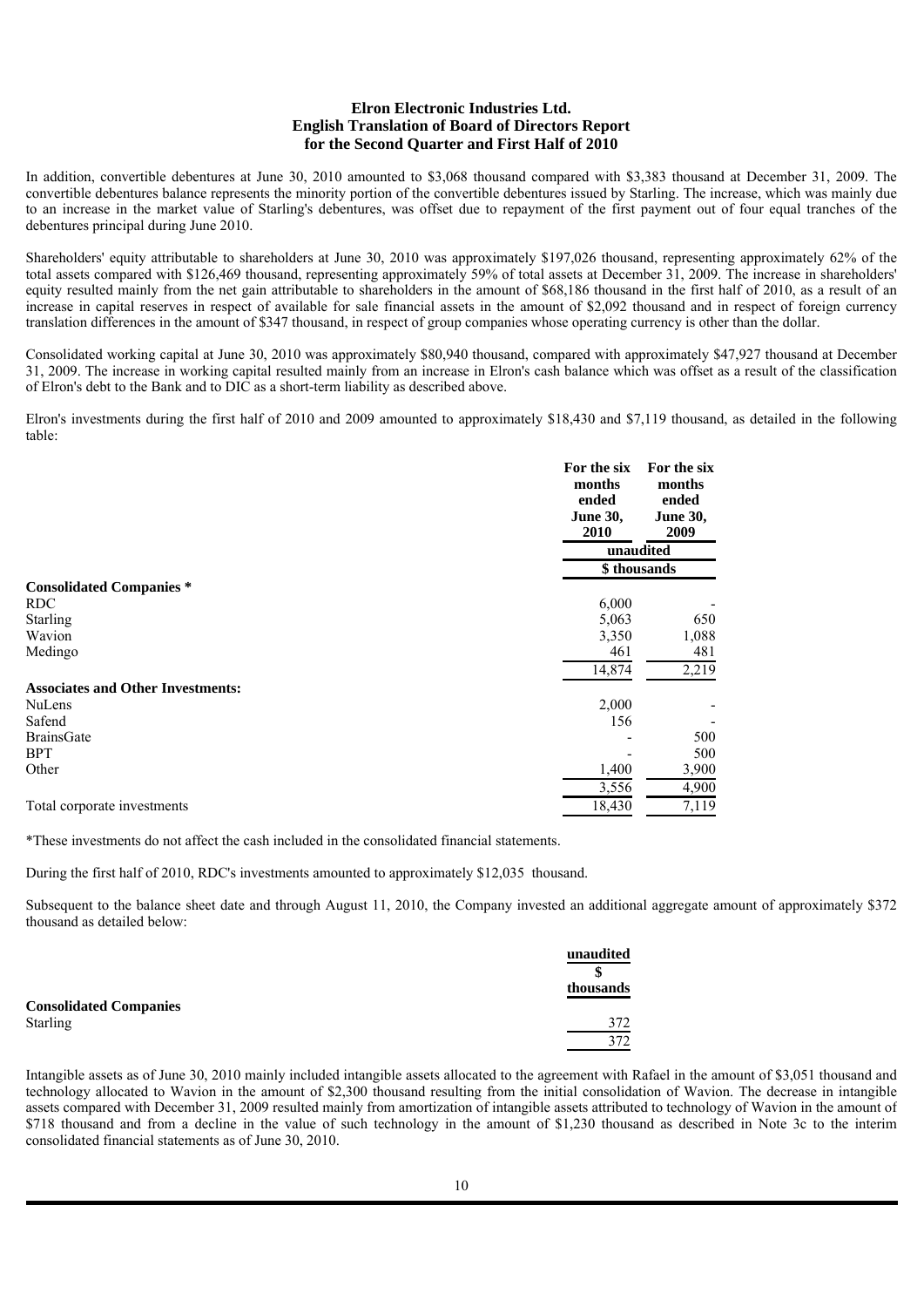**Elron Electronic Industries Ltd.**
**English Translation of Board of Directors Report**
**for the Second Quarter and First Half of 2010**

In addition, convertible debentures at June 30, 2010 amounted to $3,068 thousand compared with $3,383 thousand at December 31, 2009. The convertible debentures balance represents the minority portion of the convertible debentures issued by Starling. The increase, which was mainly due to an increase in the market value of Starling's debentures, was offset due to repayment of the first payment out of four equal tranches of the debentures principal during June 2010.

Shareholders' equity attributable to shareholders at June 30, 2010 was approximately $197,026 thousand, representing approximately 62% of the total assets compared with $126,469 thousand, representing approximately 59% of total assets at December 31, 2009. The increase in shareholders' equity resulted mainly from the net gain attributable to shareholders in the amount of $68,186 thousand in the first half of 2010, as a result of an increase in capital reserves in respect of available for sale financial assets in the amount of $2,092 thousand and in respect of foreign currency translation differences in the amount of $347 thousand, in respect of group companies whose operating currency is other than the dollar.

Consolidated working capital at June 30, 2010 was approximately $80,940 thousand, compared with approximately $47,927 thousand at December 31, 2009. The increase in working capital resulted mainly from an increase in Elron's cash balance which was offset as a result of the classification of Elron's debt to the Bank and to DIC as a short-term liability as described above.

Elron's investments during the first half of 2010 and 2009 amounted to approximately $18,430 and $7,119 thousand, as detailed in the following table:

| | For the six months ended June 30, 2010 | For the six months ended June 30, 2009 |
|---|---|---|
| | unaudited | |
| | $ thousands | |
| **Consolidated Companies *** | | |
| RDC | 6,000 | - |
| Starling | 5,063 | 650 |
| Wavion | 3,350 | 1,088 |
| Medingo | 461 | 481 |
| | 14,874 | 2,219 |
| **Associates and Other Investments:** | | |
| NuLens | 2,000 | - |
| Safend | 156 | - |
| BrainsGate | - | 500 |
| BPT | - | 500 |
| Other | 1,400 | 3,900 |
| | 3,556 | 4,900 |
| Total corporate investments | 18,430 | 7,119 |

*These investments do not affect the cash included in the consolidated financial statements.

During the first half of 2010, RDC's investments amounted to approximately $12,035 thousand.

Subsequent to the balance sheet date and through August 11, 2010, the Company invested an additional aggregate amount of approximately $372 thousand as detailed below:

| | unaudited |
|---|---|
| | $ thousands |
| **Consolidated Companies** | |
| Starling | 372 |
| | 372 |

Intangible assets as of June 30, 2010 mainly included intangible assets allocated to the agreement with Rafael in the amount of $3,051 thousand and technology allocated to Wavion in the amount of $2,300 thousand resulting from the initial consolidation of Wavion. The decrease in intangible assets compared with December 31, 2009 resulted mainly from amortization of intangible assets attributed to technology of Wavion in the amount of $718 thousand and from a decline in the value of such technology in the amount of $1,230 thousand as described in Note 3c to the interim consolidated financial statements as of June 30, 2010.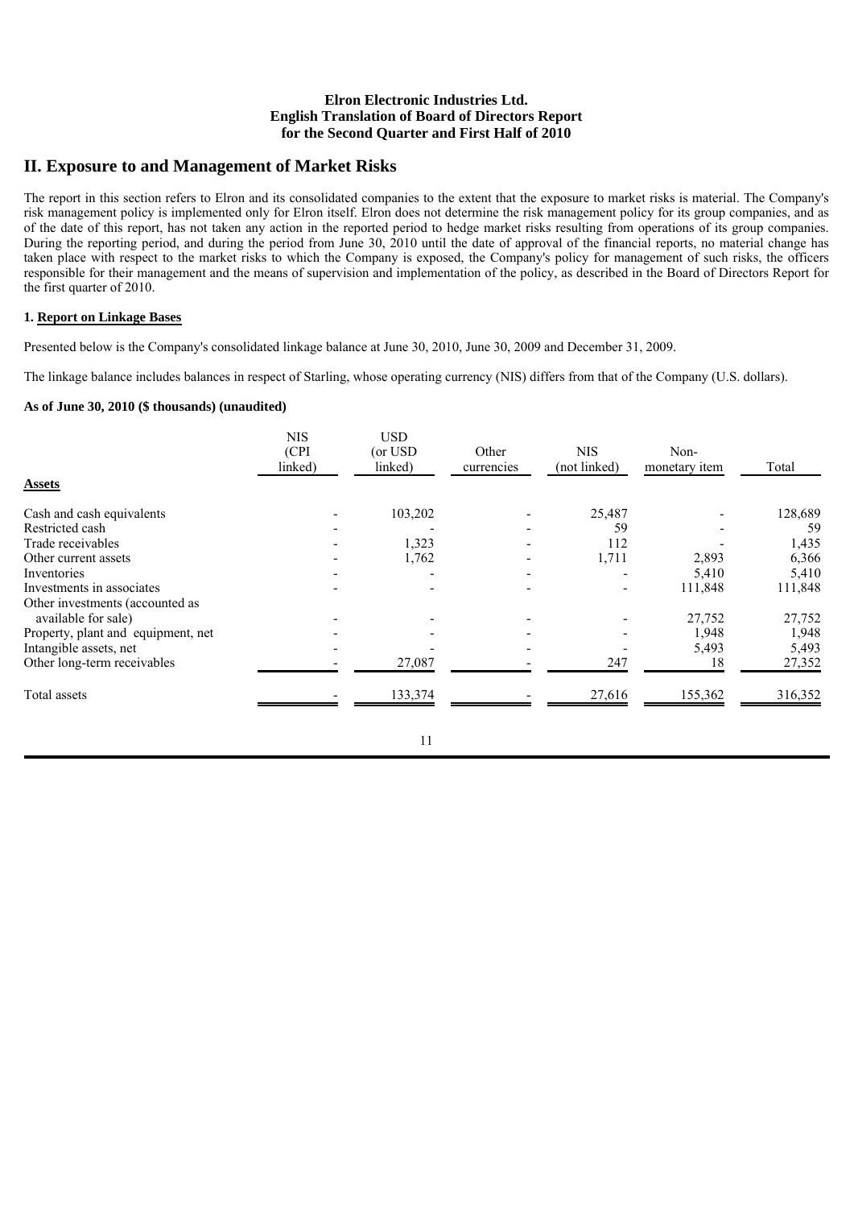Elron Electronic Industries Ltd.
English Translation of Board of Directors Report
for the Second Quarter and First Half of 2010

## II. Exposure to and Management of Market Risks

The report in this section refers to Elron and its consolidated companies to the extent that the exposure to market risks is material. The Company's risk management policy is implemented only for Elron itself. Elron does not determine the risk management policy for its group companies, and as of the date of this report, has not taken any action in the reported period to hedge market risks resulting from operations of its group companies. During the reporting period, and during the period from June 30, 2010 until the date of approval of the financial reports, no material change has taken place with respect to the market risks to which the Company is exposed, the Company's policy for management of such risks, the officers responsible for their management and the means of supervision and implementation of the policy, as described in the Board of Directors Report for the first quarter of 2010.

### 1. Report on Linkage Bases

Presented below is the Company's consolidated linkage balance at June 30, 2010, June 30, 2009 and December 31, 2009.

The linkage balance includes balances in respect of Starling, whose operating currency (NIS) differs from that of the Company (U.S. dollars).

**As of June 30, 2010 ($ thousands) (unaudited)**

| | NIS (CPI linked) | USD (or USD linked) | Other currencies | NIS (not linked) | Non-monetary item | Total |
|---|---|---|---|---|---|---|
| **Assets** | | | | | | |
| Cash and cash equivalents | - | 103,202 | - | 25,487 | - | 128,689 |
| Restricted cash | - | - | - | 59 | - | 59 |
| Trade receivables | - | 1,323 | - | 112 | - | 1,435 |
| Other current assets | - | 1,762 | - | 1,711 | 2,893 | 6,366 |
| Inventories | - | - | - | - | 5,410 | 5,410 |
| Investments in associates | - | - | - | - | 111,848 | 111,848 |
| Other investments (accounted as available for sale) | - | - | - | - | 27,752 | 27,752 |
| Property, plant and equipment, net | - | - | - | - | 1,948 | 1,948 |
| Intangible assets, net | - | - | - | - | 5,493 | 5,493 |
| Other long-term receivables | - | 27,087 | - | 247 | 18 | 27,352 |
| Total assets | - | 133,374 | - | 27,616 | 155,362 | 316,352 |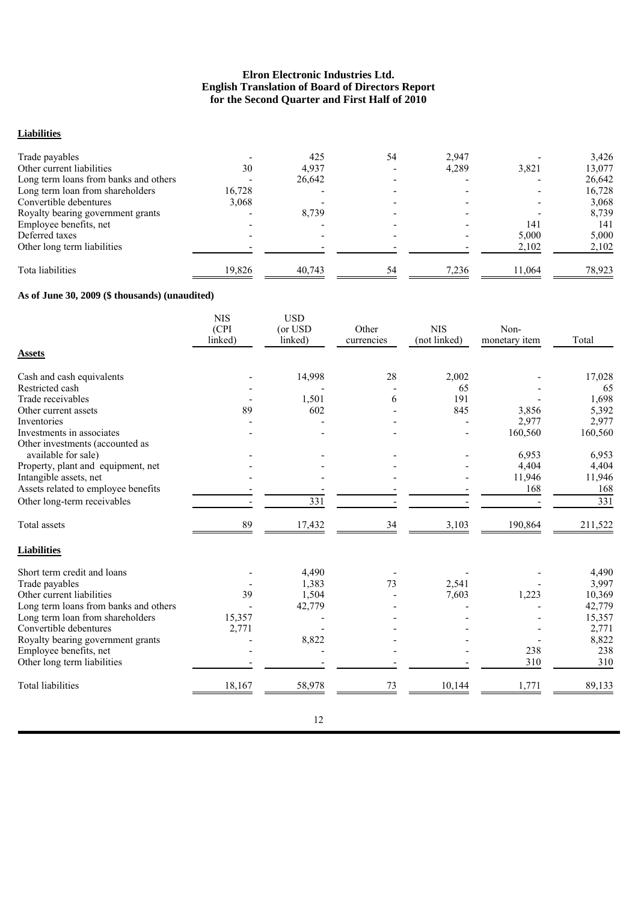**Liabilities**

| | | | | | | |
|---|---|---|---|---|---|---|
| Trade payables | - | 425 | 54 | 2,947 | - | 3,426 |
| Other current liabilities | 30 | 4,937 | - | 4,289 | 3,821 | 13,077 |
| Long term loans from banks and others | - | 26,642 | - | - | - | 26,642 |
| Long term loan from shareholders | 16,728 | - | - | - | - | 16,728 |
| Convertible debentures | 3,068 | - | - | - | - | 3,068 |
| Royalty bearing government grants | - | 8,739 | - | - | - | 8,739 |
| Employee benefits, net | - | - | - | - | 141 | 141 |
| Deferred taxes | - | - | - | - | 5,000 | 5,000 |
| Other long term liabilities | - | - | - | - | 2,102 | 2,102 |
| Tota liabilities | 19,826 | 40,743 | 54 | 7,236 | 11,064 | 78,923 |

**As of June 30, 2009 ($ thousands) (unaudited)**

| | NIS (CPI linked) | USD (or USD linked) | Other currencies | NIS (not linked) | Non-monetary item | Total |
|---|---|---|---|---|---|---|
| **Assets** | | | | | | |
| Cash and cash equivalents | - | 14,998 | 28 | 2,002 | - | 17,028 |
| Restricted cash | - | - | - | 65 | - | 65 |
| Trade receivables | - | 1,501 | 6 | 191 | - | 1,698 |
| Other current assets | 89 | 602 | - | 845 | 3,856 | 5,392 |
| Inventories | - | - | - | - | 2,977 | 2,977 |
| Investments in associates | - | - | - | - | 160,560 | 160,560 |
| Other investments (accounted as available for sale) | - | - | - | - | 6,953 | 6,953 |
| Property, plant and equipment, net | - | - | - | - | 4,404 | 4,404 |
| Intangible assets, net | - | - | - | - | 11,946 | 11,946 |
| Assets related to employee benefits | - | - | - | - | 168 | 168 |
| Other long-term receivables | - | 331 | - | - | - | 331 |
| Total assets | 89 | 17,432 | 34 | 3,103 | 190,864 | 211,522 |
| **Liabilities** | | | | | | |
| Short term credit and loans | - | 4,490 | - | - | - | 4,490 |
| Trade payables | - | 1,383 | 73 | 2,541 | - | 3,997 |
| Other current liabilities | 39 | 1,504 | - | 7,603 | 1,223 | 10,369 |
| Long term loans from banks and others | - | 42,779 | - | - | - | 42,779 |
| Long term loan from shareholders | 15,357 | - | - | - | - | 15,357 |
| Convertible debentures | 2,771 | - | - | - | - | 2,771 |
| Royalty bearing government grants | - | 8,822 | - | - | - | 8,822 |
| Employee benefits, net | - | - | - | - | 238 | 238 |
| Other long term liabilities | - | - | - | - | 310 | 310 |
| Total liabilities | 18,167 | 58,978 | 73 | 10,144 | 1,771 | 89,133 |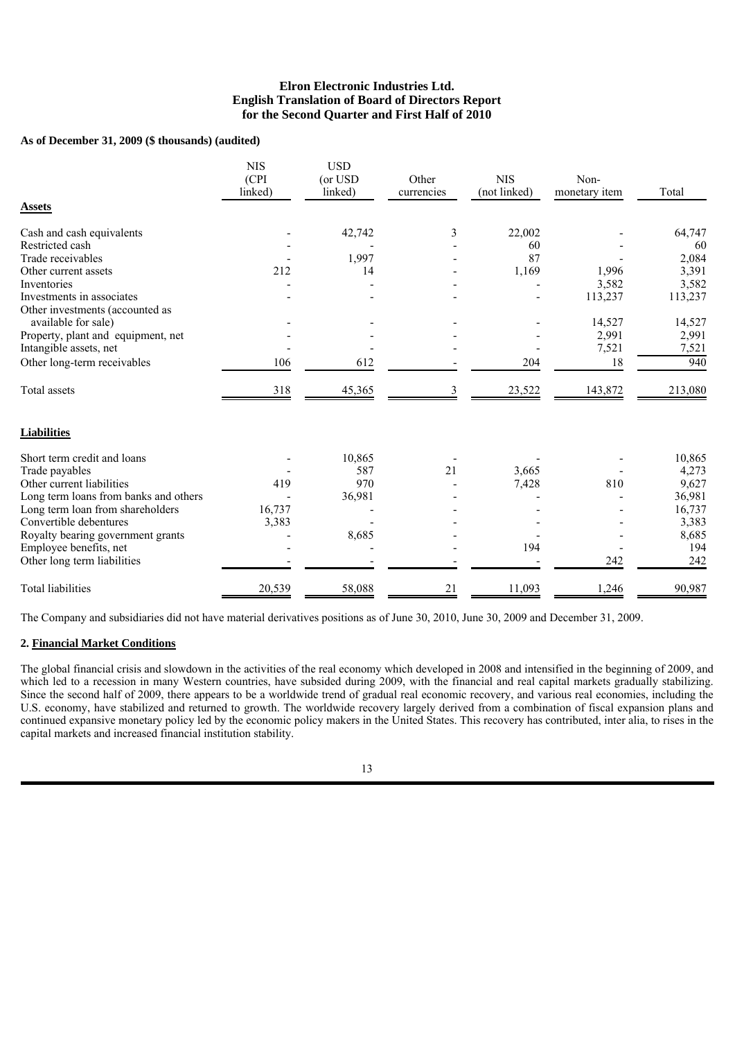**As of December 31, 2009 ($ thousands) (audited)**

| | NIS (CPI linked) | USD (or USD linked) | Other currencies | NIS (not linked) | Non-monetary item | Total |
|---|---|---|---|---|---|---|
| **Assets** | | | | | | |
| Cash and cash equivalents | - | 42,742 | 3 | 22,002 | - | 64,747 |
| Restricted cash | - | - | - | 60 | - | 60 |
| Trade receivables | - | 1,997 | - | 87 | - | 2,084 |
| Other current assets | 212 | 14 | - | 1,169 | 1,996 | 3,391 |
| Inventories | - | - | - | - | 3,582 | 3,582 |
| Investments in associates | - | - | - | - | 113,237 | 113,237 |
| Other investments (accounted as available for sale) | - | - | - | - | 14,527 | 14,527 |
| Property, plant and equipment, net | - | - | - | - | 2,991 | 2,991 |
| Intangible assets, net | - | - | - | - | 7,521 | 7,521 |
| Other long-term receivables | 106 | 612 | - | 204 | 18 | 940 |
| Total assets | 318 | 45,365 | 3 | 23,522 | 143,872 | 213,080 |
| **Liabilities** | | | | | | |
| Short term credit and loans | - | 10,865 | - | - | - | 10,865 |
| Trade payables | - | 587 | 21 | 3,665 | - | 4,273 |
| Other current liabilities | 419 | 970 | - | 7,428 | 810 | 9,627 |
| Long term loans from banks and others | - | 36,981 | - | - | - | 36,981 |
| Long term loan from shareholders | 16,737 | - | - | - | - | 16,737 |
| Convertible debentures | 3,383 | - | - | - | - | 3,383 |
| Royalty bearing government grants | - | 8,685 | - | - | - | 8,685 |
| Employee benefits, net | - | - | - | 194 | - | 194 |
| Other long term liabilities | - | - | - | - | 242 | 242 |
| Total liabilities | 20,539 | 58,088 | 21 | 11,093 | 1,246 | 90,987 |

The Company and subsidiaries did not have material derivatives positions as of June 30, 2010, June 30, 2009 and December 31, 2009.

**2. Financial Market Conditions**

The global financial crisis and slowdown in the activities of the real economy which developed in 2008 and intensified in the beginning of 2009, and which led to a recession in many Western countries, have subsided during 2009, with the financial and real capital markets gradually stabilizing. Since the second half of 2009, there appears to be a worldwide trend of gradual real economic recovery, and various real economies, including the U.S. economy, have stabilized and returned to growth. The worldwide recovery largely derived from a combination of fiscal expansion plans and continued expansive monetary policy led by the economic policy makers in the United States. This recovery has contributed, inter alia, to rises in the capital markets and increased financial institution stability.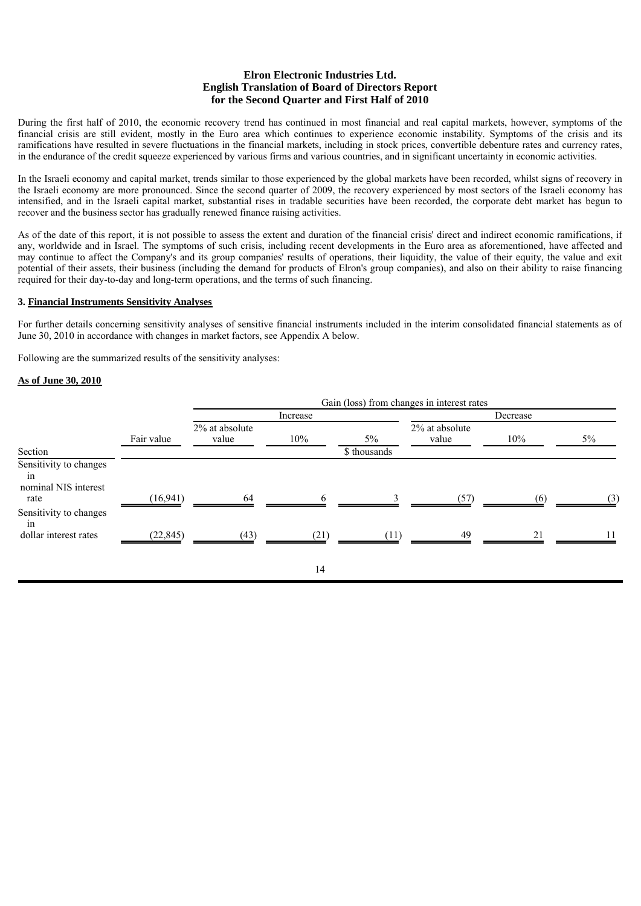**Elron Electronic Industries Ltd.**
**English Translation of Board of Directors Report**
**for the Second Quarter and First Half of 2010**

During the first half of 2010, the economic recovery trend has continued in most financial and real capital markets, however, symptoms of the financial crisis are still evident, mostly in the Euro area which continues to experience economic instability. Symptoms of the crisis and its ramifications have resulted in severe fluctuations in the financial markets, including in stock prices, convertible debenture rates and currency rates, in the endurance of the credit squeeze experienced by various firms and various countries, and in significant uncertainty in economic activities.

In the Israeli economy and capital market, trends similar to those experienced by the global markets have been recorded, whilst signs of recovery in the Israeli economy are more pronounced. Since the second quarter of 2009, the recovery experienced by most sectors of the Israeli economy has intensified, and in the Israeli capital market, substantial rises in tradable securities have been recorded, the corporate debt market has begun to recover and the business sector has gradually renewed finance raising activities.

As of the date of this report, it is not possible to assess the extent and duration of the financial crisis' direct and indirect economic ramifications, if any, worldwide and in Israel. The symptoms of such crisis, including recent developments in the Euro area as aforementioned, have affected and may continue to affect the Company's and its group companies' results of operations, their liquidity, the value of their equity, the value and exit potential of their assets, their business (including the demand for products of Elron's group companies), and also on their ability to raise financing required for their day-to-day and long-term operations, and the terms of such financing.

**3. Financial Instruments Sensitivity Analyses**

For further details concerning sensitivity analyses of sensitive financial instruments included in the interim consolidated financial statements as of June 30, 2010 in accordance with changes in market factors, see Appendix A below.

Following are the summarized results of the sensitivity analyses:

**As of June 30, 2010**

| | | Gain (loss) from changes in interest rates | | | | | |
|---|---|---|---|---|---|---|---|
| | | Increase | | | Decrease | | |
| | Fair value | 2% at absolute value | 10% | 5% | 2% at absolute value | 10% | 5% |
| Section | | | | $ thousands | | | |
| Sensitivity to changes in nominal NIS interest rate | (16,941) | 64 | 6 | 3 | (57) | (6) | (3) |
| Sensitivity to changes in dollar interest rates | (22,845) | (43) | (21) | (11) | 49 | 21 | 11 |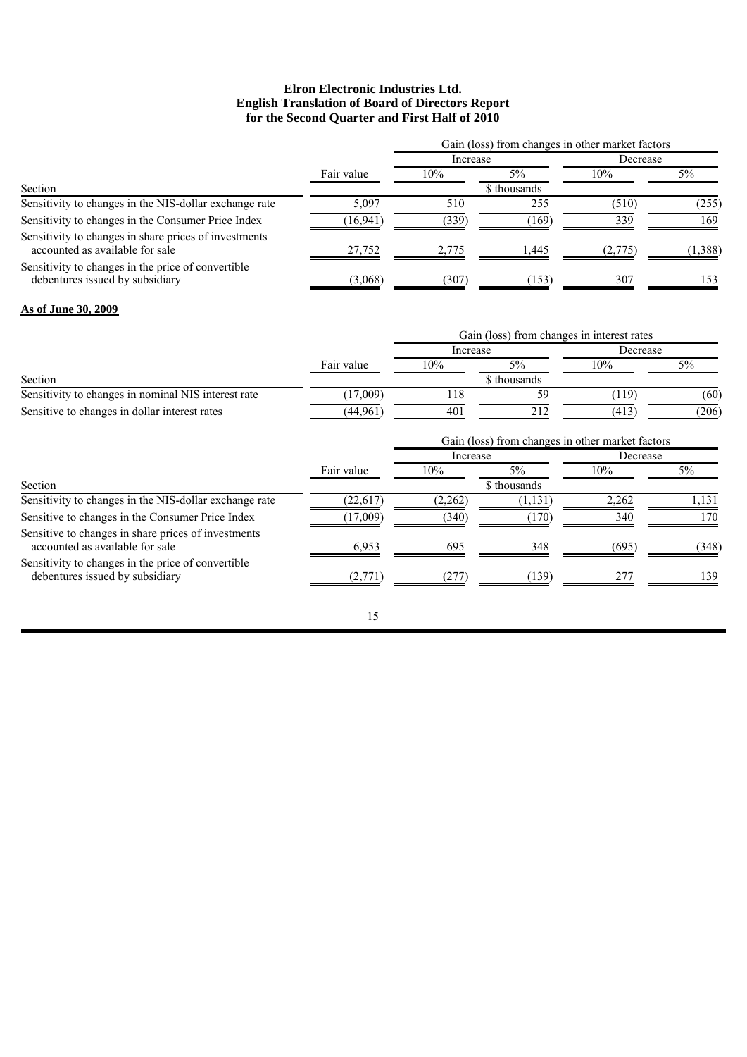| | | Gain (loss) from changes in other market factors | | | |
|---|---|---|---|---|---|
| | | Increase | | Decrease | |
| | Fair value | 10% | 5% | 10% | 5% |
| Section | | | $ thousands | | |
| Sensitivity to changes in the NIS-dollar exchange rate | 5,097 | 510 | 255 | (510) | (255) |
| Sensitivity to changes in the Consumer Price Index | (16,941) | (339) | (169) | 339 | 169 |
| Sensitivity to changes in share prices of investments accounted as available for sale | 27,752 | 2,775 | 1,445 | (2,775) | (1,388) |
| Sensitivity to changes in the price of convertible debentures issued by subsidiary | (3,068) | (307) | (153) | 307 | 153 |

**As of June 30, 2009**

| | | Gain (loss) from changes in interest rates | | | |
|---|---|---|---|---|---|
| | | Increase | | Decrease | |
| | Fair value | 10% | 5% | 10% | 5% |
| Section | | | $ thousands | | |
| Sensitivity to changes in nominal NIS interest rate | (17,009) | 118 | 59 | (119) | (60) |
| Sensitive to changes in dollar interest rates | (44,961) | 401 | 212 | (413) | (206) |

| | | Gain (loss) from changes in other market factors | | | |
|---|---|---|---|---|---|
| | | Increase | | Decrease | |
| | Fair value | 10% | 5% | 10% | 5% |
| Section | | | $ thousands | | |
| Sensitivity to changes in the NIS-dollar exchange rate | (22,617) | (2,262) | (1,131) | 2,262 | 1,131 |
| Sensitive to changes in the Consumer Price Index | (17,009) | (340) | (170) | 340 | 170 |
| Sensitive to changes in share prices of investments accounted as available for sale | 6,953 | 695 | 348 | (695) | (348) |
| Sensitivity to changes in the price of convertible debentures issued by subsidiary | (2,771) | (277) | (139) | 277 | 139 |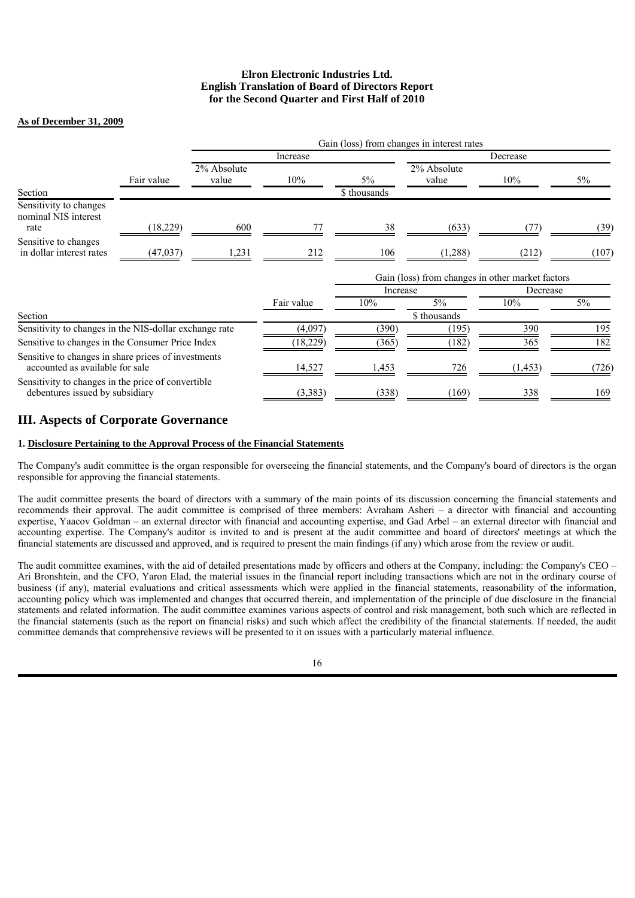**As of December 31, 2009**

| | | Gain (loss) from changes in interest rates | | | | | |
|---|---|---|---|---|---|---|---|
| | | Increase | | | Decrease | | |
| | Fair value | 2% Absolute value | 10% | 5% | 2% Absolute value | 10% | 5% |
| Section | | | | $ thousands | | | |
| Sensitivity to changes nominal NIS interest rate | (18,229) | 600 | 77 | 38 | (633) | (77) | (39) |
| Sensitive to changes in dollar interest rates | (47,037) | 1,231 | 212 | 106 | (1,288) | (212) | (107) |

| | | Gain (loss) from changes in other market factors | | | |
|---|---|---|---|---|---|
| | | Increase | | Decrease | |
| | Fair value | 10% | 5% | 10% | 5% |
| Section | | | $ thousands | | |
| Sensitivity to changes in the NIS-dollar exchange rate | (4,097) | (390) | (195) | 390 | 195 |
| Sensitive to changes in the Consumer Price Index | (18,229) | (365) | (182) | 365 | 182 |
| Sensitive to changes in share prices of investments accounted as available for sale | 14,527 | 1,453 | 726 | (1,453) | (726) |
| Sensitivity to changes in the price of convertible debentures issued by subsidiary | (3,383) | (338) | (169) | 338 | 169 |

# III. Aspects of Corporate Governance

### 1. Disclosure Pertaining to the Approval Process of the Financial Statements

The Company's audit committee is the organ responsible for overseeing the financial statements, and the Company's board of directors is the organ responsible for approving the financial statements.

The audit committee presents the board of directors with a summary of the main points of its discussion concerning the financial statements and recommends their approval. The audit committee is comprised of three members: Avraham Asheri – a director with financial and accounting expertise, Yaacov Goldman – an external director with financial and accounting expertise, and Gad Arbel – an external director with financial and accounting expertise. The Company's auditor is invited to and is present at the audit committee and board of directors' meetings at which the financial statements are discussed and approved, and is required to present the main findings (if any) which arose from the review or audit.

The audit committee examines, with the aid of detailed presentations made by officers and others at the Company, including: the Company's CEO – Ari Bronshtein, and the CFO, Yaron Elad, the material issues in the financial report including transactions which are not in the ordinary course of business (if any), material evaluations and critical assessments which were applied in the financial statements, reasonability of the information, accounting policy which was implemented and changes that occurred therein, and implementation of the principle of due disclosure in the financial statements and related information. The audit committee examines various aspects of control and risk management, both such which are reflected in the financial statements (such as the report on financial risks) and such which affect the credibility of the financial statements. If needed, the audit committee demands that comprehensive reviews will be presented to it on issues with a particularly material influence.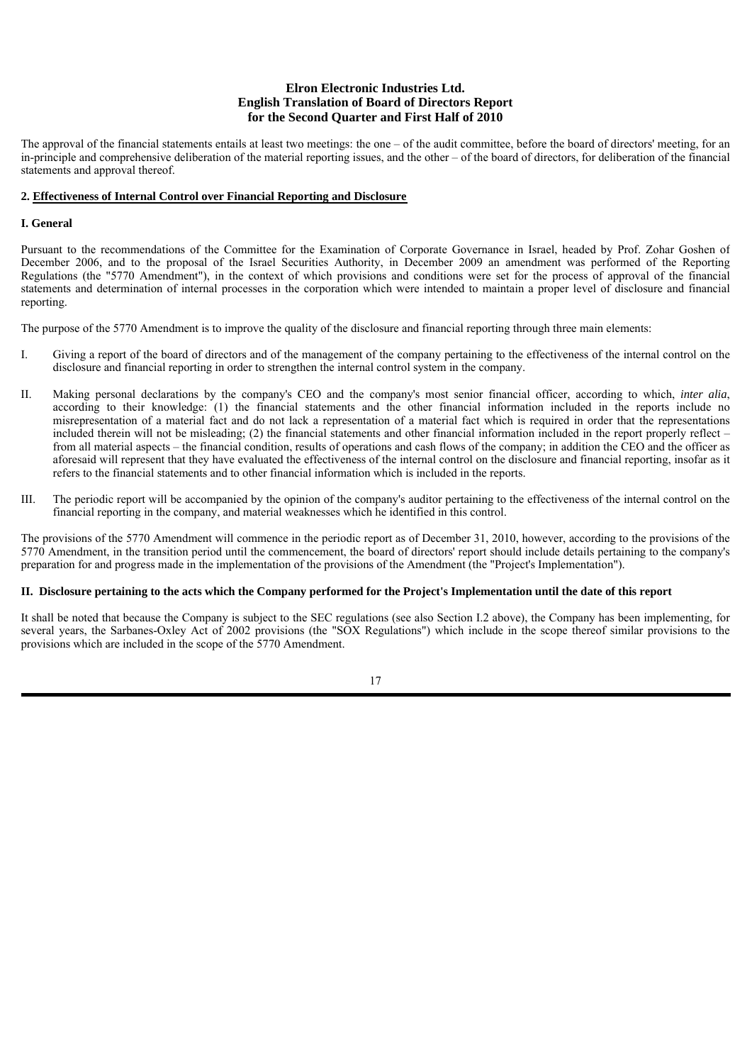The approval of the financial statements entails at least two meetings: the one – of the audit committee, before the board of directors' meeting, for an in-principle and comprehensive deliberation of the material reporting issues, and the other – of the board of directors, for deliberation of the financial statements and approval thereof.

## 2. Effectiveness of Internal Control over Financial Reporting and Disclosure

### I. General

Pursuant to the recommendations of the Committee for the Examination of Corporate Governance in Israel, headed by Prof. Zohar Goshen of December 2006, and to the proposal of the Israel Securities Authority, in December 2009 an amendment was performed of the Reporting Regulations (the "5770 Amendment"), in the context of which provisions and conditions were set for the process of approval of the financial statements and determination of internal processes in the corporation which were intended to maintain a proper level of disclosure and financial reporting.

The purpose of the 5770 Amendment is to improve the quality of the disclosure and financial reporting through three main elements:

I. Giving a report of the board of directors and of the management of the company pertaining to the effectiveness of the internal control on the disclosure and financial reporting in order to strengthen the internal control system in the company.

II. Making personal declarations by the company's CEO and the company's most senior financial officer, according to which, *inter alia*, according to their knowledge: (1) the financial statements and the other financial information included in the reports include no misrepresentation of a material fact and do not lack a representation of a material fact which is required in order that the representations included therein will not be misleading; (2) the financial statements and other financial information included in the report properly reflect – from all material aspects – the financial condition, results of operations and cash flows of the company; in addition the CEO and the officer as aforesaid will represent that they have evaluated the effectiveness of the internal control on the disclosure and financial reporting, insofar as it refers to the financial statements and to other financial information which is included in the reports.

III. The periodic report will be accompanied by the opinion of the company's auditor pertaining to the effectiveness of the internal control on the financial reporting in the company, and material weaknesses which he identified in this control.

The provisions of the 5770 Amendment will commence in the periodic report as of December 31, 2010, however, according to the provisions of the 5770 Amendment, in the transition period until the commencement, the board of directors' report should include details pertaining to the company's preparation for and progress made in the implementation of the provisions of the Amendment (the "Project's Implementation").

### II. Disclosure pertaining to the acts which the Company performed for the Project's Implementation until the date of this report

It shall be noted that because the Company is subject to the SEC regulations (see also Section I.2 above), the Company has been implementing, for several years, the Sarbanes-Oxley Act of 2002 provisions (the "SOX Regulations") which include in the scope thereof similar provisions to the provisions which are included in the scope of the 5770 Amendment.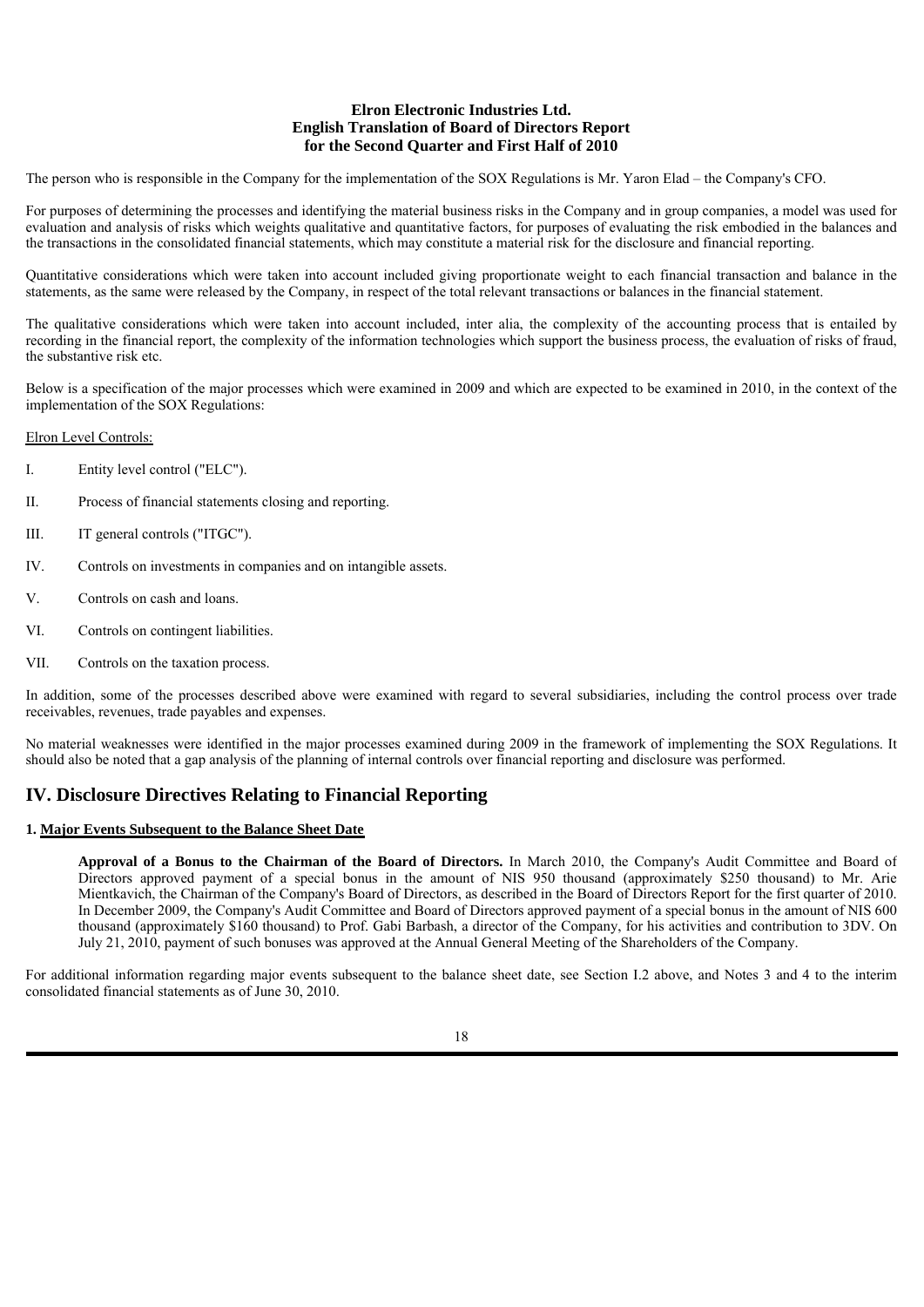The person who is responsible in the Company for the implementation of the SOX Regulations is Mr. Yaron Elad – the Company's CFO.

For purposes of determining the processes and identifying the material business risks in the Company and in group companies, a model was used for evaluation and analysis of risks which weights qualitative and quantitative factors, for purposes of evaluating the risk embodied in the balances and the transactions in the consolidated financial statements, which may constitute a material risk for the disclosure and financial reporting.

Quantitative considerations which were taken into account included giving proportionate weight to each financial transaction and balance in the statements, as the same were released by the Company, in respect of the total relevant transactions or balances in the financial statement.

The qualitative considerations which were taken into account included, inter alia, the complexity of the accounting process that is entailed by recording in the financial report, the complexity of the information technologies which support the business process, the evaluation of risks of fraud, the substantive risk etc.

Below is a specification of the major processes which were examined in 2009 and which are expected to be examined in 2010, in the context of the implementation of the SOX Regulations:

Elron Level Controls:

I. Entity level control ("ELC").

II. Process of financial statements closing and reporting.

III. IT general controls ("ITGC").

IV. Controls on investments in companies and on intangible assets.

V. Controls on cash and loans.

VI. Controls on contingent liabilities.

VII. Controls on the taxation process.

In addition, some of the processes described above were examined with regard to several subsidiaries, including the control process over trade receivables, revenues, trade payables and expenses.

No material weaknesses were identified in the major processes examined during 2009 in the framework of implementing the SOX Regulations. It should also be noted that a gap analysis of the planning of internal controls over financial reporting and disclosure was performed.

## IV. Disclosure Directives Relating to Financial Reporting

### 1. Major Events Subsequent to the Balance Sheet Date

**Approval of a Bonus to the Chairman of the Board of Directors.** In March 2010, the Company's Audit Committee and Board of Directors approved payment of a special bonus in the amount of NIS 950 thousand (approximately $250 thousand) to Mr. Arie Mientkavich, the Chairman of the Company's Board of Directors, as described in the Board of Directors Report for the first quarter of 2010. In December 2009, the Company's Audit Committee and Board of Directors approved payment of a special bonus in the amount of NIS 600 thousand (approximately $160 thousand) to Prof. Gabi Barbash, a director of the Company, for his activities and contribution to 3DV. On July 21, 2010, payment of such bonuses was approved at the Annual General Meeting of the Shareholders of the Company.

For additional information regarding major events subsequent to the balance sheet date, see Section I.2 above, and Notes 3 and 4 to the interim consolidated financial statements as of June 30, 2010.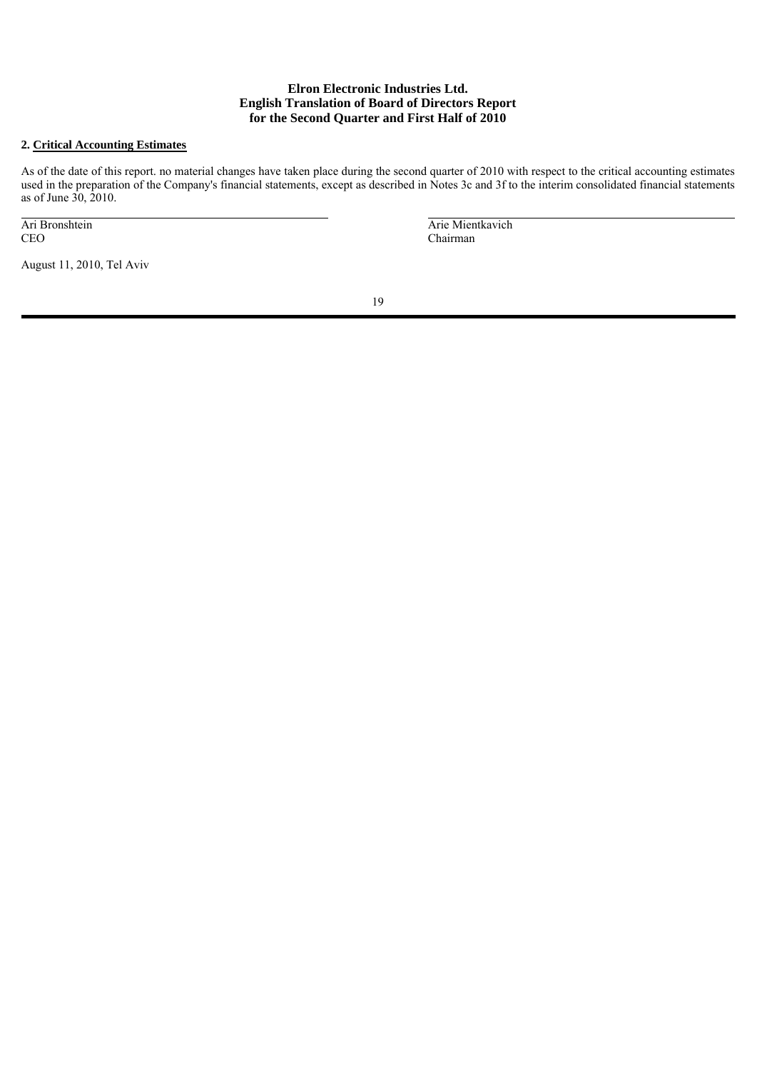**2. Critical Accounting Estimates**

As of the date of this report. no material changes have taken place during the second quarter of 2010 with respect to the critical accounting estimates used in the preparation of the Company's financial statements, except as described in Notes 3c and 3f to the interim consolidated financial statements as of June 30, 2010.

| | |
|---|---|
| Ari Bronshtein | Arie Mientkavich |
| CEO | Chairman |

August 11, 2010, Tel Aviv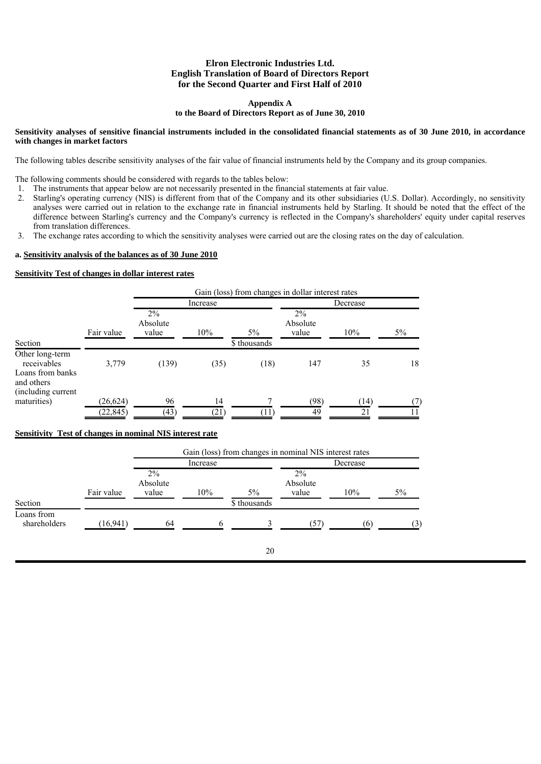# Elron Electronic Industries Ltd.
## English Translation of Board of Directors Report for the Second Quarter and First Half of 2010

### Appendix A
### to the Board of Directors Report as of June 30, 2010

**Sensitivity analyses of sensitive financial instruments included in the consolidated financial statements as of 30 June 2010, in accordance with changes in market factors**

The following tables describe sensitivity analyses of the fair value of financial instruments held by the Company and its group companies.

The following comments should be considered with regards to the tables below:

1. The instruments that appear below are not necessarily presented in the financial statements at fair value.
2. Starling's operating currency (NIS) is different from that of the Company and its other subsidiaries (U.S. Dollar). Accordingly, no sensitivity analyses were carried out in relation to the exchange rate in financial instruments held by Starling. It should be noted that the effect of the difference between Starling's currency and the Company's currency is reflected in the Company's shareholders' equity under capital reserves from translation differences.
3. The exchange rates according to which the sensitivity analyses were carried out are the closing rates on the day of calculation.

**a. Sensitivity analysis of the balances as of 30 June 2010**

**Sensitivity Test of changes in dollar interest rates**

| | | Gain (loss) from changes in dollar interest rates | | | | | |
|---|---|---|---|---|---|---|---|
| | | Increase | | | Decrease | | |
| Section | Fair value | 2% Absolute value | 10% | 5% | 2% Absolute value | 10% | 5% |
| | | | | $ thousands | | | |
| Other long-term receivables | 3,779 | (139) | (35) | (18) | 147 | 35 | 18 |
| Loans from banks and others (including current maturities) | (26,624) | 96 | 14 | 7 | (98) | (14) | (7) |
| | (22,845) | (43) | (21) | (11) | 49 | 21 | 11 |

**Sensitivity Test of changes in nominal NIS interest rate**

| | | Gain (loss) from changes in nominal NIS interest rates | | | | | |
|---|---|---|---|---|---|---|---|
| | | Increase | | | Decrease | | |
| Section | Fair value | 2% Absolute value | 10% | 5% | 2% Absolute value | 10% | 5% |
| | | | | $ thousands | | | |
| Loans from shareholders | (16,941) | 64 | 6 | 3 | (57) | (6) | (3) |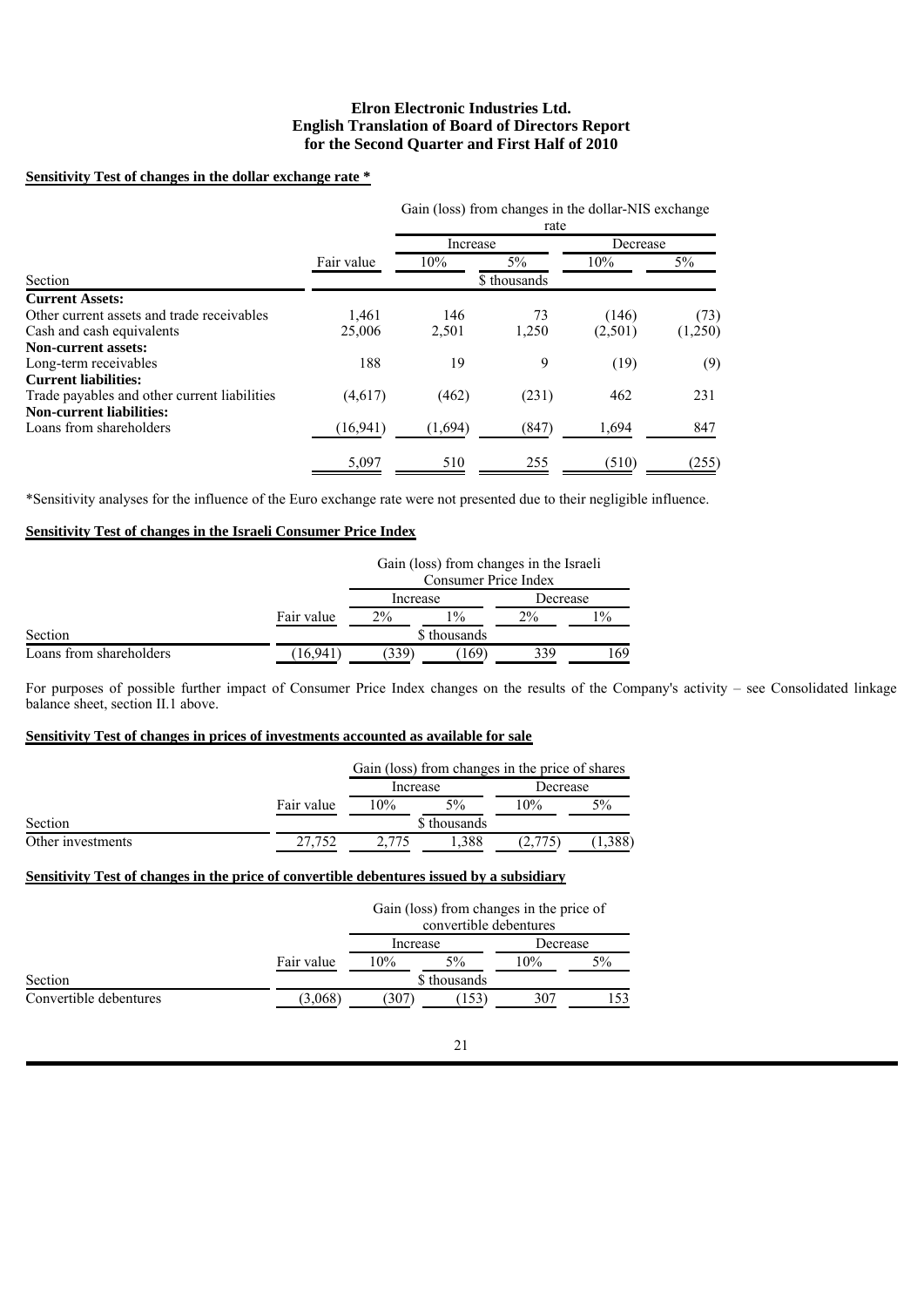## Sensitivity Test of changes in the dollar exchange rate *

| | | Gain (loss) from changes in the dollar-NIS exchange rate | | | |
|---|---|---|---|---|---|
| | | Increase | | Decrease | |
| | Fair value | 10% | 5% | 10% | 5% |
| Section | | | $ thousands | | |
| **Current Assets:** | | | | | |
| Other current assets and trade receivables | 1,461 | 146 | 73 | (146) | (73) |
| Cash and cash equivalents | 25,006 | 2,501 | 1,250 | (2,501) | (1,250) |
| **Non-current assets:** | | | | | |
| Long-term receivables | 188 | 19 | 9 | (19) | (9) |
| **Current liabilities:** | | | | | |
| Trade payables and other current liabilities | (4,617) | (462) | (231) | 462 | 231 |
| **Non-current liabilities:** | | | | | |
| Loans from shareholders | (16,941) | (1,694) | (847) | 1,694 | 847 |
| | 5,097 | 510 | 255 | (510) | (255) |

*Sensitivity analyses for the influence of the Euro exchange rate were not presented due to their negligible influence.

## Sensitivity Test of changes in the Israeli Consumer Price Index

| | | Gain (loss) from changes in the Israeli Consumer Price Index | | | |
|---|---|---|---|---|---|
| | | Increase | | Decrease | |
| | Fair value | 2% | 1% | 2% | 1% |
| Section | | | $ thousands | | |
| Loans from shareholders | (16,941) | (339) | (169) | 339 | 169 |

For purposes of possible further impact of Consumer Price Index changes on the results of the Company's activity – see Consolidated linkage balance sheet, section II.1 above.

## Sensitivity Test of changes in prices of investments accounted as available for sale

| | | Gain (loss) from changes in the price of shares | | | |
|---|---|---|---|---|---|
| | | Increase | | Decrease | |
| | Fair value | 10% | 5% | 10% | 5% |
| Section | | | $ thousands | | |
| Other investments | 27,752 | 2,775 | 1,388 | (2,775) | (1,388) |

## Sensitivity Test of changes in the price of convertible debentures issued by a subsidiary

| | | Gain (loss) from changes in the price of convertible debentures | | | |
|---|---|---|---|---|---|
| | | Increase | | Decrease | |
| | Fair value | 10% | 5% | 10% | 5% |
| Section | | | $ thousands | | |
| Convertible debentures | (3,068) | (307) | (153) | 307 | 153 |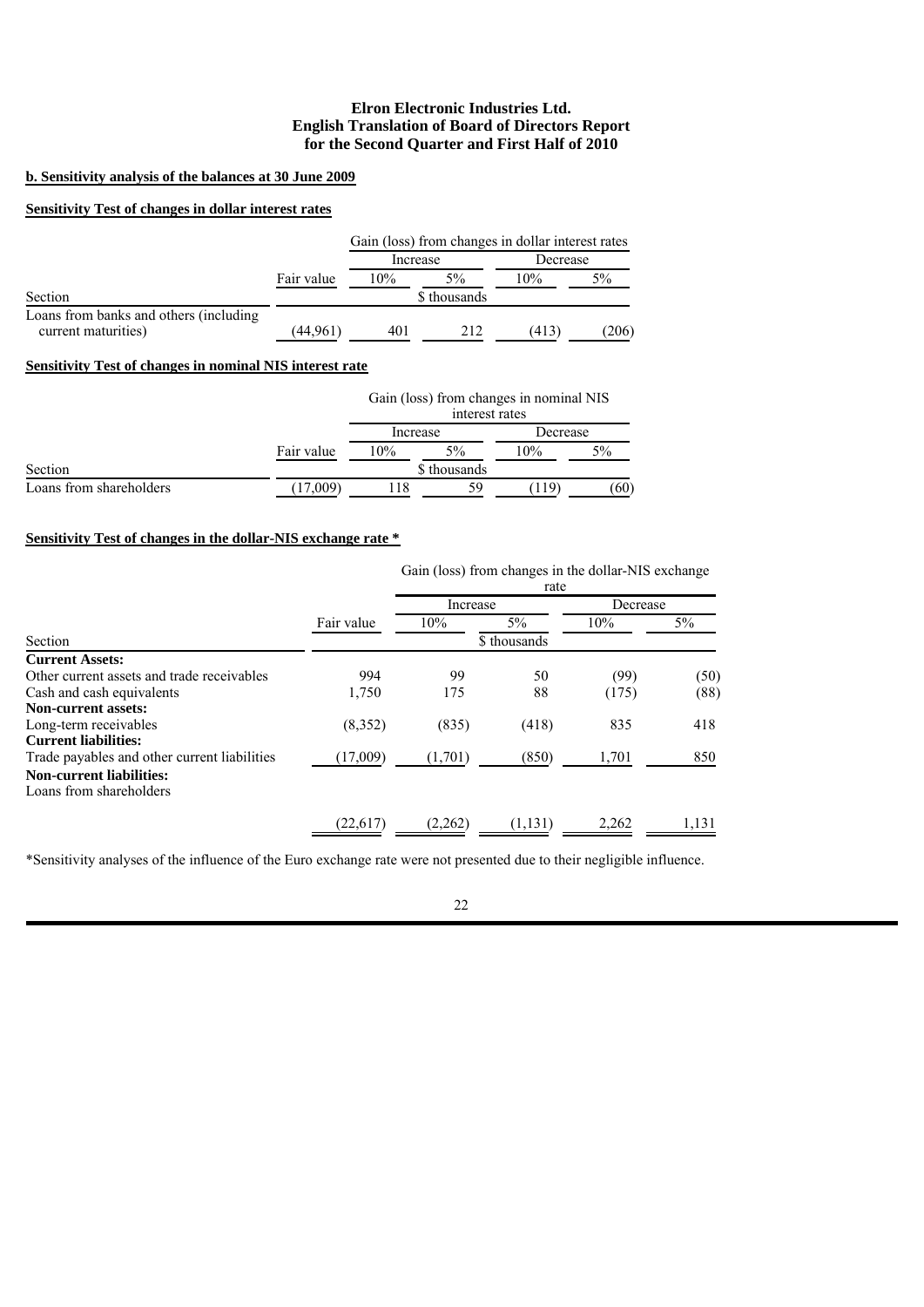**Elron Electronic Industries Ltd.**
**English Translation of Board of Directors Report**
**for the Second Quarter and First Half of 2010**

**b. Sensitivity analysis of the balances at 30 June 2009**

**Sensitivity Test of changes in dollar interest rates**

| | | Gain (loss) from changes in dollar interest rates | | | |
|---|---|---|---|---|---|
| | | Increase | | Decrease | |
| | Fair value | 10% | 5% | 10% | 5% |
| Section | | | $ thousands | | |
| Loans from banks and others (including current maturities) | (44,961) | 401 | 212 | (413) | (206) |

**Sensitivity Test of changes in nominal NIS interest rate**

| | | Gain (loss) from changes in nominal NIS interest rates | | | |
|---|---|---|---|---|---|
| | | Increase | | Decrease | |
| | Fair value | 10% | 5% | 10% | 5% |
| Section | | | $ thousands | | |
| Loans from shareholders | (17,009) | 118 | 59 | (119) | (60) |

**Sensitivity Test of changes in the dollar-NIS exchange rate ***

| | | Gain (loss) from changes in the dollar-NIS exchange rate | | | |
|---|---|---|---|---|---|
| | | Increase | | Decrease | |
| | Fair value | 10% | 5% | 10% | 5% |
| Section | | | $ thousands | | |
| **Current Assets:** | | | | | |
| Other current assets and trade receivables | 994 | 99 | 50 | (99) | (50) |
| Cash and cash equivalents | 1,750 | 175 | 88 | (175) | (88) |
| **Non-current assets:** | | | | | |
| Long-term receivables | (8,352) | (835) | (418) | 835 | 418 |
| **Current liabilities:** | | | | | |
| Trade payables and other current liabilities | (17,009) | (1,701) | (850) | 1,701 | 850 |
| **Non-current liabilities:** | | | | | |
| Loans from shareholders | | | | | |
| | (22,617) | (2,262) | (1,131) | 2,262 | 1,131 |

*Sensitivity analyses of the influence of the Euro exchange rate were not presented due to their negligible influence.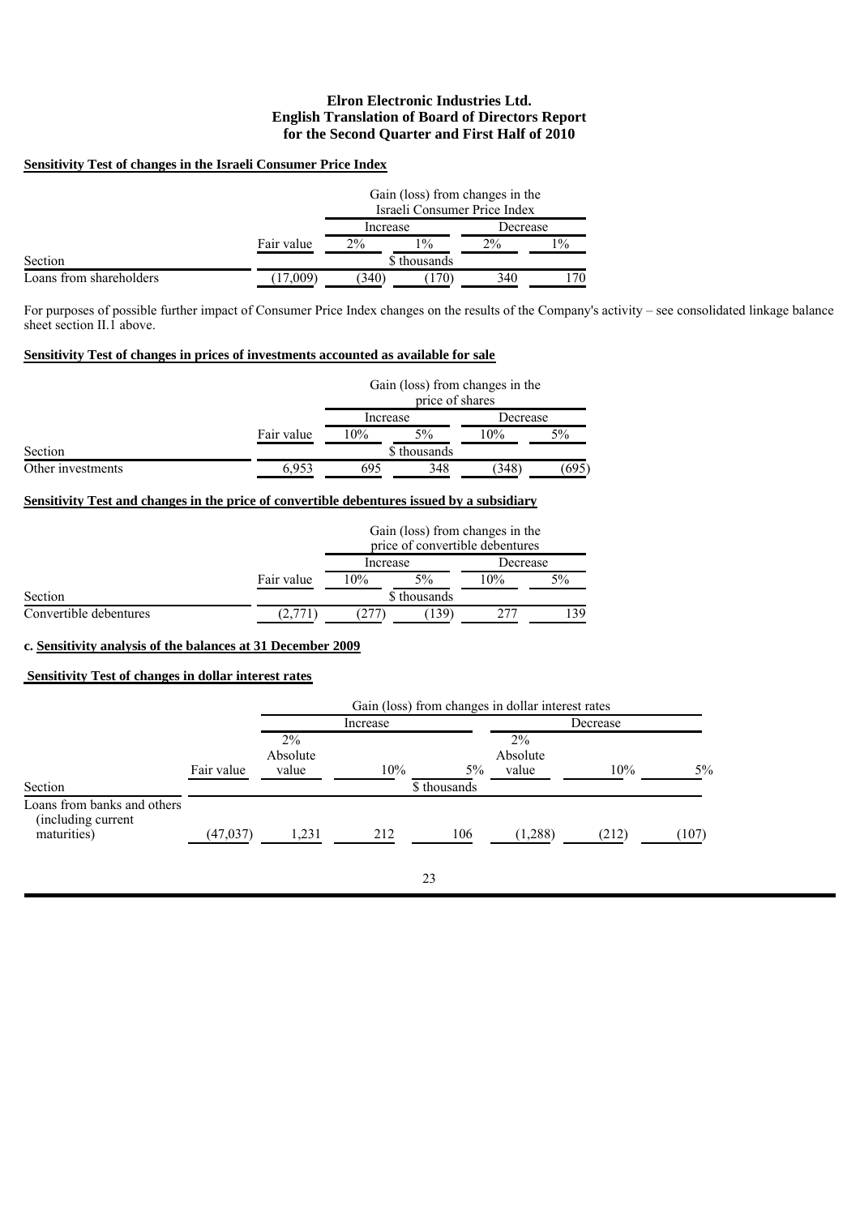**Sensitivity Test of changes in the Israeli Consumer Price Index**

| | | Gain (loss) from changes in the Israeli Consumer Price Index | | | |
|---|---|---|---|---|---|
| | | Increase | | Decrease | |
| | Fair value | 2% | 1% | 2% | 1% |
| Section | | \$ thousands | | | |
| Loans from shareholders | (17,009) | (340) | (170) | 340 | 170 |

For purposes of possible further impact of Consumer Price Index changes on the results of the Company's activity – see consolidated linkage balance sheet section II.1 above.

**Sensitivity Test of changes in prices of investments accounted as available for sale**

| | | Gain (loss) from changes in the price of shares | | | |
|---|---|---|---|---|---|
| | | Increase | | Decrease | |
| | Fair value | 10% | 5% | 10% | 5% |
| Section | | \$ thousands | | | |
| Other investments | 6,953 | 695 | 348 | (348) | (695) |

**Sensitivity Test and changes in the price of convertible debentures issued by a subsidiary**

| | | Gain (loss) from changes in the price of convertible debentures | | | |
|---|---|---|---|---|---|
| | | Increase | | Decrease | |
| | Fair value | 10% | 5% | 10% | 5% |
| Section | | \$ thousands | | | |
| Convertible debentures | (2,771) | (277) | (139) | 277 | 139 |

c. **Sensitivity analysis of the balances at 31 December 2009**

**Sensitivity Test of changes in dollar interest rates**

| | | Gain (loss) from changes in dollar interest rates | | | | | |
|---|---|---|---|---|---|---|---|
| | | Increase | | | Decrease | | |
| | Fair value | 2% Absolute value | 10% | 5% | 2% Absolute value | 10% | 5% |
| Section | | \$ thousands | | | | | |
| Loans from banks and others (including current maturities) | (47,037) | 1,231 | 212 | 106 | (1,288) | (212) | (107) |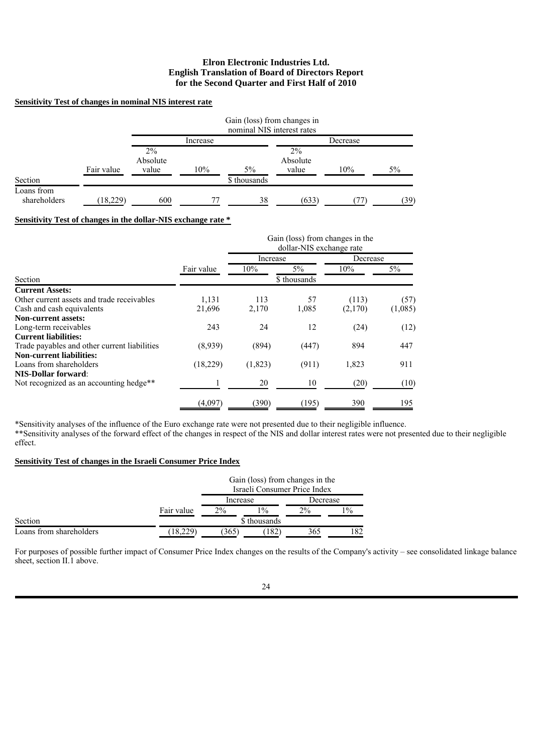## Sensitivity Test of changes in nominal NIS interest rate

| Section | Fair value | Gain (loss) from changes in nominal NIS interest rates | | | | | |
|---|---|---|---|---|---|---|---|
| | | Increase | | | Decrease | | |
| | | 2% Absolute value | 10% | 5% | 2% Absolute value | 10% | 5% |
| | | | | $ thousands | | | |
| Loans from shareholders | (18,229) | 600 | 77 | 38 | (633) | (77) | (39) |

## Sensitivity Test of changes in the dollar-NIS exchange rate *

| Section | Fair value | Gain (loss) from changes in the dollar-NIS exchange rate | | | |
|---|---|---|---|---|---|
| | | Increase | | Decrease | |
| | | 10% | 5% | 10% | 5% |
| | | | $ thousands | | |
| **Current Assets:** | | | | | |
| Other current assets and trade receivables | 1,131 | 113 | 57 | (113) | (57) |
| Cash and cash equivalents | 21,696 | 2,170 | 1,085 | (2,170) | (1,085) |
| **Non-current assets:** | | | | | |
| Long-term receivables | 243 | 24 | 12 | (24) | (12) |
| **Current liabilities:** | | | | | |
| Trade payables and other current liabilities | (8,939) | (894) | (447) | 894 | 447 |
| **Non-current liabilities:** | | | | | |
| Loans from shareholders | (18,229) | (1,823) | (911) | 1,823 | 911 |
| **NIS-Dollar forward**: | | | | | |
| Not recognized as an accounting hedge** | 1 | 20 | 10 | (20) | (10) |
| | (4,097) | (390) | (195) | 390 | 195 |

*Sensitivity analyses of the influence of the Euro exchange rate were not presented due to their negligible influence.

**Sensitivity analyses of the forward effect of the changes in respect of the NIS and dollar interest rates were not presented due to their negligible effect.

## Sensitivity Test of changes in the Israeli Consumer Price Index

| Section | Fair value | Gain (loss) from changes in the Israeli Consumer Price Index | | | |
|---|---|---|---|---|---|
| | | Increase | | Decrease | |
| | | 2% | 1% | 2% | 1% |
| | | | $ thousands | | |
| Loans from shareholders | (18,229) | (365) | (182) | 365 | 182 |

For purposes of possible further impact of Consumer Price Index changes on the results of the Company's activity – see consolidated linkage balance sheet, section II.1 above.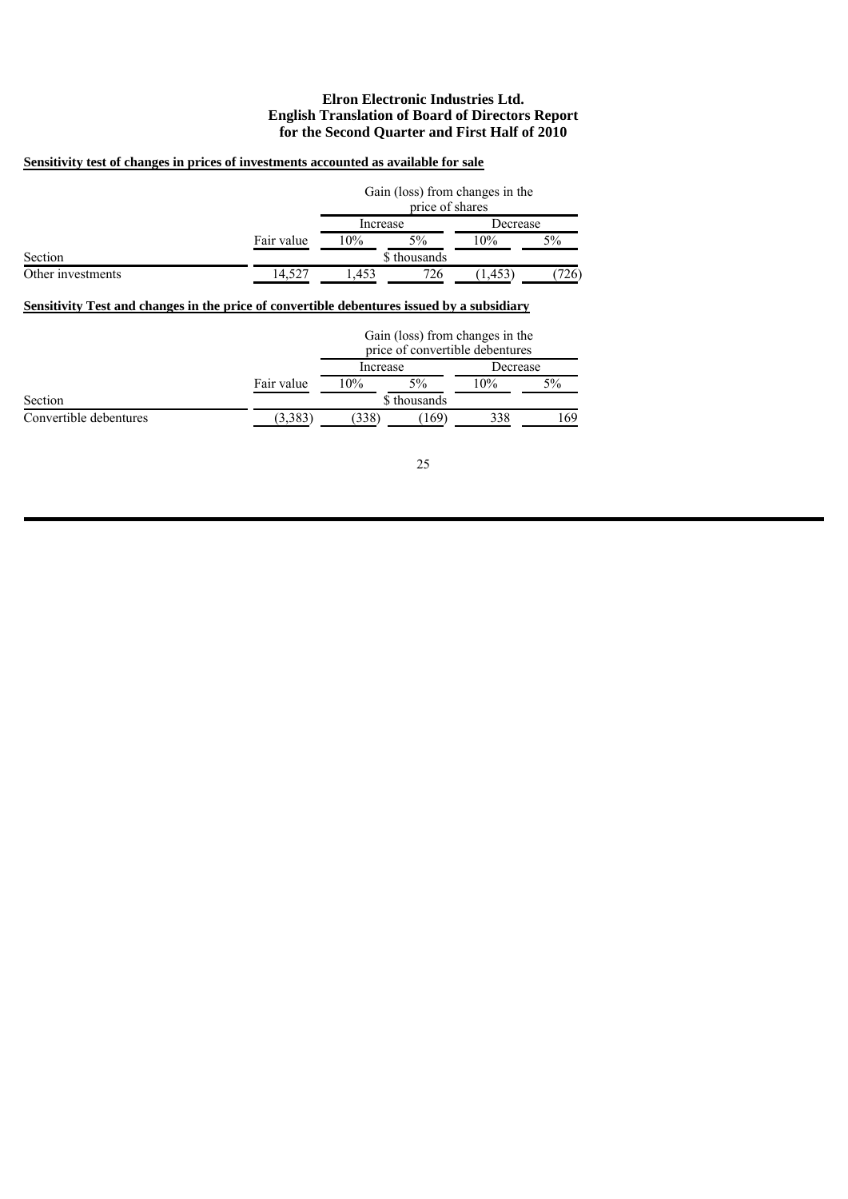**Sensitivity test of changes in prices of investments accounted as available for sale**

| | | Gain (loss) from changes in the price of shares | | | |
|---|---|---|---|---|---|
| | | Increase | | Decrease | |
| | Fair value | 10% | 5% | 10% | 5% |
| Section | | \$ thousands | | | |
| Other investments | 14,527 | 1,453 | 726 | (1,453) | (726) |

**Sensitivity Test and changes in the price of convertible debentures issued by a subsidiary**

| | | Gain (loss) from changes in the price of convertible debentures | | | |
|---|---|---|---|---|---|
| | | Increase | | Decrease | |
| | Fair value | 10% | 5% | 10% | 5% |
| Section | | \$ thousands | | | |
| Convertible debentures | (3,383) | (338) | (169) | 338 | 169 |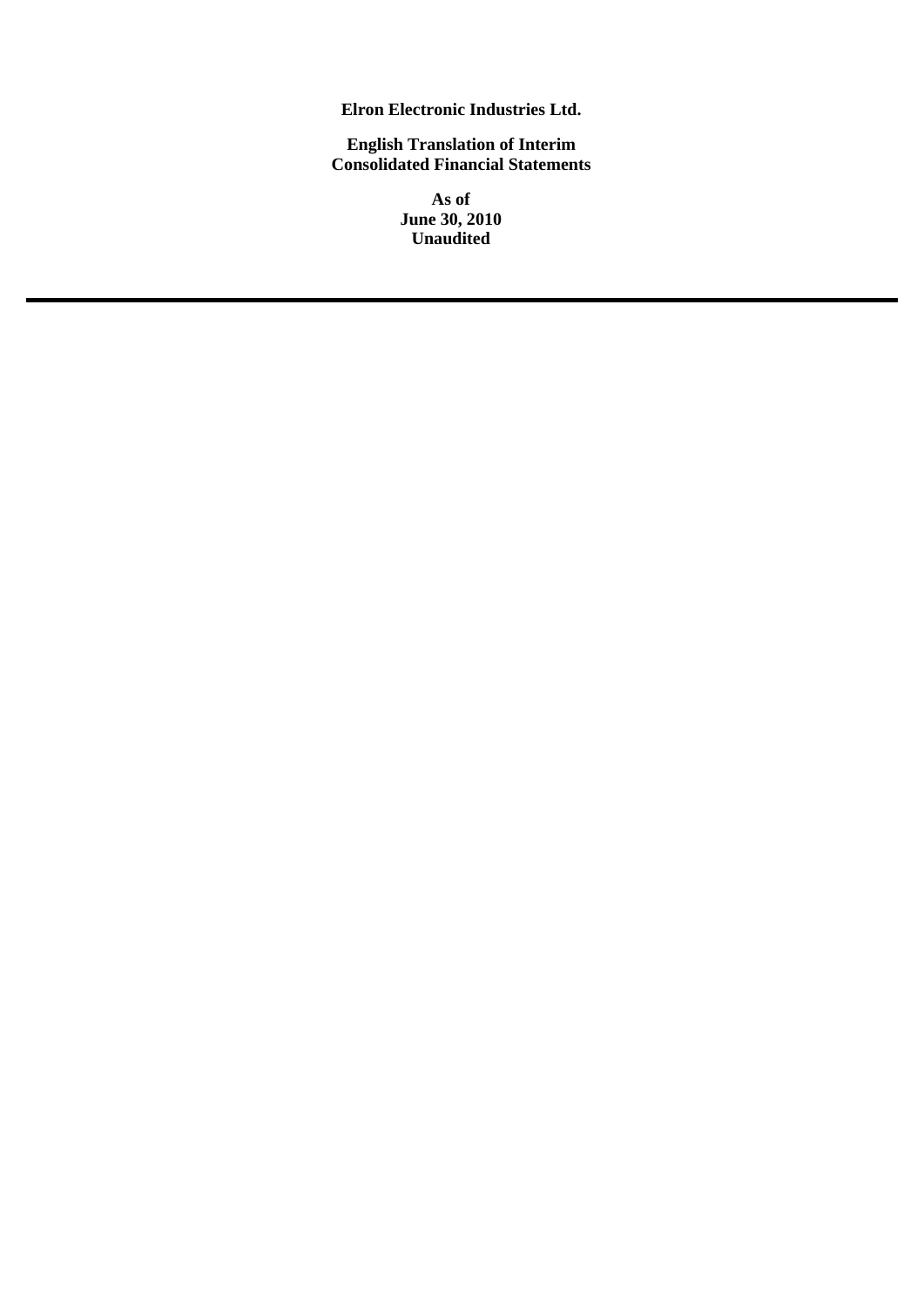**Elron Electronic Industries Ltd.**

**English Translation of Interim Consolidated Financial Statements**

**As of June 30, 2010 Unaudited**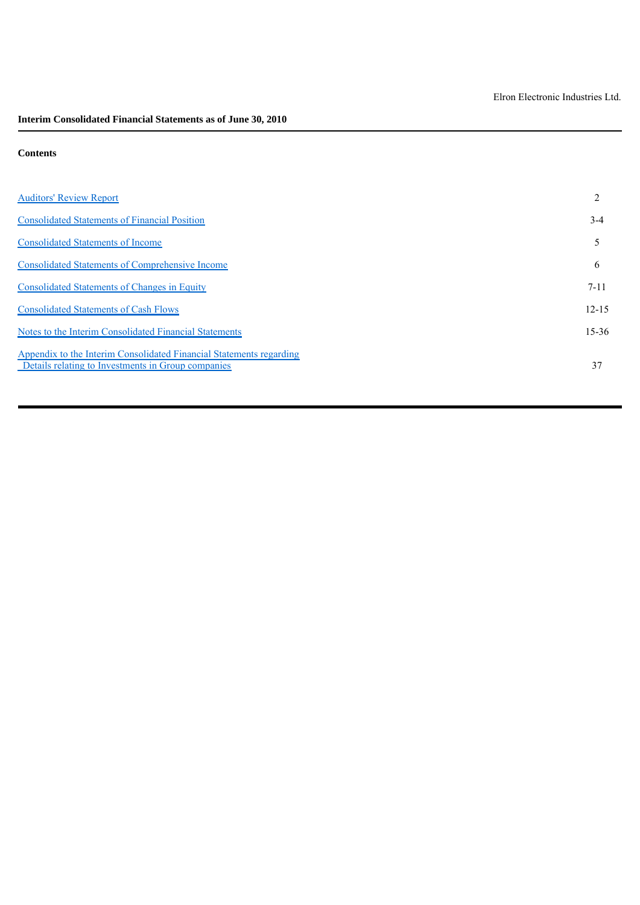Elron Electronic Industries Ltd.

**Interim Consolidated Financial Statements as of June 30, 2010**

**Contents**

| | |
|---|---|
| Auditors' Review Report | 2 |
| Consolidated Statements of Financial Position | 3-4 |
| Consolidated Statements of Income | 5 |
| Consolidated Statements of Comprehensive Income | 6 |
| Consolidated Statements of Changes in Equity | 7-11 |
| Consolidated Statements of Cash Flows | 12-15 |
| Notes to the Interim Consolidated Financial Statements | 15-36 |
| Appendix to the Interim Consolidated Financial Statements regarding Details relating to Investments in Group companies | 37 |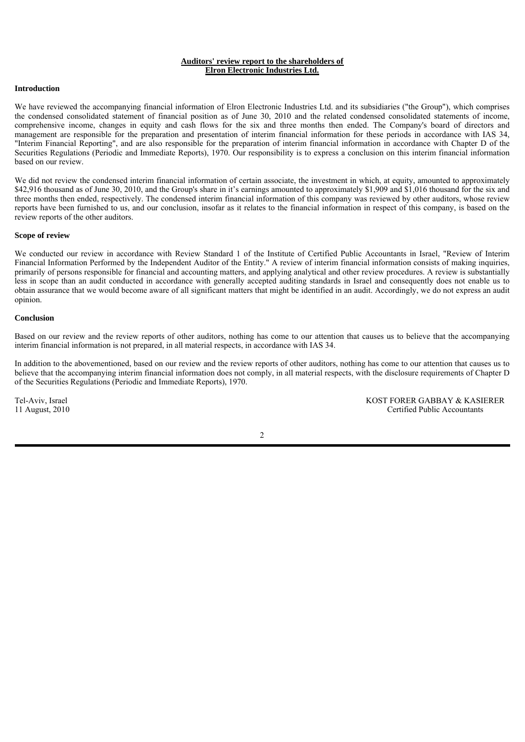**Auditors' review report to the shareholders of**
**Elron Electronic Industries Ltd.**

**Introduction**

We have reviewed the accompanying financial information of Elron Electronic Industries Ltd. and its subsidiaries ("the Group"), which comprises the condensed consolidated statement of financial position as of June 30, 2010 and the related condensed consolidated statements of income, comprehensive income, changes in equity and cash flows for the six and three months then ended. The Company's board of directors and management are responsible for the preparation and presentation of interim financial information for these periods in accordance with IAS 34, "Interim Financial Reporting", and are also responsible for the preparation of interim financial information in accordance with Chapter D of the Securities Regulations (Periodic and Immediate Reports), 1970. Our responsibility is to express a conclusion on this interim financial information based on our review.

We did not review the condensed interim financial information of certain associate, the investment in which, at equity, amounted to approximately $42,916 thousand as of June 30, 2010, and the Group's share in it's earnings amounted to approximately $1,909 and $1,016 thousand for the six and three months then ended, respectively. The condensed interim financial information of this company was reviewed by other auditors, whose review reports have been furnished to us, and our conclusion, insofar as it relates to the financial information in respect of this company, is based on the review reports of the other auditors.

**Scope of review**

We conducted our review in accordance with Review Standard 1 of the Institute of Certified Public Accountants in Israel, "Review of Interim Financial Information Performed by the Independent Auditor of the Entity." A review of interim financial information consists of making inquiries, primarily of persons responsible for financial and accounting matters, and applying analytical and other review procedures. A review is substantially less in scope than an audit conducted in accordance with generally accepted auditing standards in Israel and consequently does not enable us to obtain assurance that we would become aware of all significant matters that might be identified in an audit. Accordingly, we do not express an audit opinion.

**Conclusion**

Based on our review and the review reports of other auditors, nothing has come to our attention that causes us to believe that the accompanying interim financial information is not prepared, in all material respects, in accordance with IAS 34.

In addition to the abovementioned, based on our review and the review reports of other auditors, nothing has come to our attention that causes us to believe that the accompanying interim financial information does not comply, in all material respects, with the disclosure requirements of Chapter D of the Securities Regulations (Periodic and Immediate Reports), 1970.

Tel-Aviv, Israel
11 August, 2010

KOST FORER GABBAY & KASIERER
Certified Public Accountants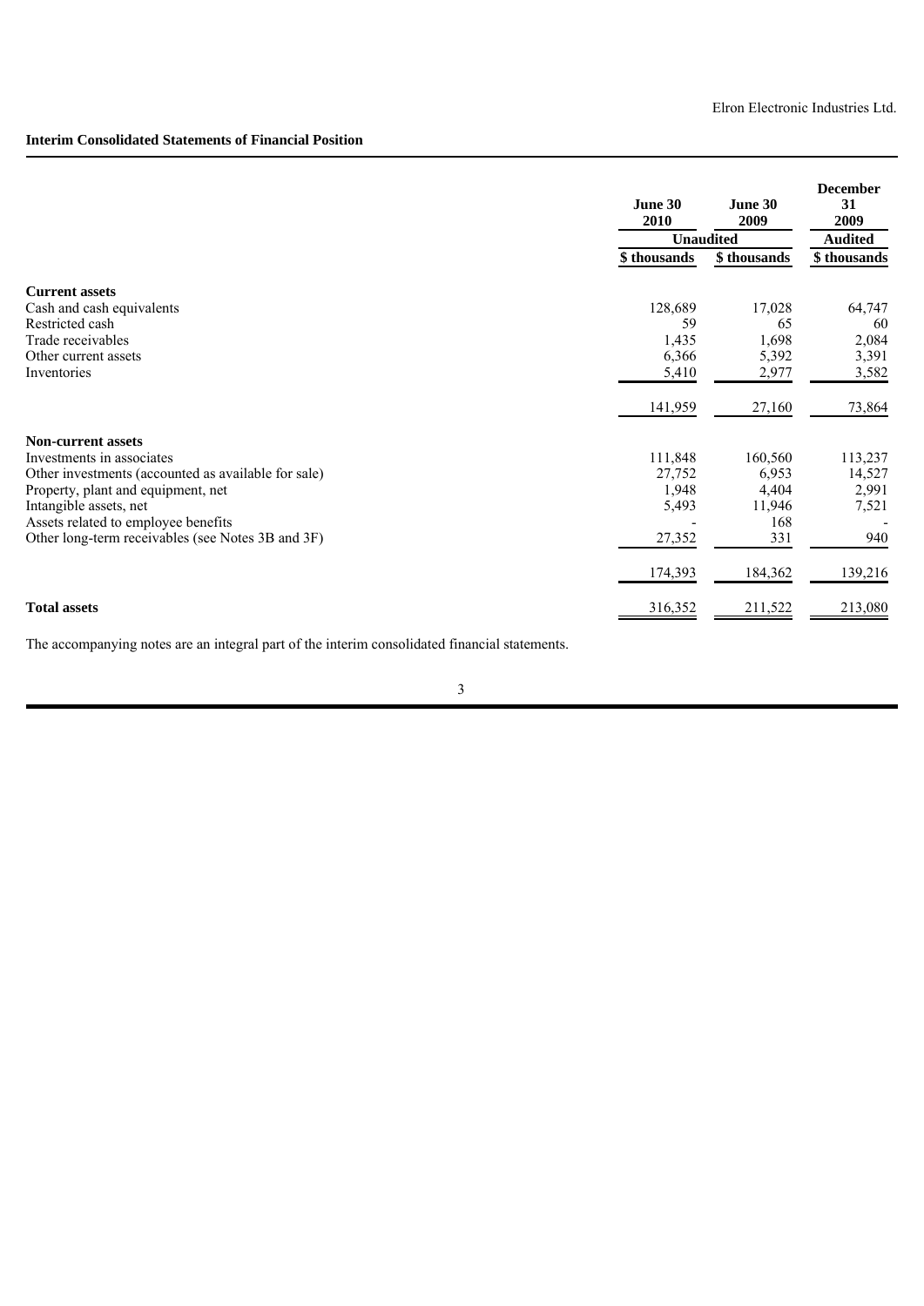Elron Electronic Industries Ltd.

**Interim Consolidated Statements of Financial Position**

| | June 30 2010 | June 30 2009 | December 31 2009 |
|---|---|---|---|
| | Unaudited | | Audited |
| | $ thousands | $ thousands | $ thousands |
| **Current assets** | | | |
| Cash and cash equivalents | 128,689 | 17,028 | 64,747 |
| Restricted cash | 59 | 65 | 60 |
| Trade receivables | 1,435 | 1,698 | 2,084 |
| Other current assets | 6,366 | 5,392 | 3,391 |
| Inventories | 5,410 | 2,977 | 3,582 |
| | 141,959 | 27,160 | 73,864 |
| **Non-current assets** | | | |
| Investments in associates | 111,848 | 160,560 | 113,237 |
| Other investments (accounted as available for sale) | 27,752 | 6,953 | 14,527 |
| Property, plant and equipment, net | 1,948 | 4,404 | 2,991 |
| Intangible assets, net | 5,493 | 11,946 | 7,521 |
| Assets related to employee benefits | - | 168 | - |
| Other long-term receivables (see Notes 3B and 3F) | 27,352 | 331 | 940 |
| | 174,393 | 184,362 | 139,216 |
| **Total assets** | 316,352 | 211,522 | 213,080 |

The accompanying notes are an integral part of the interim consolidated financial statements.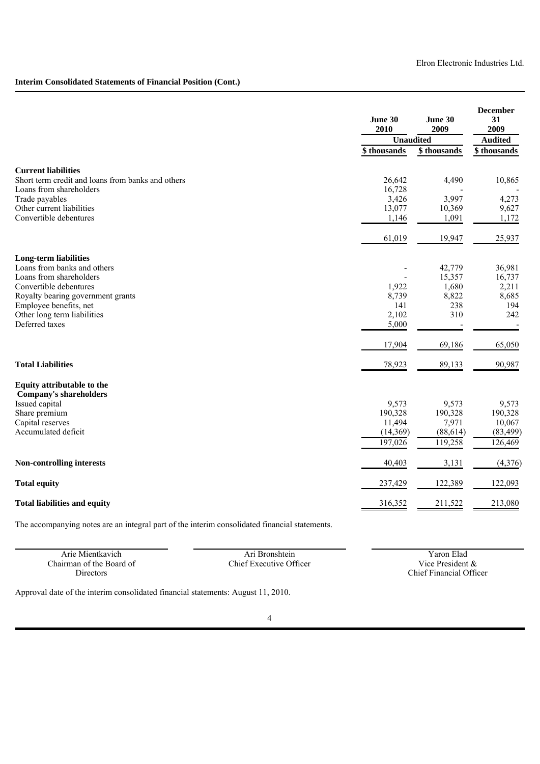Elron Electronic Industries Ltd.

**Interim Consolidated Statements of Financial Position (Cont.)**

| | June 30 2010 | June 30 2009 | December 31 2009 |
|---|---|---|---|
| | Unaudited | | Audited |
| | $ thousands | $ thousands | $ thousands |
| **Current liabilities** | | | |
| Short term credit and loans from banks and others | 26,642 | 4,490 | 10,865 |
| Loans from shareholders | 16,728 | - | - |
| Trade payables | 3,426 | 3,997 | 4,273 |
| Other current liabilities | 13,077 | 10,369 | 9,627 |
| Convertible debentures | 1,146 | 1,091 | 1,172 |
| | 61,019 | 19,947 | 25,937 |
| **Long-term liabilities** | | | |
| Loans from banks and others | - | 42,779 | 36,981 |
| Loans from shareholders | - | 15,357 | 16,737 |
| Convertible debentures | 1,922 | 1,680 | 2,211 |
| Royalty bearing government grants | 8,739 | 8,822 | 8,685 |
| Employee benefits, net | 141 | 238 | 194 |
| Other long term liabilities | 2,102 | 310 | 242 |
| Deferred taxes | 5,000 | - | - |
| | 17,904 | 69,186 | 65,050 |
| **Total Liabilities** | 78,923 | 89,133 | 90,987 |
| **Equity attributable to the Company's shareholders** | | | |
| Issued capital | 9,573 | 9,573 | 9,573 |
| Share premium | 190,328 | 190,328 | 190,328 |
| Capital reserves | 11,494 | 7,971 | 10,067 |
| Accumulated deficit | (14,369) | (88,614) | (83,499) |
| | 197,026 | 119,258 | 126,469 |
| **Non-controlling interests** | 40,403 | 3,131 | (4,376) |
| **Total equity** | 237,429 | 122,389 | 122,093 |
| **Total liabilities and equity** | 316,352 | 211,522 | 213,080 |

The accompanying notes are an integral part of the interim consolidated financial statements.

| Arie Mientkavich<br>Chairman of the Board of Directors | Ari Bronshtein<br>Chief Executive Officer | Yaron Elad<br>Vice President & Chief Financial Officer |
|---|---|---|

Approval date of the interim consolidated financial statements: August 11, 2010.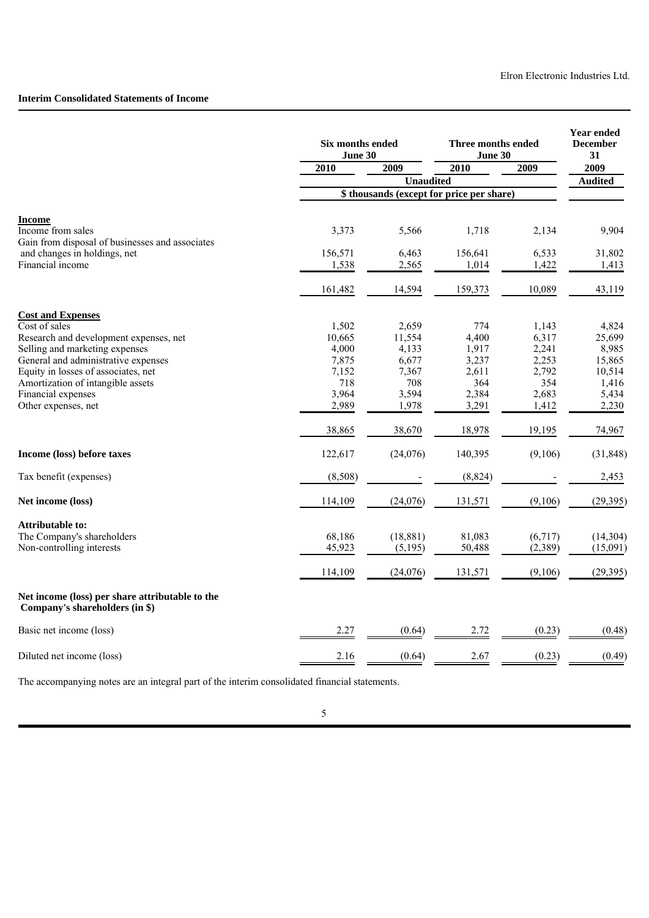Elron Electronic Industries Ltd.

## Interim Consolidated Statements of Income

| | Six months ended June 30 | | Three months ended June 30 | | Year ended December 31 |
|---|---|---|---|---|---|
| | 2010 | 2009 | 2010 | 2009 | 2009 |
| | Unaudited | | | | Audited |
| | \$ thousands (except for price per share) | | | | |
| **Income** | | | | | |
| Income from sales | 3,373 | 5,566 | 1,718 | 2,134 | 9,904 |
| Gain from disposal of businesses and associates and changes in holdings, net | 156,571 | 6,463 | 156,641 | 6,533 | 31,802 |
| Financial income | 1,538 | 2,565 | 1,014 | 1,422 | 1,413 |
| | 161,482 | 14,594 | 159,373 | 10,089 | 43,119 |
| **Cost and Expenses** | | | | | |
| Cost of sales | 1,502 | 2,659 | 774 | 1,143 | 4,824 |
| Research and development expenses, net | 10,665 | 11,554 | 4,400 | 6,317 | 25,699 |
| Selling and marketing expenses | 4,000 | 4,133 | 1,917 | 2,241 | 8,985 |
| General and administrative expenses | 7,875 | 6,677 | 3,237 | 2,253 | 15,865 |
| Equity in losses of associates, net | 7,152 | 7,367 | 2,611 | 2,792 | 10,514 |
| Amortization of intangible assets | 718 | 708 | 364 | 354 | 1,416 |
| Financial expenses | 3,964 | 3,594 | 2,384 | 2,683 | 5,434 |
| Other expenses, net | 2,989 | 1,978 | 3,291 | 1,412 | 2,230 |
| | 38,865 | 38,670 | 18,978 | 19,195 | 74,967 |
| **Income (loss) before taxes** | 122,617 | (24,076) | 140,395 | (9,106) | (31,848) |
| Tax benefit (expenses) | (8,508) | - | (8,824) | - | 2,453 |
| **Net income (loss)** | 114,109 | (24,076) | 131,571 | (9,106) | (29,395) |
| **Attributable to:** | | | | | |
| The Company's shareholders | 68,186 | (18,881) | 81,083 | (6,717) | (14,304) |
| Non-controlling interests | 45,923 | (5,195) | 50,488 | (2,389) | (15,091) |
| | 114,109 | (24,076) | 131,571 | (9,106) | (29,395) |
| **Net income (loss) per share attributable to the Company's shareholders (in \$)** | | | | | |
| Basic net income (loss) | 2.27 | (0.64) | 2.72 | (0.23) | (0.48) |
| Diluted net income (loss) | 2.16 | (0.64) | 2.67 | (0.23) | (0.49) |

The accompanying notes are an integral part of the interim consolidated financial statements.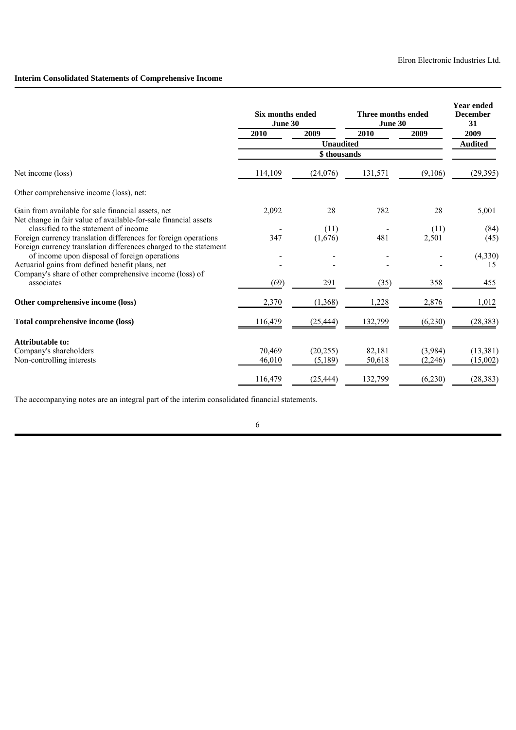Elron Electronic Industries Ltd.

**Interim Consolidated Statements of Comprehensive Income**

| | Six months ended June 30 | | Three months ended June 30 | | Year ended December 31 |
|---|---|---|---|---|---|
| | 2010 | 2009 | 2010 | 2009 | 2009 |
| | Unaudited | | | | Audited |
| | $ thousands | | | | |
| Net income (loss) | 114,109 | (24,076) | 131,571 | (9,106) | (29,395) |
| Other comprehensive income (loss), net: | | | | | |
| Gain from available for sale financial assets, net | 2,092 | 28 | 782 | 28 | 5,001 |
| Net change in fair value of available-for-sale financial assets classified to the statement of income | - | (11) | - | (11) | (84) |
| Foreign currency translation differences for foreign operations | 347 | (1,676) | 481 | 2,501 | (45) |
| Foreign currency translation differences charged to the statement of income upon disposal of foreign operations | - | - | - | - | (4,330) |
| Actuarial gains from defined benefit plans, net | - | - | - | - | 15 |
| Company's share of other comprehensive income (loss) of associates | (69) | 291 | (35) | 358 | 455 |
| **Other comprehensive income (loss)** | 2,370 | (1,368) | 1,228 | 2,876 | 1,012 |
| **Total comprehensive income (loss)** | 116,479 | (25,444) | 132,799 | (6,230) | (28,383) |
| **Attributable to:** | | | | | |
| Company's shareholders | 70,469 | (20,255) | 82,181 | (3,984) | (13,381) |
| Non-controlling interests | 46,010 | (5,189) | 50,618 | (2,246) | (15,002) |
| | 116,479 | (25,444) | 132,799 | (6,230) | (28,383) |

The accompanying notes are an integral part of the interim consolidated financial statements.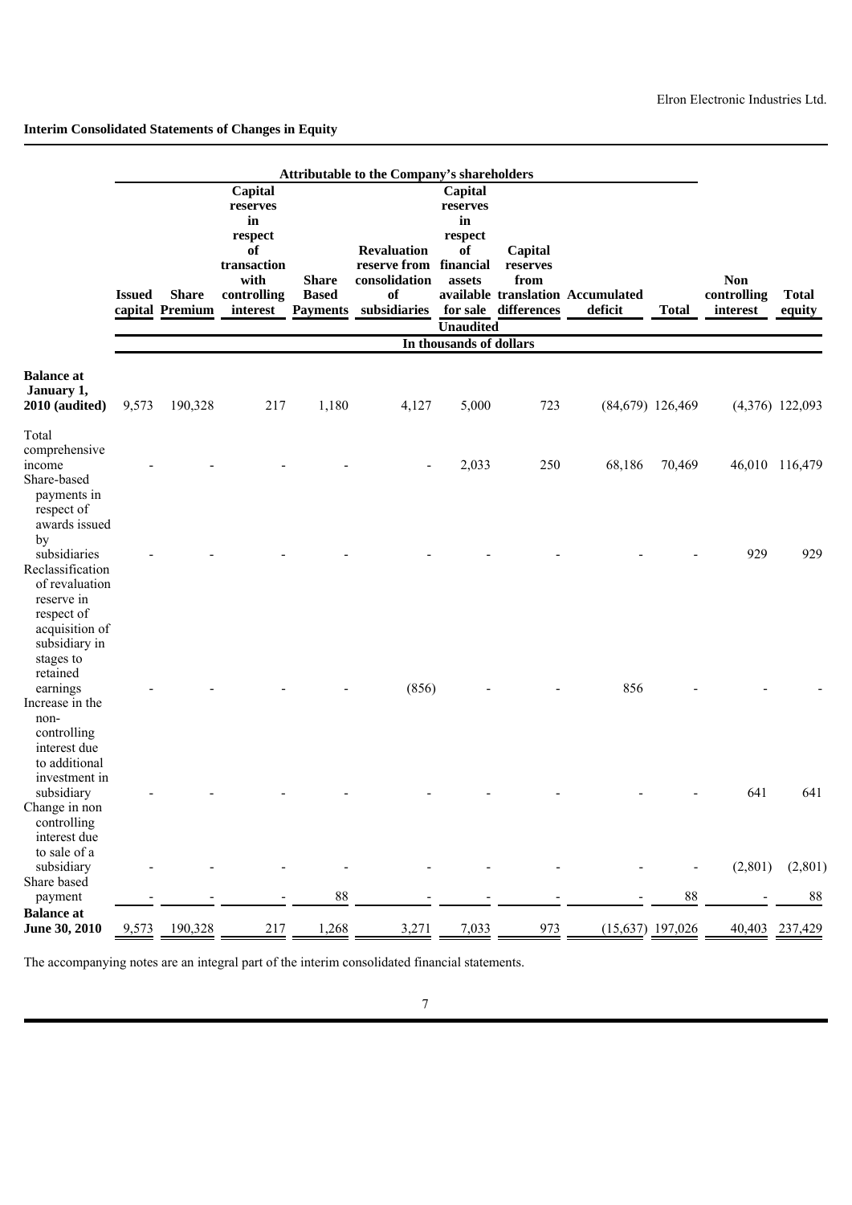## Interim Consolidated Statements of Changes in Equity

| | Attributable to the Company's shareholders | | | | | | | | | | |
|---|---|---|---|---|---|---|---|---|---|---|---|
| | Issued capital | Share Premium | Capital reserves in respect of transaction with controlling interest | Share Based Payments | Revaluation reserve from consolidation of subsidiaries | Capital reserves in respect of financial assets available for sale | Capital reserves from translation differences | Accumulated deficit | Total | Non controlling interest | Total equity |
| | Unaudited | | | | | | | | | | |
| | In thousands of dollars | | | | | | | | | | |
| **Balance at January 1, 2010 (audited)** | 9,573 | 190,328 | 217 | 1,180 | 4,127 | 5,000 | 723 | (84,679) | 126,469 | (4,376) | 122,093 |
| Total comprehensive income | - | - | - | - | - | 2,033 | 250 | 68,186 | 70,469 | 46,010 | 116,479 |
| Share-based payments in respect of awards issued by subsidiaries | - | - | - | - | - | - | - | - | - | 929 | 929 |
| Reclassification of revaluation reserve in respect of acquisition of subsidiary in stages to retained earnings | - | - | - | - | (856) | - | - | 856 | - | - | - |
| Increase in the non-controlling interest due to additional investment in subsidiary | - | - | - | - | - | - | - | - | - | 641 | 641 |
| Change in non controlling interest due to sale of a subsidiary | - | - | - | - | - | - | - | - | - | (2,801) | (2,801) |
| Share based payment | - | - | - | 88 | - | - | - | - | 88 | - | 88 |
| **Balance at June 30, 2010** | 9,573 | 190,328 | 217 | 1,268 | 3,271 | 7,033 | 973 | (15,637) | 197,026 | 40,403 | 237,429 |

The accompanying notes are an integral part of the interim consolidated financial statements.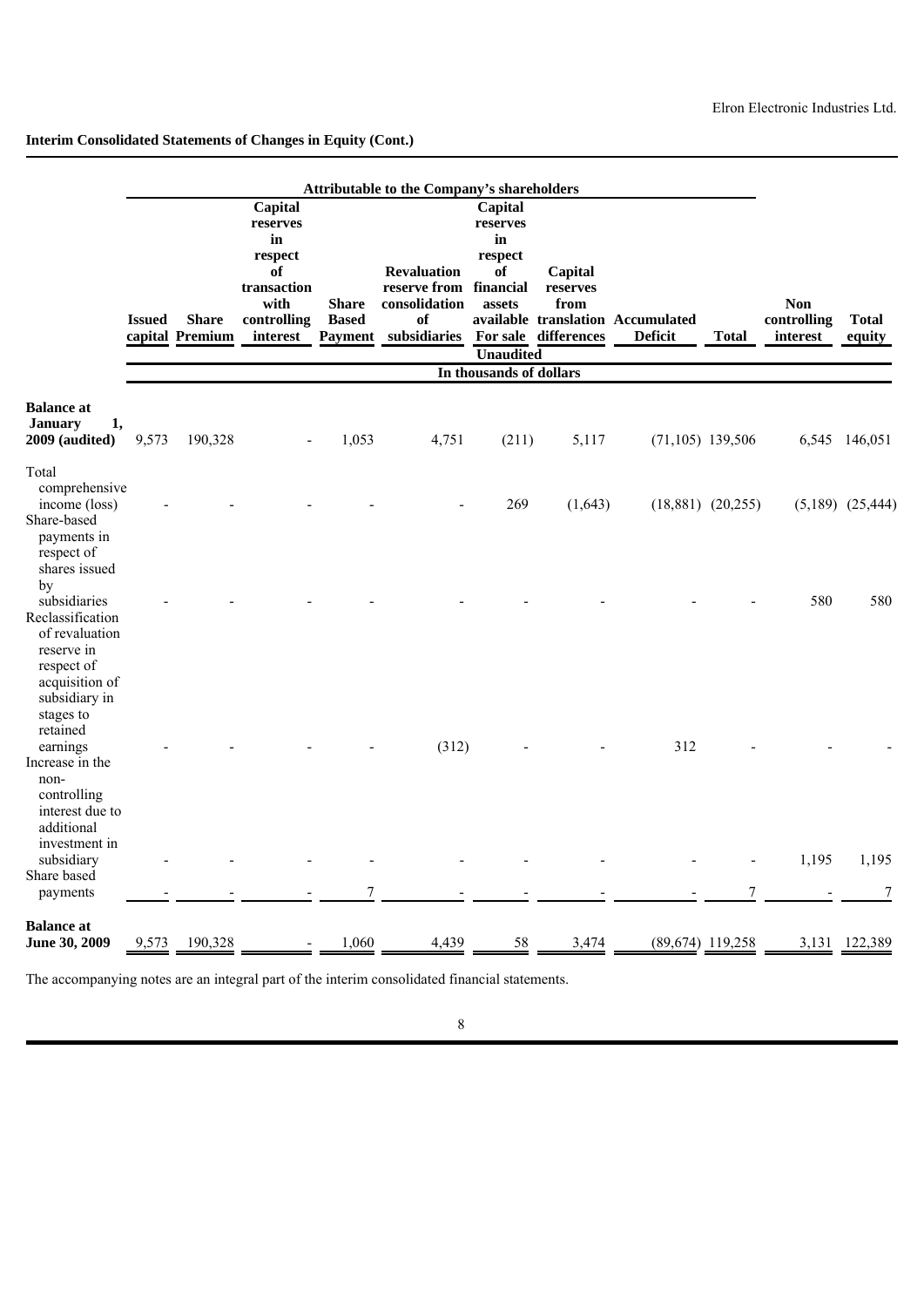**Interim Consolidated Statements of Changes in Equity (Cont.)**

| | Attributable to the Company's shareholders | | | | | | | | | | |
|---|---|---|---|---|---|---|---|---|---|---|---|
| | Issued capital | Share Premium | Capital reserves in respect of transaction with controlling interest | Share Based Payment | Revaluation reserve from consolidation of subsidiaries | Capital reserves in respect of financial assets available For sale | Capital reserves from translation differences | Accumulated Deficit | Total | Non controlling interest | Total equity |
| | Unaudited | | | | | | | | | | |
| | In thousands of dollars | | | | | | | | | | |
| **Balance at January 1, 2009 (audited)** | 9,573 | 190,328 | - | 1,053 | 4,751 | (211) | 5,117 | (71,105) | 139,506 | 6,545 | 146,051 |
| Total comprehensive income (loss) | - | - | - | - | - | 269 | (1,643) | (18,881) | (20,255) | (5,189) | (25,444) |
| Share-based payments in respect of shares issued by subsidiaries | - | - | - | - | - | - | - | - | - | 580 | 580 |
| Reclassification of revaluation reserve in respect of acquisition of subsidiary in stages to retained earnings | - | - | - | - | (312) | - | - | 312 | - | - | - |
| Increase in the non-controlling interest due to additional investment in subsidiary | - | - | - | - | - | - | - | - | - | 1,195 | 1,195 |
| Share based payments | - | - | - | 7 | - | - | - | - | 7 | - | 7 |
| **Balance at June 30, 2009** | 9,573 | 190,328 | - | 1,060 | 4,439 | 58 | 3,474 | (89,674) | 119,258 | 3,131 | 122,389 |

The accompanying notes are an integral part of the interim consolidated financial statements.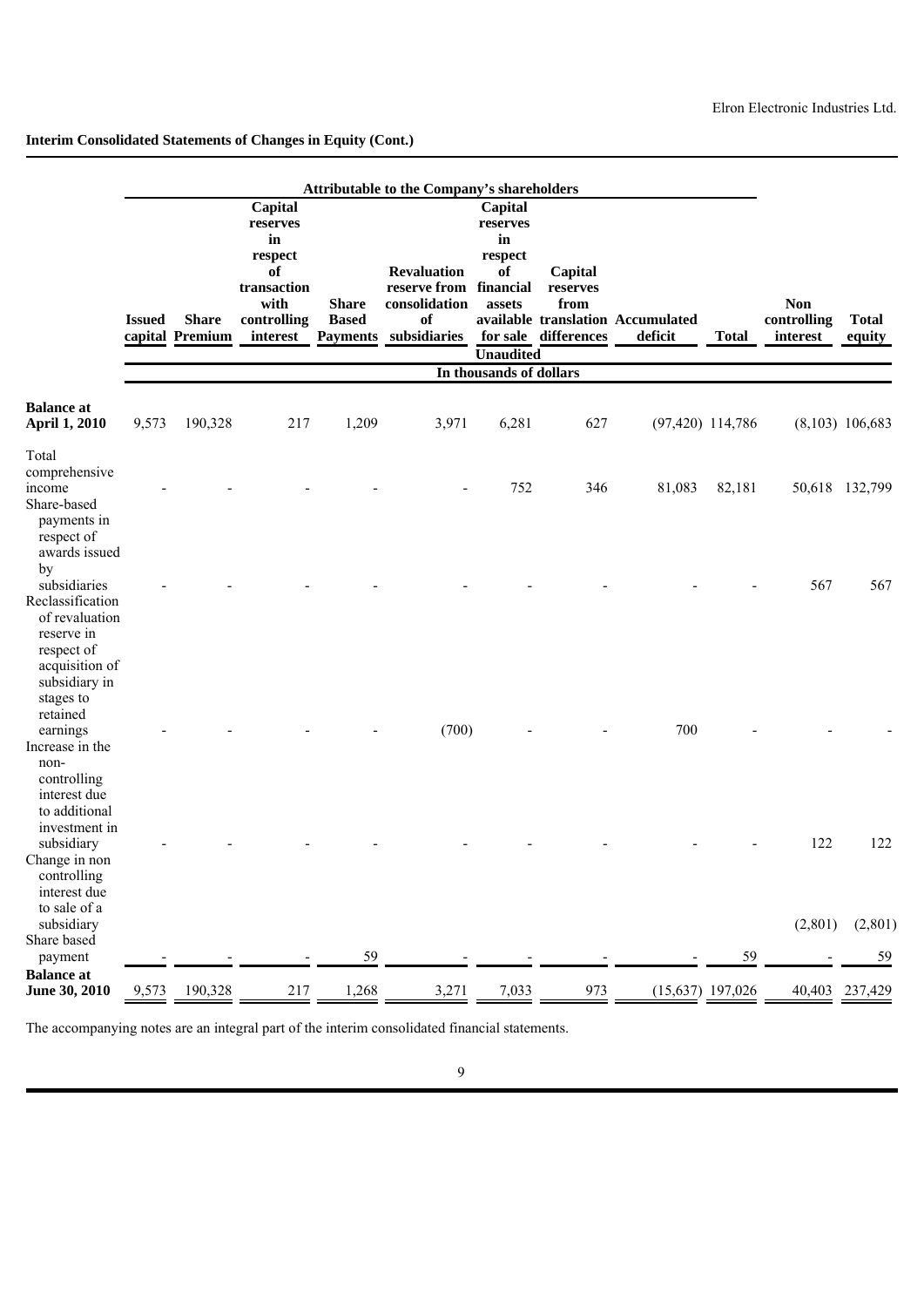## Interim Consolidated Statements of Changes in Equity (Cont.)

| | Attributable to the Company's shareholders | | | | | | | | | | |
|---|---|---|---|---|---|---|---|---|---|---|---|
| | Issued capital | Share Premium | Capital reserves in respect of transaction with controlling interest | Share Based Payments | Revaluation reserve from consolidation of subsidiaries | Capital reserves in respect of financial assets available for sale | Capital reserves from translation differences | Accumulated deficit | Total | Non controlling interest | Total equity |
| | Unaudited | | | | | | | | | | |
| | In thousands of dollars | | | | | | | | | | |
| **Balance at April 1, 2010** | 9,573 | 190,328 | 217 | 1,209 | 3,971 | 6,281 | 627 | (97,420) | 114,786 | (8,103) | 106,683 |
| Total comprehensive income | - | - | - | - | - | 752 | 346 | 81,083 | 82,181 | 50,618 | 132,799 |
| Share-based payments in respect of awards issued by subsidiaries | - | - | - | - | - | - | - | - | - | 567 | 567 |
| Reclassification of revaluation reserve in respect of acquisition of subsidiary in stages to retained earnings | - | - | - | - | (700) | - | - | 700 | - | - | - |
| Increase in the non-controlling interest due to additional investment in subsidiary | - | - | - | - | - | - | - | - | - | 122 | 122 |
| Change in non controlling interest due to sale of a subsidiary | | | | | | | | | | (2,801) | (2,801) |
| Share based payment | - | - | - | 59 | - | - | - | - | 59 | - | 59 |
| **Balance at June 30, 2010** | 9,573 | 190,328 | 217 | 1,268 | 3,271 | 7,033 | 973 | (15,637) | 197,026 | 40,403 | 237,429 |

The accompanying notes are an integral part of the interim consolidated financial statements.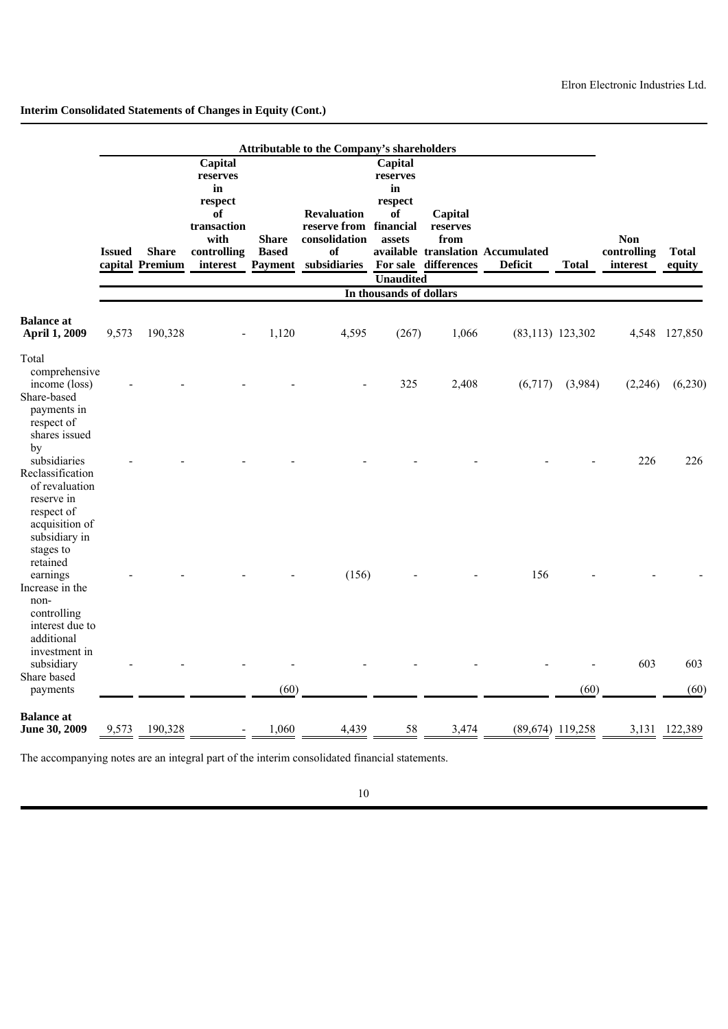**Interim Consolidated Statements of Changes in Equity (Cont.)**

| | Attributable to the Company's shareholders | | | | | | | | | | |
|---|---|---|---|---|---|---|---|---|---|---|---|
| | Issued capital | Share Premium | Capital reserves in respect of transaction with controlling interest | Share Based Payment | Revaluation reserve from consolidation of subsidiaries | Capital reserves in respect of financial assets available For sale | Capital reserves from translation differences | Accumulated Deficit | Total | Non controlling interest | Total equity |
| | Unaudited | | | | | | | | | | |
| | In thousands of dollars | | | | | | | | | | |
| **Balance at April 1, 2009** | 9,573 | 190,328 | - | 1,120 | 4,595 | (267) | 1,066 | (83,113) | 123,302 | 4,548 | 127,850 |
| Total comprehensive income (loss) | - | - | - | - | - | 325 | 2,408 | (6,717) | (3,984) | (2,246) | (6,230) |
| Share-based payments in respect of shares issued by subsidiaries | - | - | - | - | - | - | - | - | - | 226 | 226 |
| Reclassification of revaluation reserve in respect of acquisition of subsidiary in stages to retained earnings | - | - | - | - | (156) | - | - | 156 | - | - | - |
| Increase in the non-controlling interest due to additional investment in subsidiary | - | - | - | - | - | - | - | - | - | 603 | 603 |
| Share based payments | | | | (60) | | | | | (60) | | (60) |
| **Balance at June 30, 2009** | 9,573 | 190,328 | - | 1,060 | 4,439 | 58 | 3,474 | (89,674) | 119,258 | 3,131 | 122,389 |

The accompanying notes are an integral part of the interim consolidated financial statements.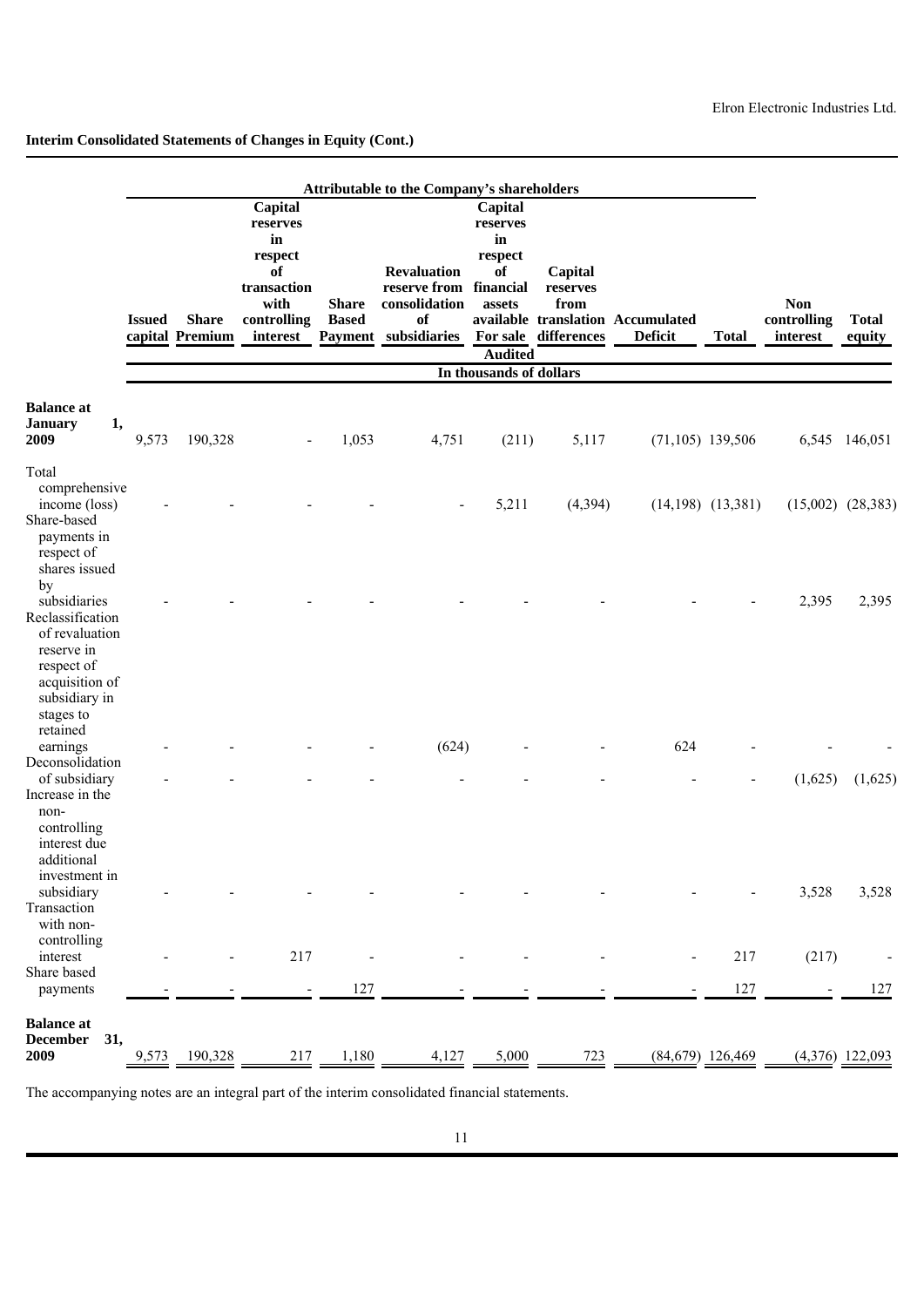## Interim Consolidated Statements of Changes in Equity (Cont.)

| | Attributable to the Company's shareholders | | | | | | | | | | | |
|---|---|---|---|---|---|---|---|---|---|---|---|---|
| | Issued capital | Share Premium | Capital reserves in respect of transaction with controlling interest | Share Based Payment | Revaluation reserve from consolidation of subsidiaries | Capital reserves in respect of financial assets available For sale | Capital reserves from translation differences | Accumulated Deficit | Total | Non controlling interest | Total equity |
| | Audited | | | | | | | | | | |
| | In thousands of dollars | | | | | | | | | | |
| **Balance at January 1, 2009** | 9,573 | 190,328 | - | 1,053 | 4,751 | (211) | 5,117 | (71,105) | 139,506 | 6,545 | 146,051 |
| Total comprehensive income (loss) | - | - | - | - | - | 5,211 | (4,394) | (14,198) | (13,381) | (15,002) | (28,383) |
| Share-based payments in respect of shares issued by subsidiaries | - | - | - | - | - | - | - | - | - | 2,395 | 2,395 |
| Reclassification of revaluation reserve in respect of acquisition of subsidiary in stages to retained earnings | - | - | - | - | (624) | - | - | 624 | - | - | - |
| Deconsolidation of subsidiary | - | - | - | - | - | - | - | - | - | (1,625) | (1,625) |
| Increase in the non-controlling interest due additional investment in subsidiary | - | - | - | - | - | - | - | - | - | 3,528 | 3,528 |
| Transaction with non-controlling interest | - | - | 217 | - | - | - | - | - | 217 | (217) | - |
| Share based payments | - | - | - | 127 | - | - | - | - | 127 | - | 127 |
| **Balance at December 31, 2009** | 9,573 | 190,328 | 217 | 1,180 | 4,127 | 5,000 | 723 | (84,679) | 126,469 | (4,376) | 122,093 |

The accompanying notes are an integral part of the interim consolidated financial statements.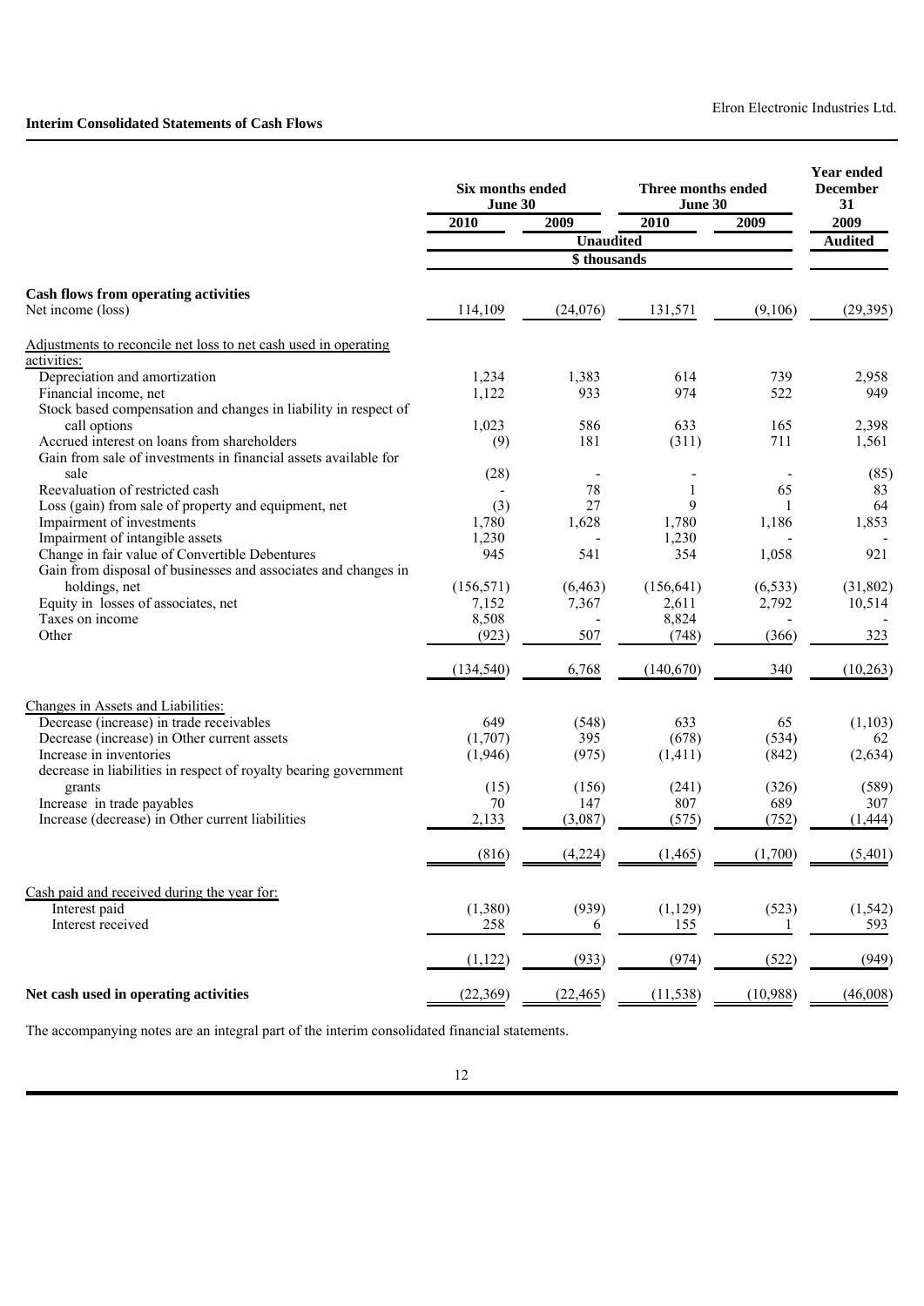Elron Electronic Industries Ltd.

**Interim Consolidated Statements of Cash Flows**

| | Six months ended June 30 | | Three months ended June 30 | | Year ended December 31 |
|---|---|---|---|---|---|
| | 2010 | 2009 | 2010 | 2009 | 2009 |
| | Unaudited | | | | Audited |
| | $ thousands | | | | |
| **Cash flows from operating activities** | | | | | |
| Net income (loss) | 114,109 | (24,076) | 131,571 | (9,106) | (29,395) |
| Adjustments to reconcile net loss to net cash used in operating activities: | | | | | |
| Depreciation and amortization | 1,234 | 1,383 | 614 | 739 | 2,958 |
| Financial income, net | 1,122 | 933 | 974 | 522 | 949 |
| Stock based compensation and changes in liability in respect of call options | 1,023 | 586 | 633 | 165 | 2,398 |
| Accrued interest on loans from shareholders | (9) | 181 | (311) | 711 | 1,561 |
| Gain from sale of investments in financial assets available for sale | (28) | - | - | - | (85) |
| Reevaluation of restricted cash | - | 78 | 1 | 65 | 83 |
| Loss (gain) from sale of property and equipment, net | (3) | 27 | 9 | 1 | 64 |
| Impairment of investments | 1,780 | 1,628 | 1,780 | 1,186 | 1,853 |
| Impairment of intangible assets | 1,230 | - | 1,230 | - | - |
| Change in fair value of Convertible Debentures | 945 | 541 | 354 | 1,058 | 921 |
| Gain from disposal of businesses and associates and changes in holdings, net | (156,571) | (6,463) | (156,641) | (6,533) | (31,802) |
| Equity in losses of associates, net | 7,152 | 7,367 | 2,611 | 2,792 | 10,514 |
| Taxes on income | 8,508 | - | 8,824 | - | - |
| Other | (923) | 507 | (748) | (366) | 323 |
| | (134,540) | 6,768 | (140,670) | 340 | (10,263) |
| Changes in Assets and Liabilities: | | | | | |
| Decrease (increase) in trade receivables | 649 | (548) | 633 | 65 | (1,103) |
| Decrease (increase) in Other current assets | (1,707) | 395 | (678) | (534) | 62 |
| Increase in inventories | (1,946) | (975) | (1,411) | (842) | (2,634) |
| decrease in liabilities in respect of royalty bearing government grants | (15) | (156) | (241) | (326) | (589) |
| Increase in trade payables | 70 | 147 | 807 | 689 | 307 |
| Increase (decrease) in Other current liabilities | 2,133 | (3,087) | (575) | (752) | (1,444) |
| | (816) | (4,224) | (1,465) | (1,700) | (5,401) |
| Cash paid and received during the year for: | | | | | |
| Interest paid | (1,380) | (939) | (1,129) | (523) | (1,542) |
| Interest received | 258 | 6 | 155 | 1 | 593 |
| | (1,122) | (933) | (974) | (522) | (949) |
| **Net cash used in operating activities** | (22,369) | (22,465) | (11,538) | (10,988) | (46,008) |

The accompanying notes are an integral part of the interim consolidated financial statements.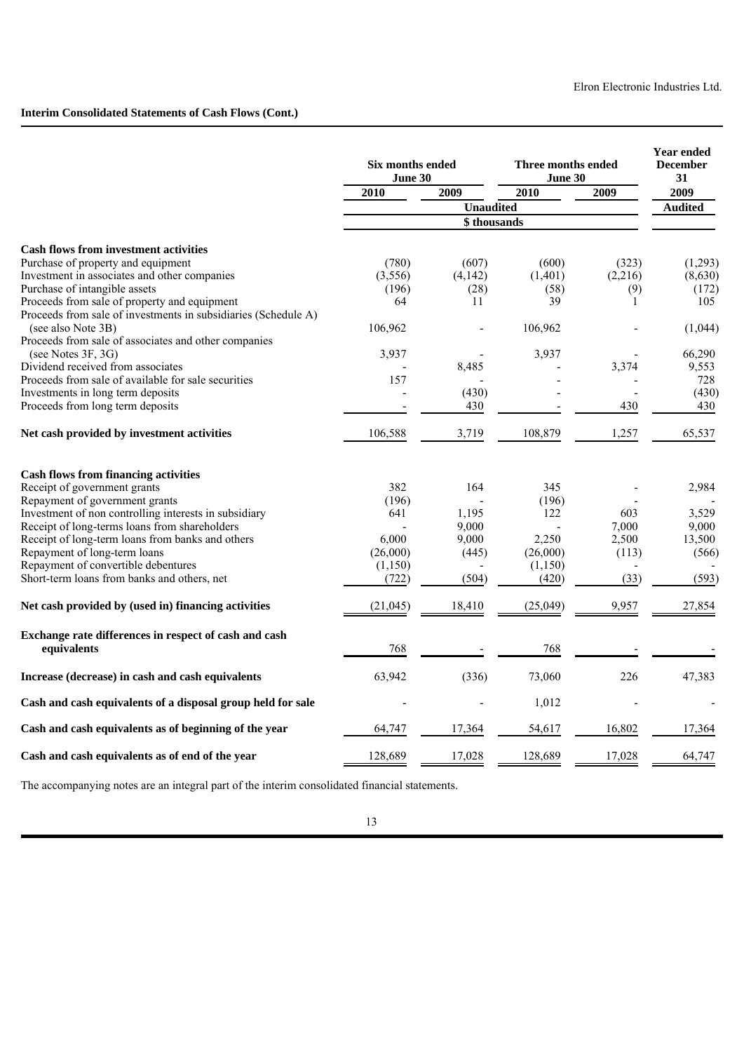Elron Electronic Industries Ltd.

**Interim Consolidated Statements of Cash Flows (Cont.)**

| | Six months ended June 30 | | Three months ended June 30 | | Year ended December 31 |
|---|---|---|---|---|---|
| | 2010 | 2009 | 2010 | 2009 | 2009 |
| | Unaudited | | | | Audited |
| | \$ thousands | | | | |
| **Cash flows from investment activities** | | | | | |
| Purchase of property and equipment | (780) | (607) | (600) | (323) | (1,293) |
| Investment in associates and other companies | (3,556) | (4,142) | (1,401) | (2,216) | (8,630) |
| Purchase of intangible assets | (196) | (28) | (58) | (9) | (172) |
| Proceeds from sale of property and equipment | 64 | 11 | 39 | 1 | 105 |
| Proceeds from sale of investments in subsidiaries (Schedule A) (see also Note 3B) | 106,962 | - | 106,962 | - | (1,044) |
| Proceeds from sale of associates and other companies (see Notes 3F, 3G) | 3,937 | - | 3,937 | - | 66,290 |
| Dividend received from associates | - | 8,485 | - | 3,374 | 9,553 |
| Proceeds from sale of available for sale securities | 157 | - | - | - | 728 |
| Investments in long term deposits | - | (430) | - | - | (430) |
| Proceeds from long term deposits | - | 430 | - | 430 | 430 |
| **Net cash provided by investment activities** | 106,588 | 3,719 | 108,879 | 1,257 | 65,537 |
| **Cash flows from financing activities** | | | | | |
| Receipt of government grants | 382 | 164 | 345 | - | 2,984 |
| Repayment of government grants | (196) | - | (196) | - | - |
| Investment of non controlling interests in subsidiary | 641 | 1,195 | 122 | 603 | 3,529 |
| Receipt of long-terms loans from shareholders | - | 9,000 | - | 7,000 | 9,000 |
| Receipt of long-term loans from banks and others | 6,000 | 9,000 | 2,250 | 2,500 | 13,500 |
| Repayment of long-term loans | (26,000) | (445) | (26,000) | (113) | (566) |
| Repayment of convertible debentures | (1,150) | - | (1,150) | - | - |
| Short-term loans from banks and others, net | (722) | (504) | (420) | (33) | (593) |
| **Net cash provided by (used in) financing activities** | (21,045) | 18,410 | (25,049) | 9,957 | 27,854 |
| **Exchange rate differences in respect of cash and cash equivalents** | 768 | - | 768 | - | - |
| **Increase (decrease) in cash and cash equivalents** | 63,942 | (336) | 73,060 | 226 | 47,383 |
| **Cash and cash equivalents of a disposal group held for sale** | - | - | 1,012 | - | - |
| **Cash and cash equivalents as of beginning of the year** | 64,747 | 17,364 | 54,617 | 16,802 | 17,364 |
| **Cash and cash equivalents as of end of the year** | 128,689 | 17,028 | 128,689 | 17,028 | 64,747 |

The accompanying notes are an integral part of the interim consolidated financial statements.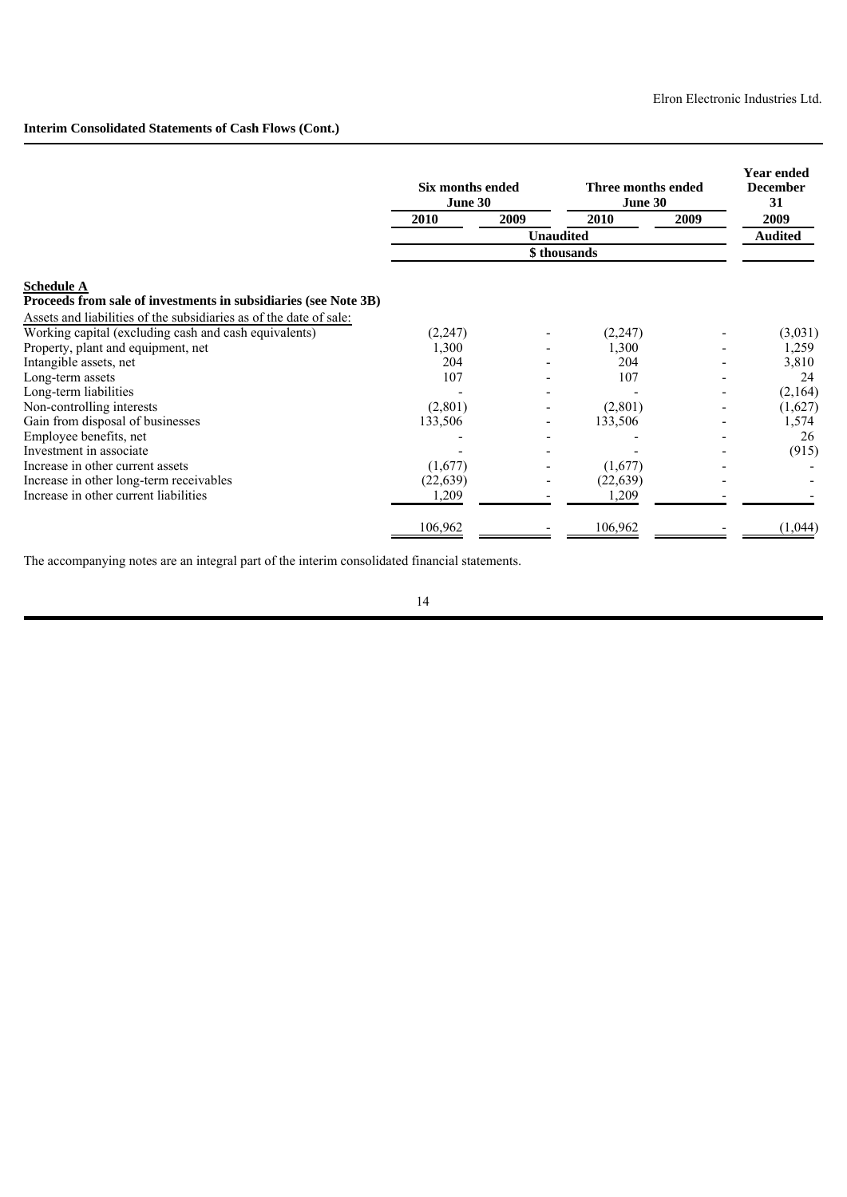**Interim Consolidated Statements of Cash Flows (Cont.)**

| | Six months ended June 30 | | Three months ended June 30 | | Year ended December 31 |
|---|---|---|---|---|---|
| | 2010 | 2009 | 2010 | 2009 | 2009 |
| | Unaudited | | | | Audited |
| | $ thousands | | | | |
| **Schedule A** | | | | | |
| **Proceeds from sale of investments in subsidiaries (see Note 3B)** | | | | | |
| Assets and liabilities of the subsidiaries as of the date of sale: | | | | | |
| Working capital (excluding cash and cash equivalents) | (2,247) | - | (2,247) | - | (3,031) |
| Property, plant and equipment, net | 1,300 | - | 1,300 | - | 1,259 |
| Intangible assets, net | 204 | - | 204 | - | 3,810 |
| Long-term assets | 107 | - | 107 | - | 24 |
| Long-term liabilities | - | - | - | - | (2,164) |
| Non-controlling interests | (2,801) | - | (2,801) | - | (1,627) |
| Gain from disposal of businesses | 133,506 | - | 133,506 | - | 1,574 |
| Employee benefits, net | - | - | - | - | 26 |
| Investment in associate | - | - | - | - | (915) |
| Increase in other current assets | (1,677) | - | (1,677) | - | - |
| Increase in other long-term receivables | (22,639) | - | (22,639) | - | - |
| Increase in other current liabilities | 1,209 | - | 1,209 | - | - |
| | 106,962 | - | 106,962 | - | (1,044) |

The accompanying notes are an integral part of the interim consolidated financial statements.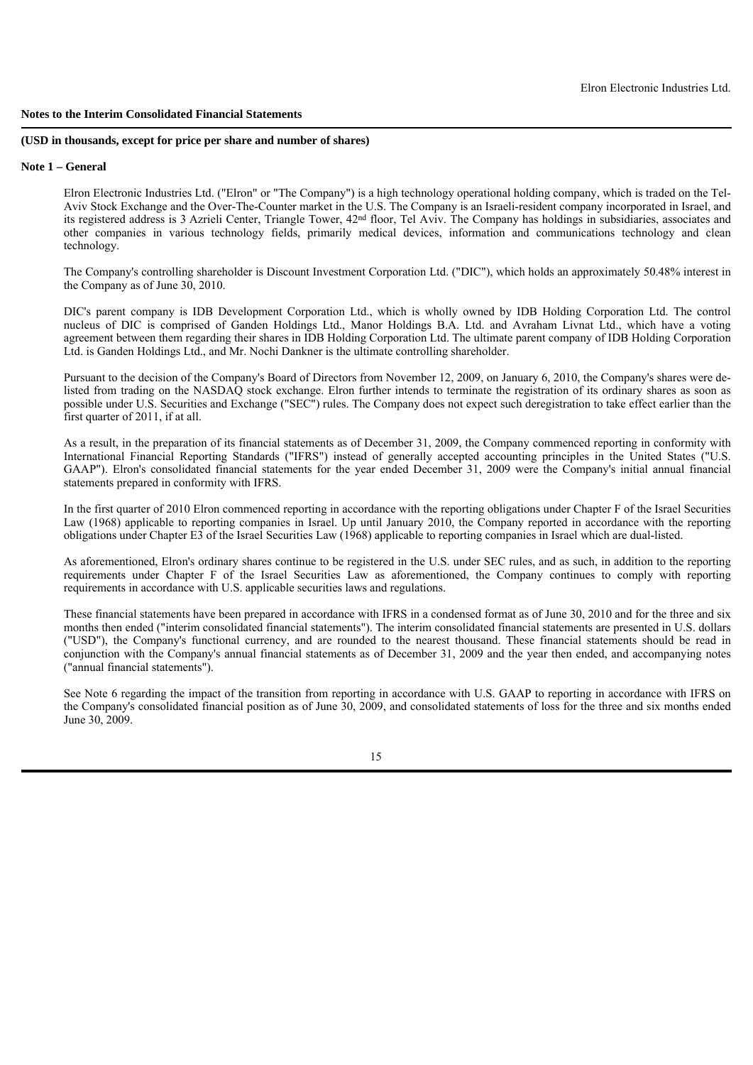**Notes to the Interim Consolidated Financial Statements**

**(USD in thousands, except for price per share and number of shares)**

**Note 1 – General**

Elron Electronic Industries Ltd. ("Elron" or "The Company") is a high technology operational holding company, which is traded on the Tel-Aviv Stock Exchange and the Over-The-Counter market in the U.S. The Company is an Israeli-resident company incorporated in Israel, and its registered address is 3 Azrieli Center, Triangle Tower, 42nd floor, Tel Aviv. The Company has holdings in subsidiaries, associates and other companies in various technology fields, primarily medical devices, information and communications technology and clean technology.

The Company's controlling shareholder is Discount Investment Corporation Ltd. ("DIC"), which holds an approximately 50.48% interest in the Company as of June 30, 2010.

DIC's parent company is IDB Development Corporation Ltd., which is wholly owned by IDB Holding Corporation Ltd. The control nucleus of DIC is comprised of Ganden Holdings Ltd., Manor Holdings B.A. Ltd. and Avraham Livnat Ltd., which have a voting agreement between them regarding their shares in IDB Holding Corporation Ltd. The ultimate parent company of IDB Holding Corporation Ltd. is Ganden Holdings Ltd., and Mr. Nochi Dankner is the ultimate controlling shareholder.

Pursuant to the decision of the Company's Board of Directors from November 12, 2009, on January 6, 2010, the Company's shares were de-listed from trading on the NASDAQ stock exchange. Elron further intends to terminate the registration of its ordinary shares as soon as possible under U.S. Securities and Exchange ("SEC") rules. The Company does not expect such deregistration to take effect earlier than the first quarter of 2011, if at all.

As a result, in the preparation of its financial statements as of December 31, 2009, the Company commenced reporting in conformity with International Financial Reporting Standards ("IFRS") instead of generally accepted accounting principles in the United States ("U.S. GAAP"). Elron's consolidated financial statements for the year ended December 31, 2009 were the Company's initial annual financial statements prepared in conformity with IFRS.

In the first quarter of 2010 Elron commenced reporting in accordance with the reporting obligations under Chapter F of the Israel Securities Law (1968) applicable to reporting companies in Israel. Up until January 2010, the Company reported in accordance with the reporting obligations under Chapter E3 of the Israel Securities Law (1968) applicable to reporting companies in Israel which are dual-listed.

As aforementioned, Elron's ordinary shares continue to be registered in the U.S. under SEC rules, and as such, in addition to the reporting requirements under Chapter F of the Israel Securities Law as aforementioned, the Company continues to comply with reporting requirements in accordance with U.S. applicable securities laws and regulations.

These financial statements have been prepared in accordance with IFRS in a condensed format as of June 30, 2010 and for the three and six months then ended ("interim consolidated financial statements"). The interim consolidated financial statements are presented in U.S. dollars ("USD"), the Company's functional currency, and are rounded to the nearest thousand. These financial statements should be read in conjunction with the Company's annual financial statements as of December 31, 2009 and the year then ended, and accompanying notes ("annual financial statements").

See Note 6 regarding the impact of the transition from reporting in accordance with U.S. GAAP to reporting in accordance with IFRS on the Company's consolidated financial position as of June 30, 2009, and consolidated statements of loss for the three and six months ended June 30, 2009.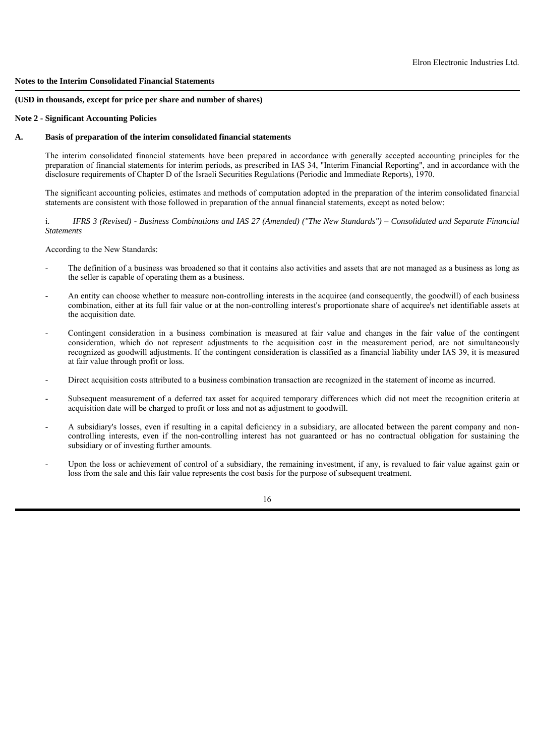**Notes to the Interim Consolidated Financial Statements**

**(USD in thousands, except for price per share and number of shares)**

**Note 2 - Significant Accounting Policies**

**A. Basis of preparation of the interim consolidated financial statements**

The interim consolidated financial statements have been prepared in accordance with generally accepted accounting principles for the preparation of financial statements for interim periods, as prescribed in IAS 34, "Interim Financial Reporting", and in accordance with the disclosure requirements of Chapter D of the Israeli Securities Regulations (Periodic and Immediate Reports), 1970.

The significant accounting policies, estimates and methods of computation adopted in the preparation of the interim consolidated financial statements are consistent with those followed in preparation of the annual financial statements, except as noted below:

i. *IFRS 3 (Revised) - Business Combinations and IAS 27 (Amended) ("The New Standards") – Consolidated and Separate Financial Statements*

According to the New Standards:

- The definition of a business was broadened so that it contains also activities and assets that are not managed as a business as long as the seller is capable of operating them as a business.
- An entity can choose whether to measure non-controlling interests in the acquiree (and consequently, the goodwill) of each business combination, either at its full fair value or at the non-controlling interest's proportionate share of acquiree's net identifiable assets at the acquisition date.
- Contingent consideration in a business combination is measured at fair value and changes in the fair value of the contingent consideration, which do not represent adjustments to the acquisition cost in the measurement period, are not simultaneously recognized as goodwill adjustments. If the contingent consideration is classified as a financial liability under IAS 39, it is measured at fair value through profit or loss.
- Direct acquisition costs attributed to a business combination transaction are recognized in the statement of income as incurred.
- Subsequent measurement of a deferred tax asset for acquired temporary differences which did not meet the recognition criteria at acquisition date will be charged to profit or loss and not as adjustment to goodwill.
- A subsidiary's losses, even if resulting in a capital deficiency in a subsidiary, are allocated between the parent company and non-controlling interests, even if the non-controlling interest has not guaranteed or has no contractual obligation for sustaining the subsidiary or of investing further amounts.
- Upon the loss or achievement of control of a subsidiary, the remaining investment, if any, is revalued to fair value against gain or loss from the sale and this fair value represents the cost basis for the purpose of subsequent treatment.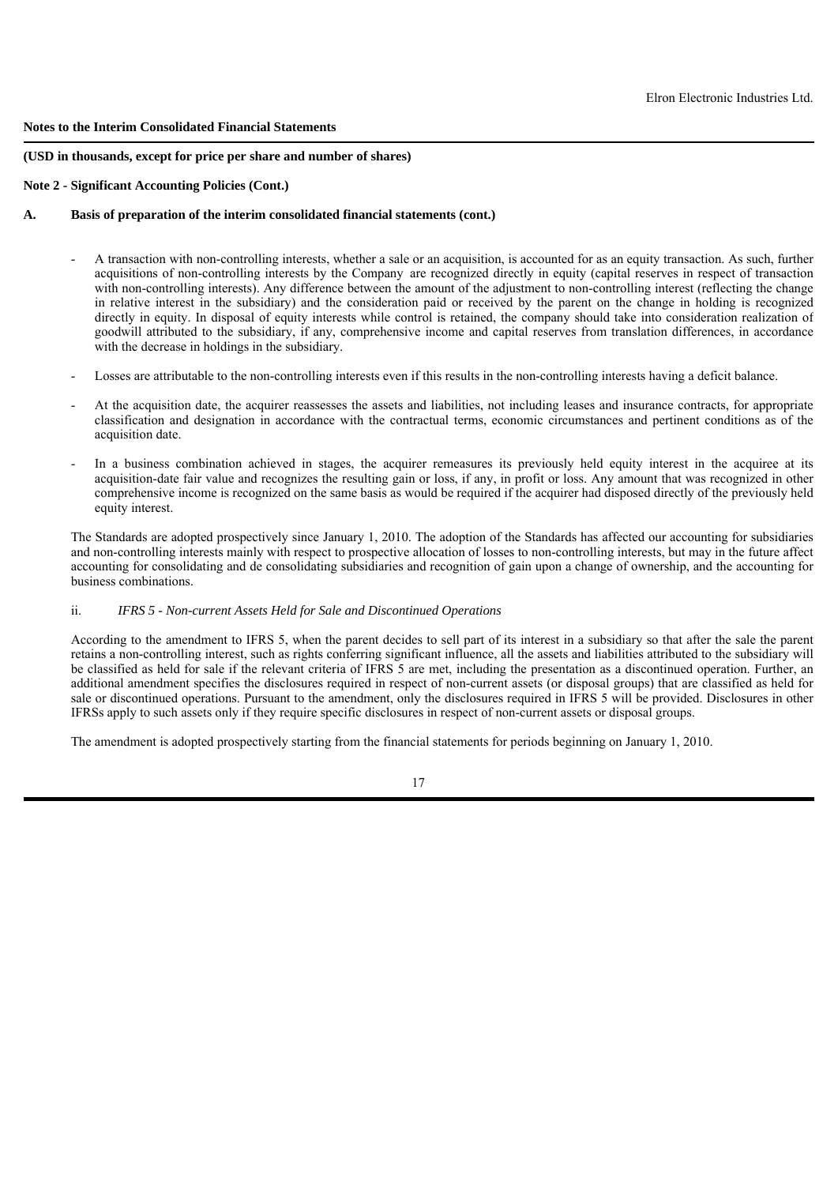**Notes to the Interim Consolidated Financial Statements**

**(USD in thousands, except for price per share and number of shares)**

**Note 2 - Significant Accounting Policies (Cont.)**

**A. Basis of preparation of the interim consolidated financial statements (cont.)**

- A transaction with non-controlling interests, whether a sale or an acquisition, is accounted for as an equity transaction. As such, further acquisitions of non-controlling interests by the Company are recognized directly in equity (capital reserves in respect of transaction with non-controlling interests). Any difference between the amount of the adjustment to non-controlling interest (reflecting the change in relative interest in the subsidiary) and the consideration paid or received by the parent on the change in holding is recognized directly in equity. In disposal of equity interests while control is retained, the company should take into consideration realization of goodwill attributed to the subsidiary, if any, comprehensive income and capital reserves from translation differences, in accordance with the decrease in holdings in the subsidiary.

- Losses are attributable to the non-controlling interests even if this results in the non-controlling interests having a deficit balance.

- At the acquisition date, the acquirer reassesses the assets and liabilities, not including leases and insurance contracts, for appropriate classification and designation in accordance with the contractual terms, economic circumstances and pertinent conditions as of the acquisition date.

- In a business combination achieved in stages, the acquirer remeasures its previously held equity interest in the acquiree at its acquisition-date fair value and recognizes the resulting gain or loss, if any, in profit or loss. Any amount that was recognized in other comprehensive income is recognized on the same basis as would be required if the acquirer had disposed directly of the previously held equity interest.

The Standards are adopted prospectively since January 1, 2010. The adoption of the Standards has affected our accounting for subsidiaries and non-controlling interests mainly with respect to prospective allocation of losses to non-controlling interests, but may in the future affect accounting for consolidating and de consolidating subsidiaries and recognition of gain upon a change of ownership, and the accounting for business combinations.

ii. *IFRS 5 - Non-current Assets Held for Sale and Discontinued Operations*

According to the amendment to IFRS 5, when the parent decides to sell part of its interest in a subsidiary so that after the sale the parent retains a non-controlling interest, such as rights conferring significant influence, all the assets and liabilities attributed to the subsidiary will be classified as held for sale if the relevant criteria of IFRS 5 are met, including the presentation as a discontinued operation. Further, an additional amendment specifies the disclosures required in respect of non-current assets (or disposal groups) that are classified as held for sale or discontinued operations. Pursuant to the amendment, only the disclosures required in IFRS 5 will be provided. Disclosures in other IFRSs apply to such assets only if they require specific disclosures in respect of non-current assets or disposal groups.

The amendment is adopted prospectively starting from the financial statements for periods beginning on January 1, 2010.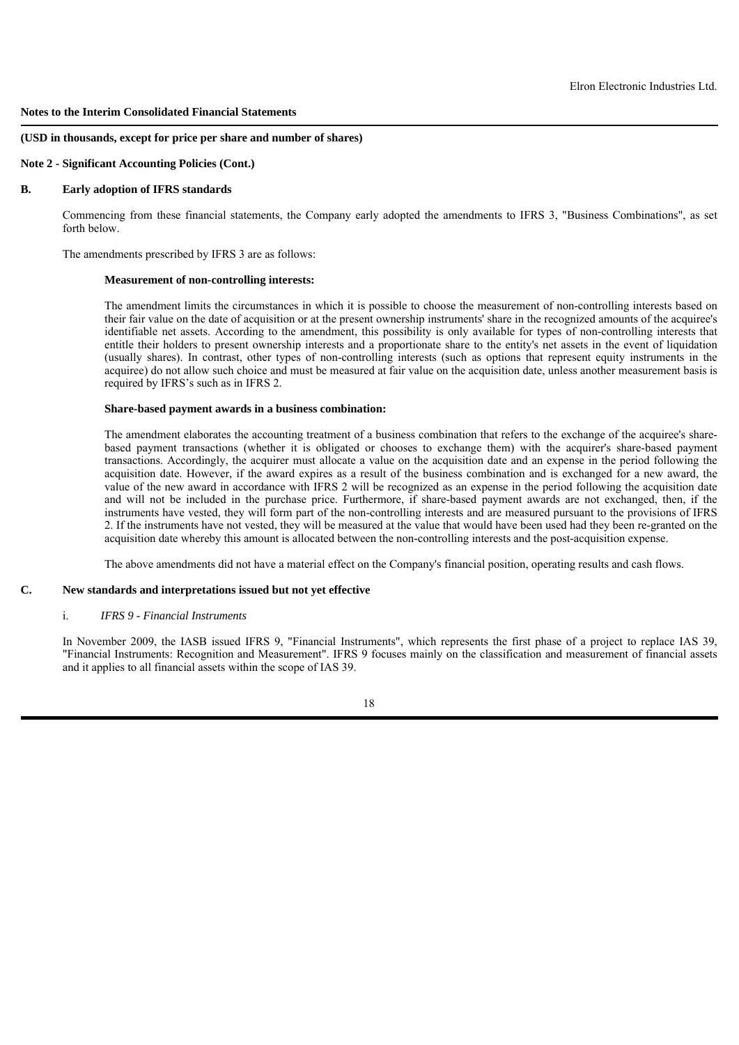**Notes to the Interim Consolidated Financial Statements**

**(USD in thousands, except for price per share and number of shares)**

**Note 2 - Significant Accounting Policies (Cont.)**

**B. Early adoption of IFRS standards**

Commencing from these financial statements, the Company early adopted the amendments to IFRS 3, "Business Combinations", as set forth below.

The amendments prescribed by IFRS 3 are as follows:

**Measurement of non-controlling interests:**

The amendment limits the circumstances in which it is possible to choose the measurement of non-controlling interests based on their fair value on the date of acquisition or at the present ownership instruments' share in the recognized amounts of the acquiree's identifiable net assets. According to the amendment, this possibility is only available for types of non-controlling interests that entitle their holders to present ownership interests and a proportionate share to the entity's net assets in the event of liquidation (usually shares). In contrast, other types of non-controlling interests (such as options that represent equity instruments in the acquiree) do not allow such choice and must be measured at fair value on the acquisition date, unless another measurement basis is required by IFRS's such as in IFRS 2.

**Share-based payment awards in a business combination:**

The amendment elaborates the accounting treatment of a business combination that refers to the exchange of the acquiree's share-based payment transactions (whether it is obligated or chooses to exchange them) with the acquirer's share-based payment transactions. Accordingly, the acquirer must allocate a value on the acquisition date and an expense in the period following the acquisition date. However, if the award expires as a result of the business combination and is exchanged for a new award, the value of the new award in accordance with IFRS 2 will be recognized as an expense in the period following the acquisition date and will not be included in the purchase price. Furthermore, if share-based payment awards are not exchanged, then, if the instruments have vested, they will form part of the non-controlling interests and are measured pursuant to the provisions of IFRS 2. If the instruments have not vested, they will be measured at the value that would have been used had they been re-granted on the acquisition date whereby this amount is allocated between the non-controlling interests and the post-acquisition expense.

The above amendments did not have a material effect on the Company's financial position, operating results and cash flows.

**C. New standards and interpretations issued but not yet effective**

i. *IFRS 9 - Financial Instruments*

In November 2009, the IASB issued IFRS 9, "Financial Instruments", which represents the first phase of a project to replace IAS 39, "Financial Instruments: Recognition and Measurement". IFRS 9 focuses mainly on the classification and measurement of financial assets and it applies to all financial assets within the scope of IAS 39.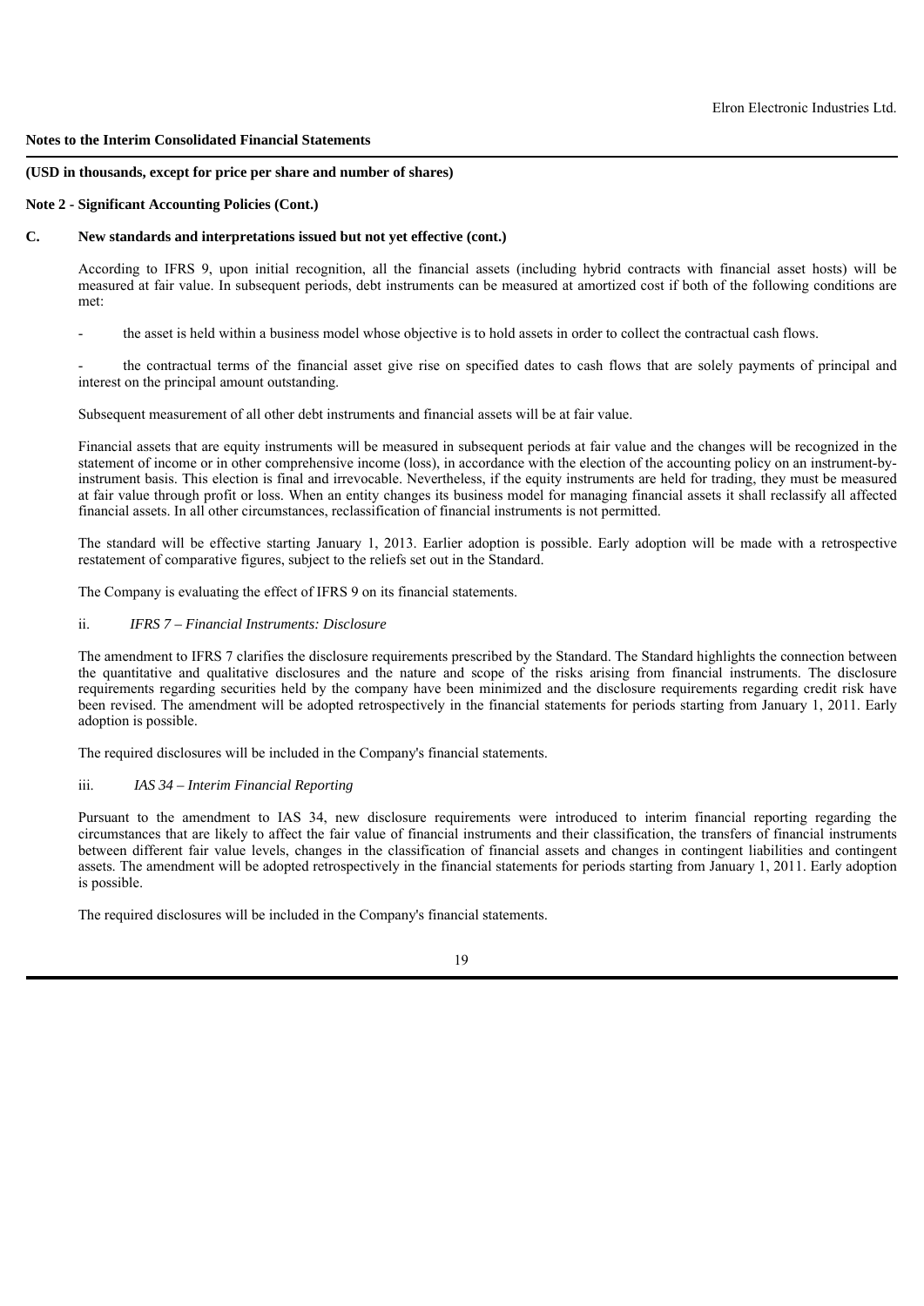**Notes to the Interim Consolidated Financial Statements**

**(USD in thousands, except for price per share and number of shares)**

**Note 2 - Significant Accounting Policies (Cont.)**

**C. New standards and interpretations issued but not yet effective (cont.)**

According to IFRS 9, upon initial recognition, all the financial assets (including hybrid contracts with financial asset hosts) will be measured at fair value. In subsequent periods, debt instruments can be measured at amortized cost if both of the following conditions are met:

- the asset is held within a business model whose objective is to hold assets in order to collect the contractual cash flows.

- the contractual terms of the financial asset give rise on specified dates to cash flows that are solely payments of principal and interest on the principal amount outstanding.

Subsequent measurement of all other debt instruments and financial assets will be at fair value.

Financial assets that are equity instruments will be measured in subsequent periods at fair value and the changes will be recognized in the statement of income or in other comprehensive income (loss), in accordance with the election of the accounting policy on an instrument-by-instrument basis. This election is final and irrevocable. Nevertheless, if the equity instruments are held for trading, they must be measured at fair value through profit or loss. When an entity changes its business model for managing financial assets it shall reclassify all affected financial assets. In all other circumstances, reclassification of financial instruments is not permitted.

The standard will be effective starting January 1, 2013. Earlier adoption is possible. Early adoption will be made with a retrospective restatement of comparative figures, subject to the reliefs set out in the Standard.

The Company is evaluating the effect of IFRS 9 on its financial statements.

ii. *IFRS 7 – Financial Instruments: Disclosure*

The amendment to IFRS 7 clarifies the disclosure requirements prescribed by the Standard. The Standard highlights the connection between the quantitative and qualitative disclosures and the nature and scope of the risks arising from financial instruments. The disclosure requirements regarding securities held by the company have been minimized and the disclosure requirements regarding credit risk have been revised. The amendment will be adopted retrospectively in the financial statements for periods starting from January 1, 2011. Early adoption is possible.

The required disclosures will be included in the Company's financial statements.

iii. *IAS 34 – Interim Financial Reporting*

Pursuant to the amendment to IAS 34, new disclosure requirements were introduced to interim financial reporting regarding the circumstances that are likely to affect the fair value of financial instruments and their classification, the transfers of financial instruments between different fair value levels, changes in the classification of financial assets and changes in contingent liabilities and contingent assets. The amendment will be adopted retrospectively in the financial statements for periods starting from January 1, 2011. Early adoption is possible.

The required disclosures will be included in the Company's financial statements.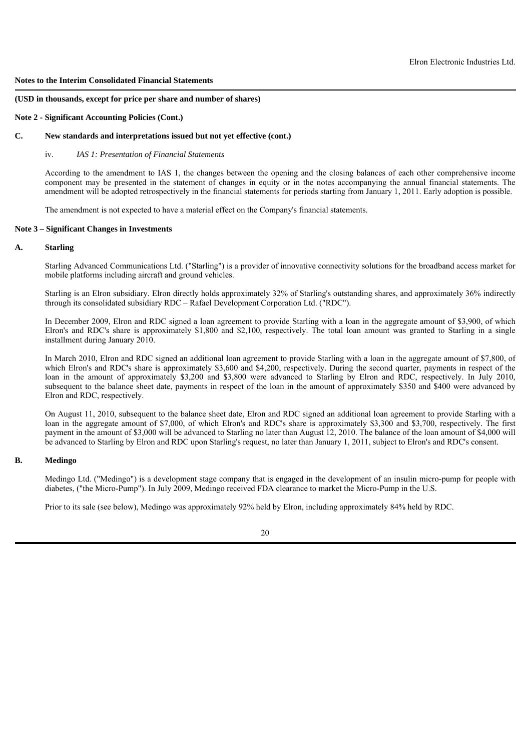**Notes to the Interim Consolidated Financial Statements**

**(USD in thousands, except for price per share and number of shares)**

**Note 2 - Significant Accounting Policies (Cont.)**

**C. New standards and interpretations issued but not yet effective (cont.)**

iv. *IAS 1: Presentation of Financial Statements*

According to the amendment to IAS 1, the changes between the opening and the closing balances of each other comprehensive income component may be presented in the statement of changes in equity or in the notes accompanying the annual financial statements. The amendment will be adopted retrospectively in the financial statements for periods starting from January 1, 2011. Early adoption is possible.

The amendment is not expected to have a material effect on the Company's financial statements.

**Note 3 – Significant Changes in Investments**

**A. Starling**

Starling Advanced Communications Ltd. ("Starling") is a provider of innovative connectivity solutions for the broadband access market for mobile platforms including aircraft and ground vehicles.

Starling is an Elron subsidiary. Elron directly holds approximately 32% of Starling's outstanding shares, and approximately 36% indirectly through its consolidated subsidiary RDC – Rafael Development Corporation Ltd. ("RDC").

In December 2009, Elron and RDC signed a loan agreement to provide Starling with a loan in the aggregate amount of $3,900, of which Elron's and RDC's share is approximately $1,800 and $2,100, respectively. The total loan amount was granted to Starling in a single installment during January 2010.

In March 2010, Elron and RDC signed an additional loan agreement to provide Starling with a loan in the aggregate amount of $7,800, of which Elron's and RDC's share is approximately $3,600 and $4,200, respectively. During the second quarter, payments in respect of the loan in the amount of approximately $3,200 and $3,800 were advanced to Starling by Elron and RDC, respectively. In July 2010, subsequent to the balance sheet date, payments in respect of the loan in the amount of approximately $350 and $400 were advanced by Elron and RDC, respectively.

On August 11, 2010, subsequent to the balance sheet date, Elron and RDC signed an additional loan agreement to provide Starling with a loan in the aggregate amount of $7,000, of which Elron's and RDC's share is approximately $3,300 and $3,700, respectively. The first payment in the amount of $3,000 will be advanced to Starling no later than August 12, 2010. The balance of the loan amount of $4,000 will be advanced to Starling by Elron and RDC upon Starling's request, no later than January 1, 2011, subject to Elron's and RDC's consent.

**B. Medingo**

Medingo Ltd. ("Medingo") is a development stage company that is engaged in the development of an insulin micro-pump for people with diabetes, ("the Micro-Pump"). In July 2009, Medingo received FDA clearance to market the Micro-Pump in the U.S.

Prior to its sale (see below), Medingo was approximately 92% held by Elron, including approximately 84% held by RDC.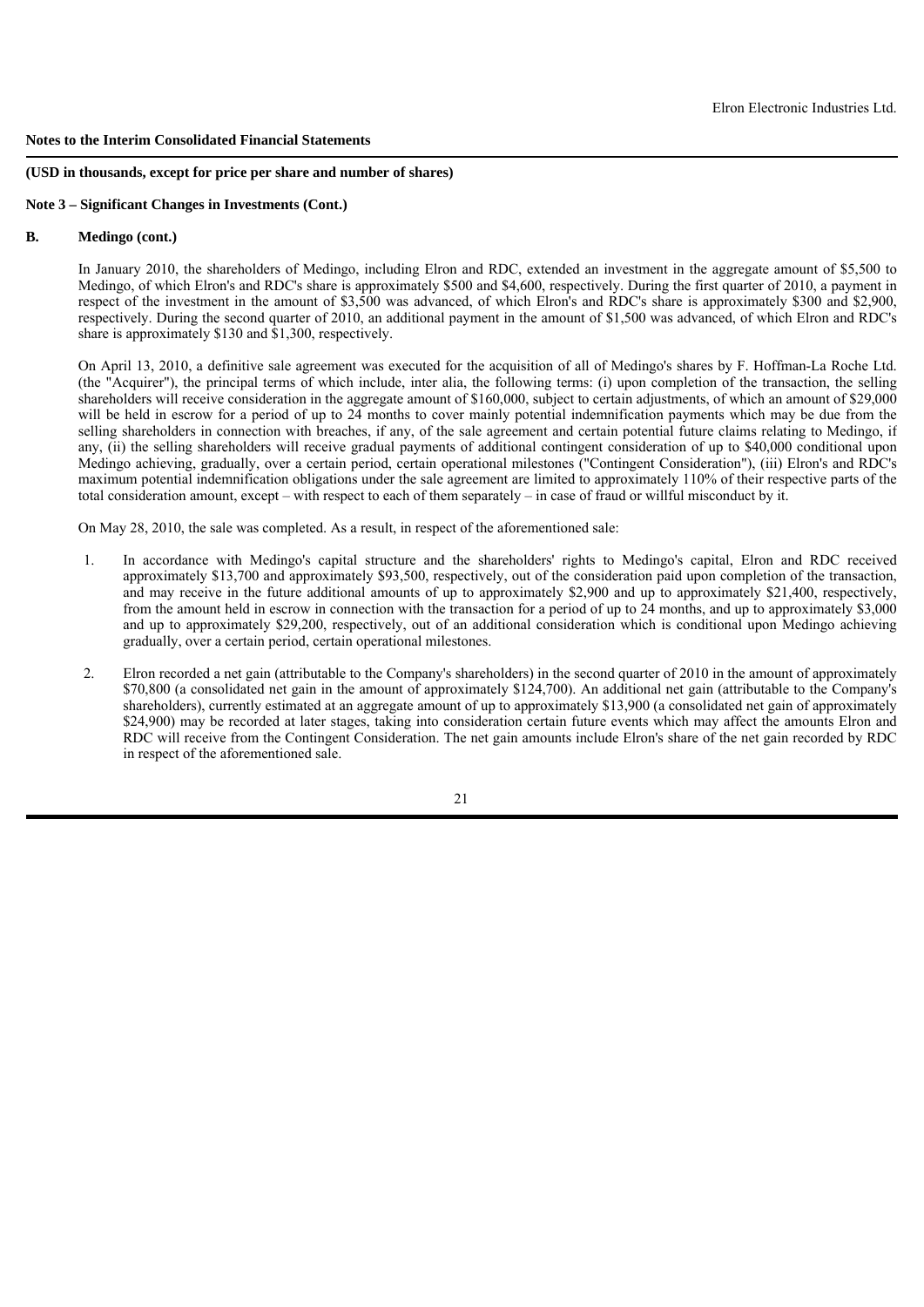**Notes to the Interim Consolidated Financial Statements**

**(USD in thousands, except for price per share and number of shares)**

**Note 3 – Significant Changes in Investments (Cont.)**

**B. Medingo (cont.)**

In January 2010, the shareholders of Medingo, including Elron and RDC, extended an investment in the aggregate amount of $5,500 to Medingo, of which Elron's and RDC's share is approximately $500 and $4,600, respectively. During the first quarter of 2010, a payment in respect of the investment in the amount of $3,500 was advanced, of which Elron's and RDC's share is approximately $300 and $2,900, respectively. During the second quarter of 2010, an additional payment in the amount of $1,500 was advanced, of which Elron and RDC's share is approximately $130 and $1,300, respectively.

On April 13, 2010, a definitive sale agreement was executed for the acquisition of all of Medingo's shares by F. Hoffman-La Roche Ltd. (the "Acquirer"), the principal terms of which include, inter alia, the following terms: (i) upon completion of the transaction, the selling shareholders will receive consideration in the aggregate amount of $160,000, subject to certain adjustments, of which an amount of $29,000 will be held in escrow for a period of up to 24 months to cover mainly potential indemnification payments which may be due from the selling shareholders in connection with breaches, if any, of the sale agreement and certain potential future claims relating to Medingo, if any, (ii) the selling shareholders will receive gradual payments of additional contingent consideration of up to $40,000 conditional upon Medingo achieving, gradually, over a certain period, certain operational milestones ("Contingent Consideration"), (iii) Elron's and RDC's maximum potential indemnification obligations under the sale agreement are limited to approximately 110% of their respective parts of the total consideration amount, except – with respect to each of them separately – in case of fraud or willful misconduct by it.

On May 28, 2010, the sale was completed. As a result, in respect of the aforementioned sale:

1. In accordance with Medingo's capital structure and the shareholders' rights to Medingo's capital, Elron and RDC received approximately $13,700 and approximately $93,500, respectively, out of the consideration paid upon completion of the transaction, and may receive in the future additional amounts of up to approximately $2,900 and up to approximately $21,400, respectively, from the amount held in escrow in connection with the transaction for a period of up to 24 months, and up to approximately $3,000 and up to approximately $29,200, respectively, out of an additional consideration which is conditional upon Medingo achieving gradually, over a certain period, certain operational milestones.

2. Elron recorded a net gain (attributable to the Company's shareholders) in the second quarter of 2010 in the amount of approximately $70,800 (a consolidated net gain in the amount of approximately $124,700). An additional net gain (attributable to the Company's shareholders), currently estimated at an aggregate amount of up to approximately $13,900 (a consolidated net gain of approximately $24,900) may be recorded at later stages, taking into consideration certain future events which may affect the amounts Elron and RDC will receive from the Contingent Consideration. The net gain amounts include Elron's share of the net gain recorded by RDC in respect of the aforementioned sale.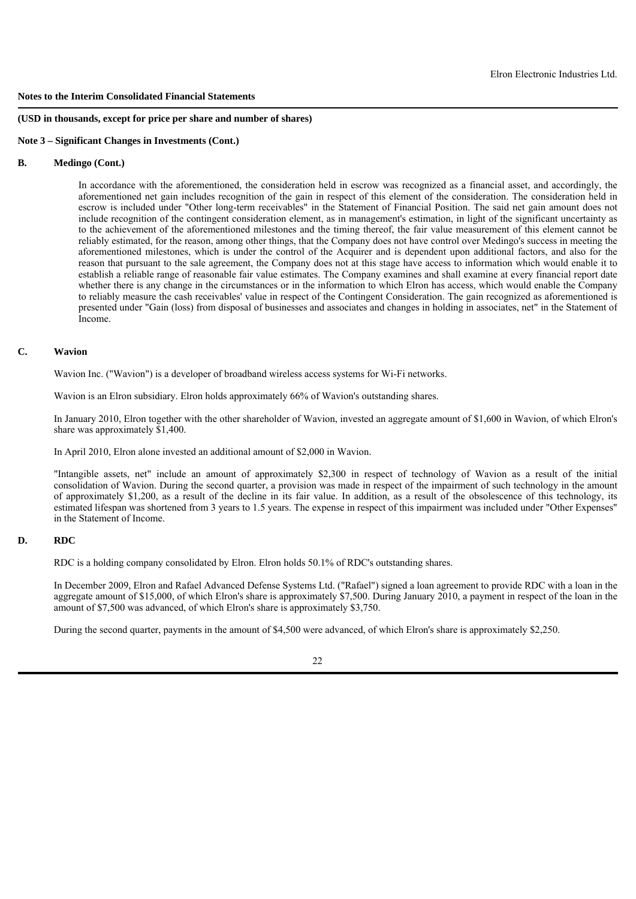**Notes to the Interim Consolidated Financial Statements**

**(USD in thousands, except for price per share and number of shares)**

**Note 3 – Significant Changes in Investments (Cont.)**

**B. Medingo (Cont.)**

In accordance with the aforementioned, the consideration held in escrow was recognized as a financial asset, and accordingly, the aforementioned net gain includes recognition of the gain in respect of this element of the consideration. The consideration held in escrow is included under "Other long-term receivables" in the Statement of Financial Position. The said net gain amount does not include recognition of the contingent consideration element, as in management's estimation, in light of the significant uncertainty as to the achievement of the aforementioned milestones and the timing thereof, the fair value measurement of this element cannot be reliably estimated, for the reason, among other things, that the Company does not have control over Medingo's success in meeting the aforementioned milestones, which is under the control of the Acquirer and is dependent upon additional factors, and also for the reason that pursuant to the sale agreement, the Company does not at this stage have access to information which would enable it to establish a reliable range of reasonable fair value estimates. The Company examines and shall examine at every financial report date whether there is any change in the circumstances or in the information to which Elron has access, which would enable the Company to reliably measure the cash receivables' value in respect of the Contingent Consideration. The gain recognized as aforementioned is presented under "Gain (loss) from disposal of businesses and associates and changes in holding in associates, net" in the Statement of Income.

**C. Wavion**

Wavion Inc. ("Wavion") is a developer of broadband wireless access systems for Wi-Fi networks.

Wavion is an Elron subsidiary. Elron holds approximately 66% of Wavion's outstanding shares.

In January 2010, Elron together with the other shareholder of Wavion, invested an aggregate amount of $1,600 in Wavion, of which Elron's share was approximately $1,400.

In April 2010, Elron alone invested an additional amount of $2,000 in Wavion.

"Intangible assets, net" include an amount of approximately $2,300 in respect of technology of Wavion as a result of the initial consolidation of Wavion. During the second quarter, a provision was made in respect of the impairment of such technology in the amount of approximately $1,200, as a result of the decline in its fair value. In addition, as a result of the obsolescence of this technology, its estimated lifespan was shortened from 3 years to 1.5 years. The expense in respect of this impairment was included under "Other Expenses" in the Statement of Income.

**D. RDC**

RDC is a holding company consolidated by Elron. Elron holds 50.1% of RDC's outstanding shares.

In December 2009, Elron and Rafael Advanced Defense Systems Ltd. ("Rafael") signed a loan agreement to provide RDC with a loan in the aggregate amount of $15,000, of which Elron's share is approximately $7,500. During January 2010, a payment in respect of the loan in the amount of $7,500 was advanced, of which Elron's share is approximately $3,750.

During the second quarter, payments in the amount of $4,500 were advanced, of which Elron's share is approximately $2,250.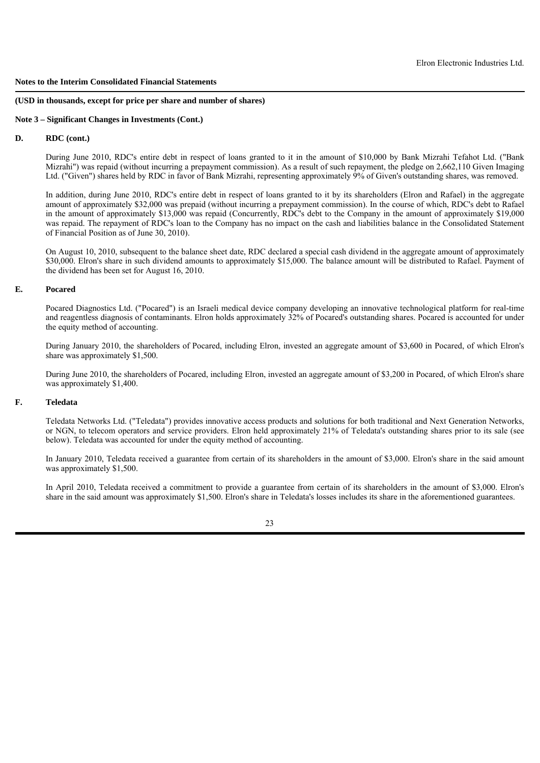**Notes to the Interim Consolidated Financial Statements**

**(USD in thousands, except for price per share and number of shares)**

**Note 3 – Significant Changes in Investments (Cont.)**

**D. RDC (cont.)**

During June 2010, RDC's entire debt in respect of loans granted to it in the amount of $10,000 by Bank Mizrahi Tefahot Ltd. ("Bank Mizrahi") was repaid (without incurring a prepayment commission). As a result of such repayment, the pledge on 2,662,110 Given Imaging Ltd. ("Given") shares held by RDC in favor of Bank Mizrahi, representing approximately 9% of Given's outstanding shares, was removed.

In addition, during June 2010, RDC's entire debt in respect of loans granted to it by its shareholders (Elron and Rafael) in the aggregate amount of approximately $32,000 was prepaid (without incurring a prepayment commission). In the course of which, RDC's debt to Rafael in the amount of approximately $13,000 was repaid (Concurrently, RDC's debt to the Company in the amount of approximately $19,000 was repaid. The repayment of RDC's loan to the Company has no impact on the cash and liabilities balance in the Consolidated Statement of Financial Position as of June 30, 2010).

On August 10, 2010, subsequent to the balance sheet date, RDC declared a special cash dividend in the aggregate amount of approximately $30,000. Elron's share in such dividend amounts to approximately $15,000. The balance amount will be distributed to Rafael. Payment of the dividend has been set for August 16, 2010.

**E. Pocared**

Pocared Diagnostics Ltd. ("Pocared") is an Israeli medical device company developing an innovative technological platform for real-time and reagentless diagnosis of contaminants. Elron holds approximately 32% of Pocared's outstanding shares. Pocared is accounted for under the equity method of accounting.

During January 2010, the shareholders of Pocared, including Elron, invested an aggregate amount of $3,600 in Pocared, of which Elron's share was approximately $1,500.

During June 2010, the shareholders of Pocared, including Elron, invested an aggregate amount of $3,200 in Pocared, of which Elron's share was approximately $1,400.

**F. Teledata**

Teledata Networks Ltd. ("Teledata") provides innovative access products and solutions for both traditional and Next Generation Networks, or NGN, to telecom operators and service providers. Elron held approximately 21% of Teledata's outstanding shares prior to its sale (see below). Teledata was accounted for under the equity method of accounting.

In January 2010, Teledata received a guarantee from certain of its shareholders in the amount of $3,000. Elron's share in the said amount was approximately $1,500.

In April 2010, Teledata received a commitment to provide a guarantee from certain of its shareholders in the amount of $3,000. Elron's share in the said amount was approximately $1,500. Elron's share in Teledata's losses includes its share in the aforementioned guarantees.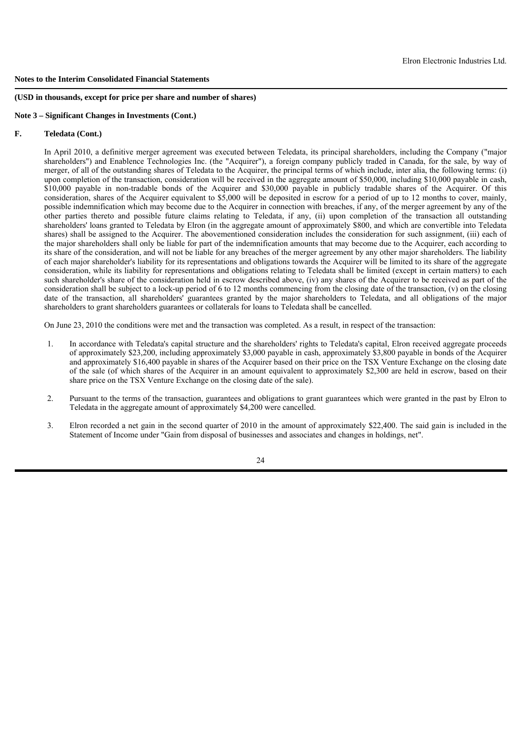**Notes to the Interim Consolidated Financial Statements**

**(USD in thousands, except for price per share and number of shares)**

**Note 3 – Significant Changes in Investments (Cont.)**

**F. Teledata (Cont.)**

In April 2010, a definitive merger agreement was executed between Teledata, its principal shareholders, including the Company ("major shareholders") and Enablence Technologies Inc. (the "Acquirer"), a foreign company publicly traded in Canada, for the sale, by way of merger, of all of the outstanding shares of Teledata to the Acquirer, the principal terms of which include, inter alia, the following terms: (i) upon completion of the transaction, consideration will be received in the aggregate amount of $50,000, including $10,000 payable in cash, $10,000 payable in non-tradable bonds of the Acquirer and $30,000 payable in publicly tradable shares of the Acquirer. Of this consideration, shares of the Acquirer equivalent to $5,000 will be deposited in escrow for a period of up to 12 months to cover, mainly, possible indemnification which may become due to the Acquirer in connection with breaches, if any, of the merger agreement by any of the other parties thereto and possible future claims relating to Teledata, if any, (ii) upon completion of the transaction all outstanding shareholders' loans granted to Teledata by Elron (in the aggregate amount of approximately $800, and which are convertible into Teledata shares) shall be assigned to the Acquirer. The abovementioned consideration includes the consideration for such assignment, (iii) each of the major shareholders shall only be liable for part of the indemnification amounts that may become due to the Acquirer, each according to its share of the consideration, and will not be liable for any breaches of the merger agreement by any other major shareholders. The liability of each major shareholder's liability for its representations and obligations towards the Acquirer will be limited to its share of the aggregate consideration, while its liability for representations and obligations relating to Teledata shall be limited (except in certain matters) to each such shareholder's share of the consideration held in escrow described above, (iv) any shares of the Acquirer to be received as part of the consideration shall be subject to a lock-up period of 6 to 12 months commencing from the closing date of the transaction, (v) on the closing date of the transaction, all shareholders' guarantees granted by the major shareholders to Teledata, and all obligations of the major shareholders to grant shareholders guarantees or collaterals for loans to Teledata shall be cancelled.

On June 23, 2010 the conditions were met and the transaction was completed. As a result, in respect of the transaction:

1. In accordance with Teledata's capital structure and the shareholders' rights to Teledata's capital, Elron received aggregate proceeds of approximately $23,200, including approximately $3,000 payable in cash, approximately $3,800 payable in bonds of the Acquirer and approximately $16,400 payable in shares of the Acquirer based on their price on the TSX Venture Exchange on the closing date of the sale (of which shares of the Acquirer in an amount equivalent to approximately $2,300 are held in escrow, based on their share price on the TSX Venture Exchange on the closing date of the sale).

2. Pursuant to the terms of the transaction, guarantees and obligations to grant guarantees which were granted in the past by Elron to Teledata in the aggregate amount of approximately $4,200 were cancelled.

3. Elron recorded a net gain in the second quarter of 2010 in the amount of approximately $22,400. The said gain is included in the Statement of Income under "Gain from disposal of businesses and associates and changes in holdings, net".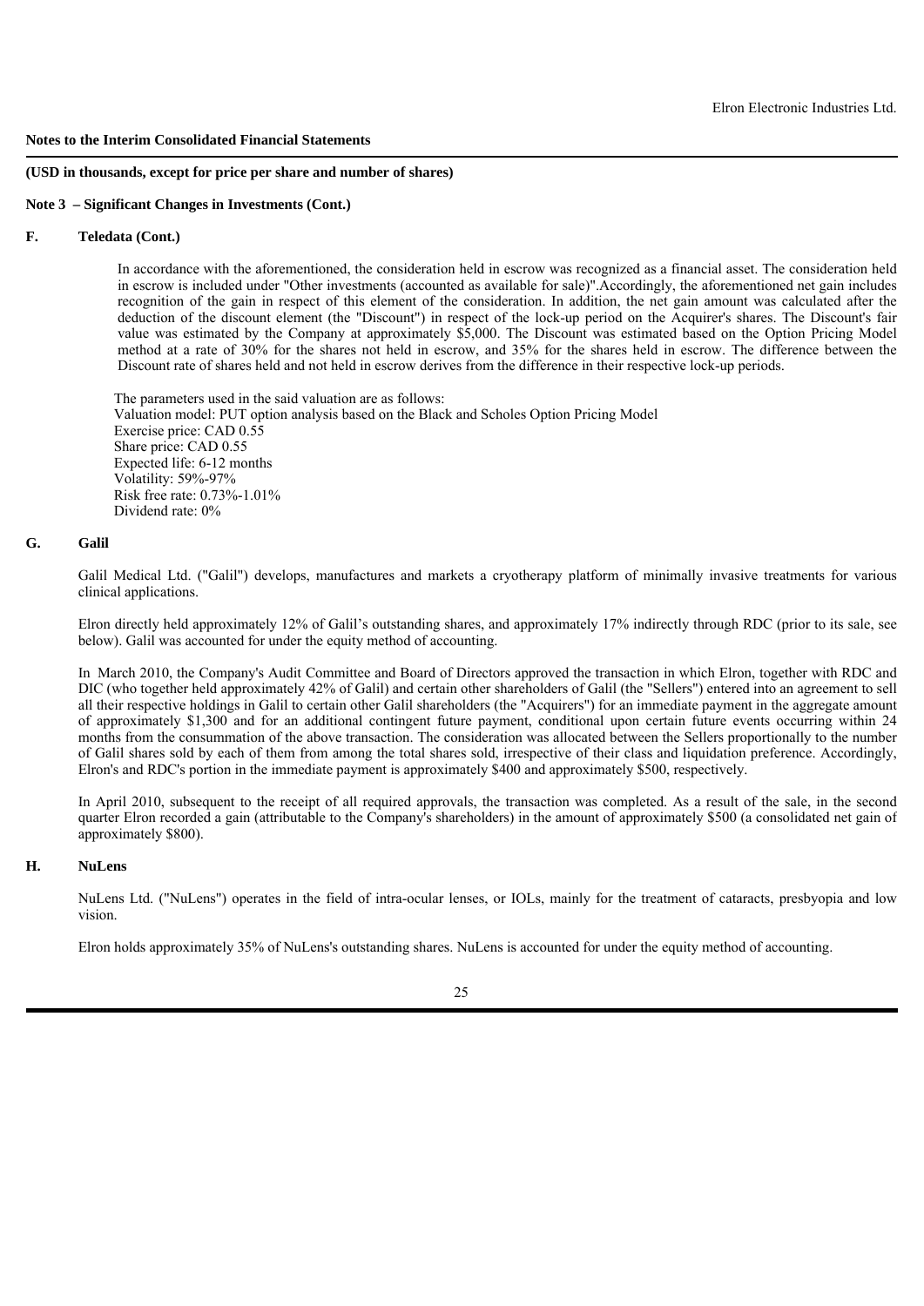**Notes to the Interim Consolidated Financial Statements**

**(USD in thousands, except for price per share and number of shares)**

**Note 3 – Significant Changes in Investments (Cont.)**

**F. Teledata (Cont.)**

In accordance with the aforementioned, the consideration held in escrow was recognized as a financial asset. The consideration held in escrow is included under "Other investments (accounted as available for sale)".Accordingly, the aforementioned net gain includes recognition of the gain in respect of this element of the consideration. In addition, the net gain amount was calculated after the deduction of the discount element (the "Discount") in respect of the lock-up period on the Acquirer's shares. The Discount's fair value was estimated by the Company at approximately $5,000. The Discount was estimated based on the Option Pricing Model method at a rate of 30% for the shares not held in escrow, and 35% for the shares held in escrow. The difference between the Discount rate of shares held and not held in escrow derives from the difference in their respective lock-up periods.

The parameters used in the said valuation are as follows:
Valuation model: PUT option analysis based on the Black and Scholes Option Pricing Model
Exercise price: CAD 0.55
Share price: CAD 0.55
Expected life: 6-12 months
Volatility: 59%-97%
Risk free rate: 0.73%-1.01%
Dividend rate: 0%

**G. Galil**

Galil Medical Ltd. ("Galil") develops, manufactures and markets a cryotherapy platform of minimally invasive treatments for various clinical applications.

Elron directly held approximately 12% of Galil's outstanding shares, and approximately 17% indirectly through RDC (prior to its sale, see below). Galil was accounted for under the equity method of accounting.

In March 2010, the Company's Audit Committee and Board of Directors approved the transaction in which Elron, together with RDC and DIC (who together held approximately 42% of Galil) and certain other shareholders of Galil (the "Sellers") entered into an agreement to sell all their respective holdings in Galil to certain other Galil shareholders (the "Acquirers") for an immediate payment in the aggregate amount of approximately $1,300 and for an additional contingent future payment, conditional upon certain future events occurring within 24 months from the consummation of the above transaction. The consideration was allocated between the Sellers proportionally to the number of Galil shares sold by each of them from among the total shares sold, irrespective of their class and liquidation preference. Accordingly, Elron's and RDC's portion in the immediate payment is approximately $400 and approximately $500, respectively.

In April 2010, subsequent to the receipt of all required approvals, the transaction was completed. As a result of the sale, in the second quarter Elron recorded a gain (attributable to the Company's shareholders) in the amount of approximately $500 (a consolidated net gain of approximately $800).

**H. NuLens**

NuLens Ltd. ("NuLens") operates in the field of intra-ocular lenses, or IOLs, mainly for the treatment of cataracts, presbyopia and low vision.

Elron holds approximately 35% of NuLens's outstanding shares. NuLens is accounted for under the equity method of accounting.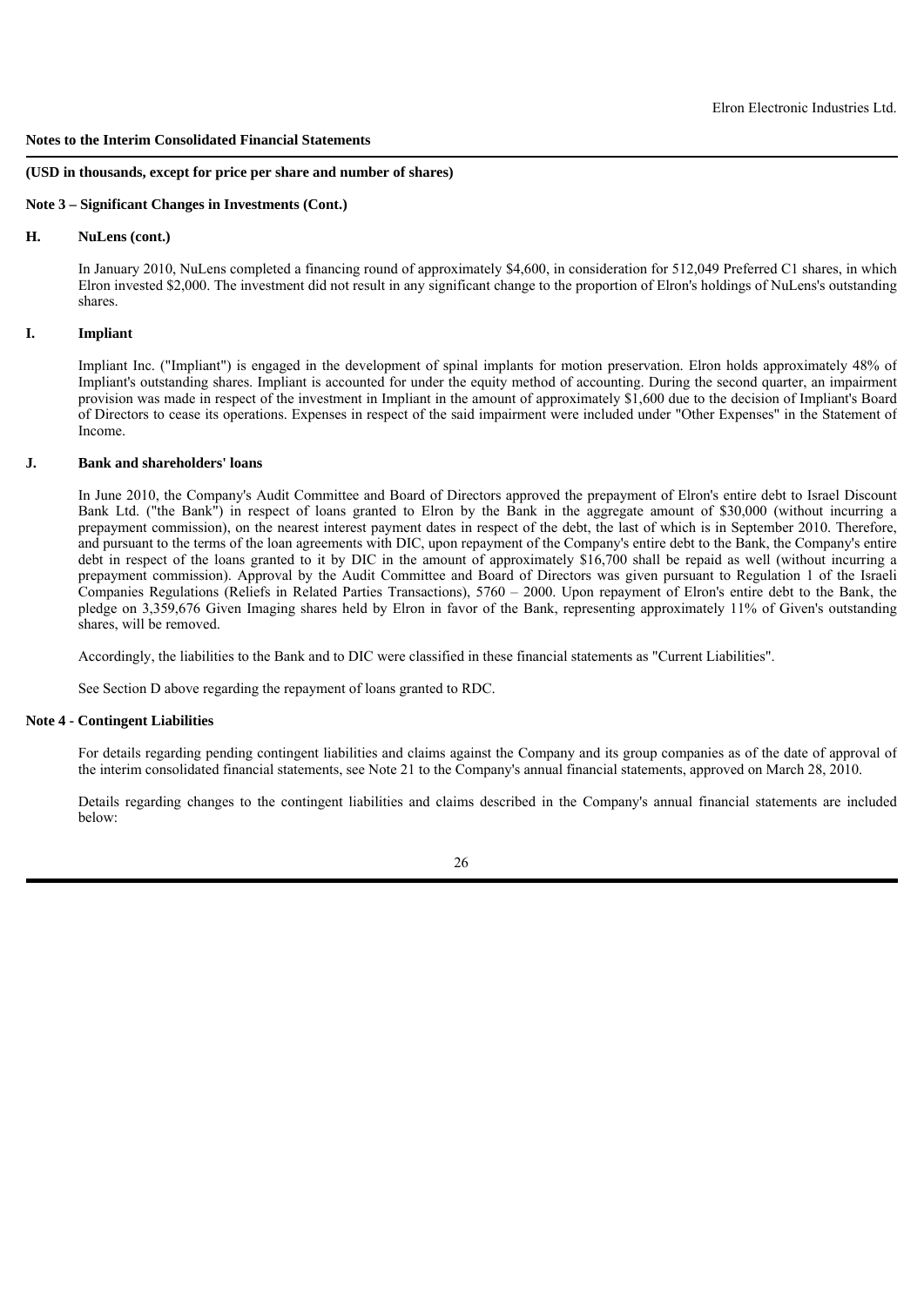**Notes to the Interim Consolidated Financial Statements**

**(USD in thousands, except for price per share and number of shares)**

**Note 3 – Significant Changes in Investments (Cont.)**

**H. NuLens (cont.)**

In January 2010, NuLens completed a financing round of approximately \$4,600, in consideration for 512,049 Preferred C1 shares, in which Elron invested \$2,000. The investment did not result in any significant change to the proportion of Elron's holdings of NuLens's outstanding shares.

**I. Impliant**

Impliant Inc. ("Impliant") is engaged in the development of spinal implants for motion preservation. Elron holds approximately 48% of Impliant's outstanding shares. Impliant is accounted for under the equity method of accounting. During the second quarter, an impairment provision was made in respect of the investment in Impliant in the amount of approximately \$1,600 due to the decision of Impliant's Board of Directors to cease its operations. Expenses in respect of the said impairment were included under "Other Expenses" in the Statement of Income.

**J. Bank and shareholders' loans**

In June 2010, the Company's Audit Committee and Board of Directors approved the prepayment of Elron's entire debt to Israel Discount Bank Ltd. ("the Bank") in respect of loans granted to Elron by the Bank in the aggregate amount of \$30,000 (without incurring a prepayment commission), on the nearest interest payment dates in respect of the debt, the last of which is in September 2010. Therefore, and pursuant to the terms of the loan agreements with DIC, upon repayment of the Company's entire debt to the Bank, the Company's entire debt in respect of the loans granted to it by DIC in the amount of approximately \$16,700 shall be repaid as well (without incurring a prepayment commission). Approval by the Audit Committee and Board of Directors was given pursuant to Regulation 1 of the Israeli Companies Regulations (Reliefs in Related Parties Transactions), 5760 – 2000. Upon repayment of Elron's entire debt to the Bank, the pledge on 3,359,676 Given Imaging shares held by Elron in favor of the Bank, representing approximately 11% of Given's outstanding shares, will be removed.

Accordingly, the liabilities to the Bank and to DIC were classified in these financial statements as "Current Liabilities".

See Section D above regarding the repayment of loans granted to RDC.

**Note 4 - Contingent Liabilities**

For details regarding pending contingent liabilities and claims against the Company and its group companies as of the date of approval of the interim consolidated financial statements, see Note 21 to the Company's annual financial statements, approved on March 28, 2010.

Details regarding changes to the contingent liabilities and claims described in the Company's annual financial statements are included below: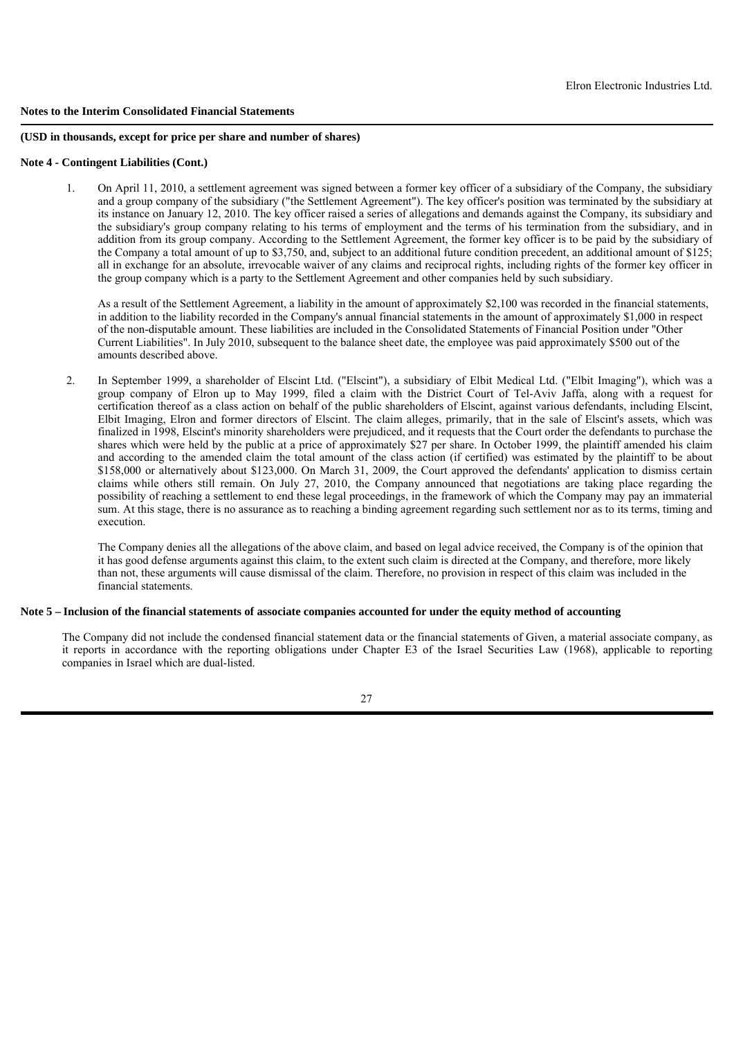**Notes to the Interim Consolidated Financial Statements**

**(USD in thousands, except for price per share and number of shares)**

**Note 4 - Contingent Liabilities (Cont.)**

1. On April 11, 2010, a settlement agreement was signed between a former key officer of a subsidiary of the Company, the subsidiary and a group company of the subsidiary ("the Settlement Agreement"). The key officer's position was terminated by the subsidiary at its instance on January 12, 2010. The key officer raised a series of allegations and demands against the Company, its subsidiary and the subsidiary's group company relating to his terms of employment and the terms of his termination from the subsidiary, and in addition from its group company. According to the Settlement Agreement, the former key officer is to be paid by the subsidiary of the Company a total amount of up to $3,750, and, subject to an additional future condition precedent, an additional amount of $125; all in exchange for an absolute, irrevocable waiver of any claims and reciprocal rights, including rights of the former key officer in the group company which is a party to the Settlement Agreement and other companies held by such subsidiary.

   As a result of the Settlement Agreement, a liability in the amount of approximately $2,100 was recorded in the financial statements, in addition to the liability recorded in the Company's annual financial statements in the amount of approximately $1,000 in respect of the non-disputable amount. These liabilities are included in the Consolidated Statements of Financial Position under "Other Current Liabilities". In July 2010, subsequent to the balance sheet date, the employee was paid approximately $500 out of the amounts described above.

2. In September 1999, a shareholder of Elscint Ltd. ("Elscint"), a subsidiary of Elbit Medical Ltd. ("Elbit Imaging"), which was a group company of Elron up to May 1999, filed a claim with the District Court of Tel-Aviv Jaffa, along with a request for certification thereof as a class action on behalf of the public shareholders of Elscint, against various defendants, including Elscint, Elbit Imaging, Elron and former directors of Elscint. The claim alleges, primarily, that in the sale of Elscint's assets, which was finalized in 1998, Elscint's minority shareholders were prejudiced, and it requests that the Court order the defendants to purchase the shares which were held by the public at a price of approximately $27 per share. In October 1999, the plaintiff amended his claim and according to the amended claim the total amount of the class action (if certified) was estimated by the plaintiff to be about $158,000 or alternatively about $123,000. On March 31, 2009, the Court approved the defendants' application to dismiss certain claims while others still remain. On July 27, 2010, the Company announced that negotiations are taking place regarding the possibility of reaching a settlement to end these legal proceedings, in the framework of which the Company may pay an immaterial sum. At this stage, there is no assurance as to reaching a binding agreement regarding such settlement nor as to its terms, timing and execution.

   The Company denies all the allegations of the above claim, and based on legal advice received, the Company is of the opinion that it has good defense arguments against this claim, to the extent such claim is directed at the Company, and therefore, more likely than not, these arguments will cause dismissal of the claim. Therefore, no provision in respect of this claim was included in the financial statements.

**Note 5 – Inclusion of the financial statements of associate companies accounted for under the equity method of accounting**

The Company did not include the condensed financial statement data or the financial statements of Given, a material associate company, as it reports in accordance with the reporting obligations under Chapter E3 of the Israel Securities Law (1968), applicable to reporting companies in Israel which are dual-listed.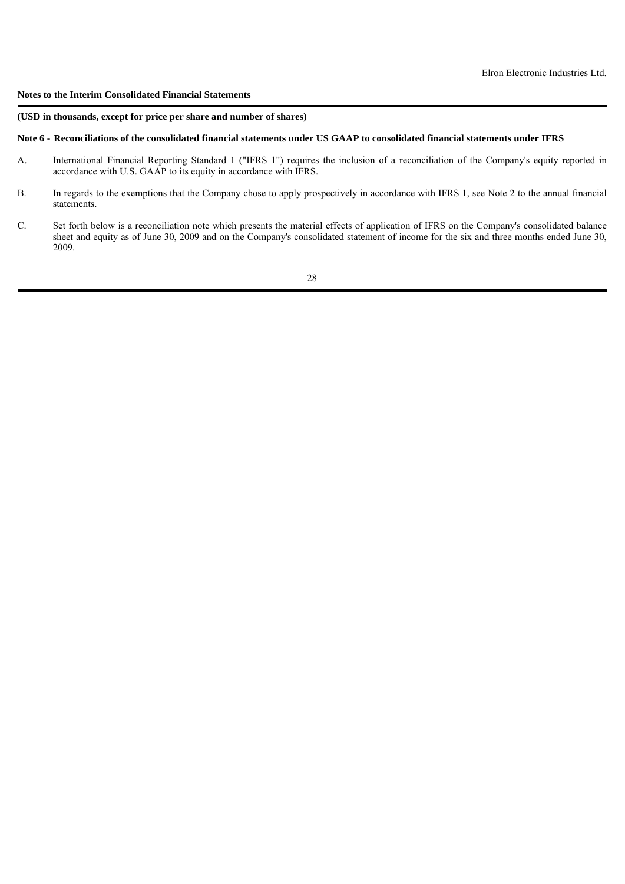**Notes to the Interim Consolidated Financial Statements**

**(USD in thousands, except for price per share and number of shares)**

**Note 6 - Reconciliations of the consolidated financial statements under US GAAP to consolidated financial statements under IFRS**

A. International Financial Reporting Standard 1 ("IFRS 1") requires the inclusion of a reconciliation of the Company's equity reported in accordance with U.S. GAAP to its equity in accordance with IFRS.

B. In regards to the exemptions that the Company chose to apply prospectively in accordance with IFRS 1, see Note 2 to the annual financial statements.

C. Set forth below is a reconciliation note which presents the material effects of application of IFRS on the Company's consolidated balance sheet and equity as of June 30, 2009 and on the Company's consolidated statement of income for the six and three months ended June 30, 2009.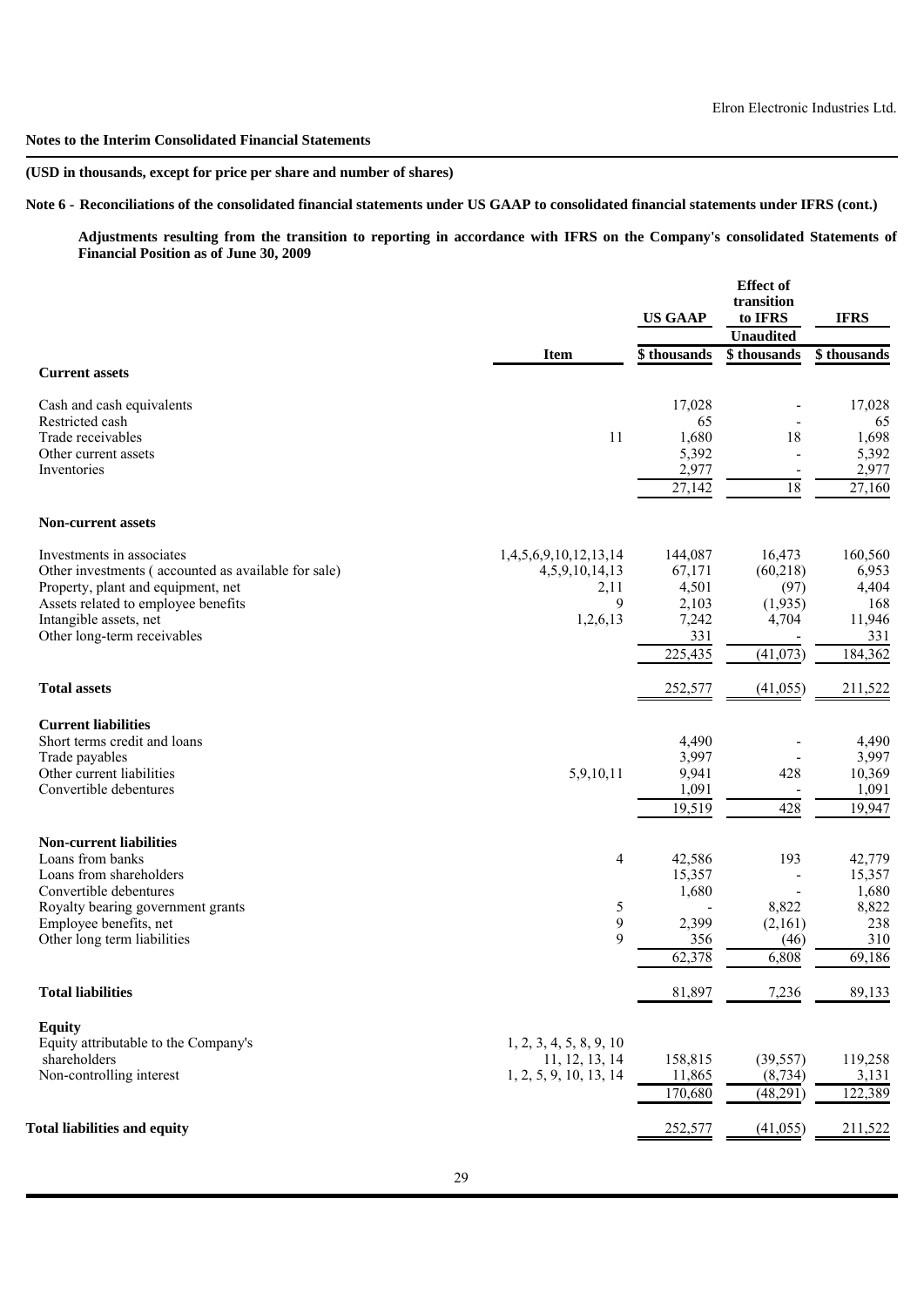**Notes to the Interim Consolidated Financial Statements**

**(USD in thousands, except for price per share and number of shares)**

**Note 6 - Reconciliations of the consolidated financial statements under US GAAP to consolidated financial statements under IFRS (cont.)**

**Adjustments resulting from the transition to reporting in accordance with IFRS on the Company's consolidated Statements of Financial Position as of June 30, 2009**

| | Item | US GAAP | Effect of transition to IFRS | IFRS |
|---|---|---|---|---|
| | | | Unaudited | |
| | | \$ thousands | \$ thousands | \$ thousands |
| **Current assets** | | | | |
| Cash and cash equivalents | | 17,028 | - | 17,028 |
| Restricted cash | | 65 | - | 65 |
| Trade receivables | 11 | 1,680 | 18 | 1,698 |
| Other current assets | | 5,392 | - | 5,392 |
| Inventories | | 2,977 | - | 2,977 |
| | | 27,142 | 18 | 27,160 |
| **Non-current assets** | | | | |
| Investments in associates | 1,4,5,6,9,10,12,13,14 | 144,087 | 16,473 | 160,560 |
| Other investments ( accounted as available for sale) | 4,5,9,10,14,13 | 67,171 | (60,218) | 6,953 |
| Property, plant and equipment, net | 2,11 | 4,501 | (97) | 4,404 |
| Assets related to employee benefits | 9 | 2,103 | (1,935) | 168 |
| Intangible assets, net | 1,2,6,13 | 7,242 | 4,704 | 11,946 |
| Other long-term receivables | | 331 | - | 331 |
| | | 225,435 | (41,073) | 184,362 |
| **Total assets** | | 252,577 | (41,055) | 211,522 |
| **Current liabilities** | | | | |
| Short terms credit and loans | | 4,490 | - | 4,490 |
| Trade payables | | 3,997 | - | 3,997 |
| Other current liabilities | 5,9,10,11 | 9,941 | 428 | 10,369 |
| Convertible debentures | | 1,091 | - | 1,091 |
| | | 19,519 | 428 | 19,947 |
| **Non-current liabilities** | | | | |
| Loans from banks | 4 | 42,586 | 193 | 42,779 |
| Loans from shareholders | | 15,357 | - | 15,357 |
| Convertible debentures | | 1,680 | - | 1,680 |
| Royalty bearing government grants | 5 | - | 8,822 | 8,822 |
| Employee benefits, net | 9 | 2,399 | (2,161) | 238 |
| Other long term liabilities | 9 | 356 | (46) | 310 |
| | | 62,378 | 6,808 | 69,186 |
| **Total liabilities** | | 81,897 | 7,236 | 89,133 |
| **Equity** | | | | |
| Equity attributable to the Company's shareholders | 1, 2, 3, 4, 5, 8, 9, 10 11, 12, 13, 14 | 158,815 | (39,557) | 119,258 |
| Non-controlling interest | 1, 2, 5, 9, 10, 13, 14 | 11,865 | (8,734) | 3,131 |
| | | 170,680 | (48,291) | 122,389 |
| **Total liabilities and equity** | | 252,577 | (41,055) | 211,522 |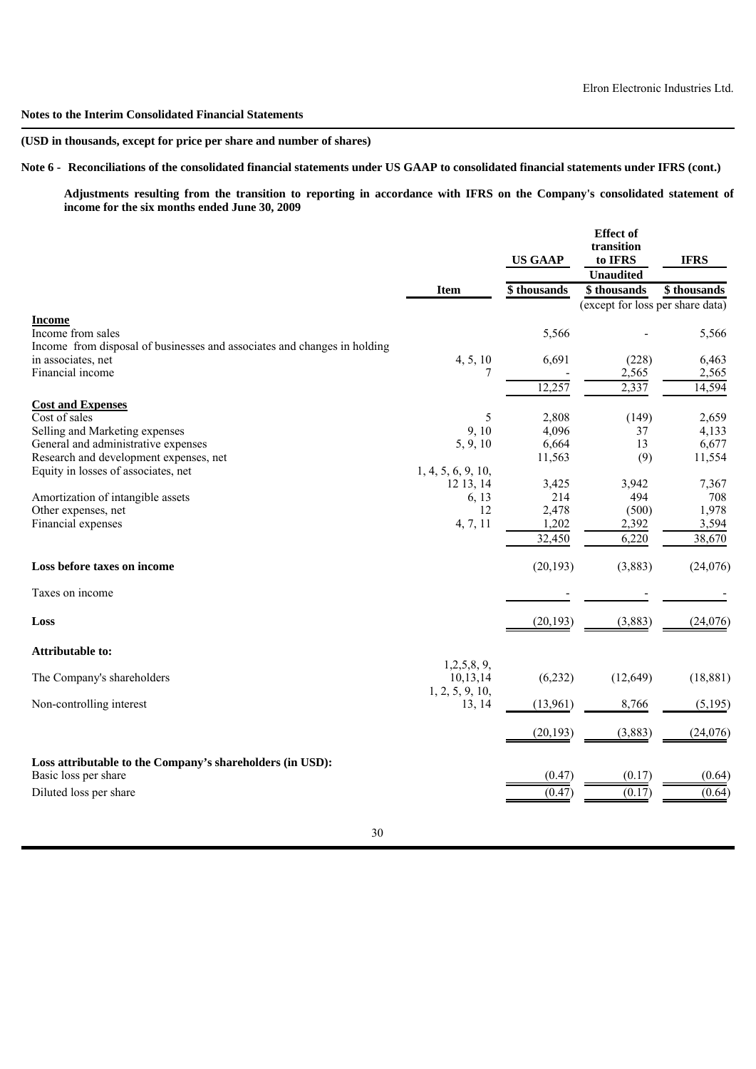**Notes to the Interim Consolidated Financial Statements**

**(USD in thousands, except for price per share and number of shares)**

**Note 6 - Reconciliations of the consolidated financial statements under US GAAP to consolidated financial statements under IFRS (cont.)**

**Adjustments resulting from the transition to reporting in accordance with IFRS on the Company's consolidated statement of income for the six months ended June 30, 2009**

| | Item | US GAAP | Effect of transition to IFRS | IFRS |
|---|---|---|---|---|
| | | | Unaudited | |
| | | \$ thousands | \$ thousands | \$ thousands |
| | | | (except for loss per share data) | |
| **Income** | | | | |
| Income from sales | | 5,566 | - | 5,566 |
| Income from disposal of businesses and associates and changes in holding in associates, net | 4, 5, 10 | 6,691 | (228) | 6,463 |
| Financial income | 7 | - | 2,565 | 2,565 |
| | | 12,257 | 2,337 | 14,594 |
| **Cost and Expenses** | | | | |
| Cost of sales | 5 | 2,808 | (149) | 2,659 |
| Selling and Marketing expenses | 9, 10 | 4,096 | 37 | 4,133 |
| General and administrative expenses | 5, 9, 10 | 6,664 | 13 | 6,677 |
| Research and development expenses, net | | 11,563 | (9) | 11,554 |
| Equity in losses of associates, net | 1, 4, 5, 6, 9, 10, 12 13, 14 | 3,425 | 3,942 | 7,367 |
| Amortization of intangible assets | 6, 13 | 214 | 494 | 708 |
| Other expenses, net | 12 | 2,478 | (500) | 1,978 |
| Financial expenses | 4, 7, 11 | 1,202 | 2,392 | 3,594 |
| | | 32,450 | 6,220 | 38,670 |
| **Loss before taxes on income** | | (20,193) | (3,883) | (24,076) |
| Taxes on income | | - | - | - |
| **Loss** | | (20,193) | (3,883) | (24,076) |
| **Attributable to:** | | | | |
| The Company's shareholders | 1,2,5,8, 9, 10,13,14 | (6,232) | (12,649) | (18,881) |
| Non-controlling interest | 1, 2, 5, 9, 10, 13, 14 | (13,961) | 8,766 | (5,195) |
| | | (20,193) | (3,883) | (24,076) |
| **Loss attributable to the Company's shareholders (in USD):** | | | | |
| Basic loss per share | | (0.47) | (0.17) | (0.64) |
| Diluted loss per share | | (0.47) | (0.17) | (0.64) |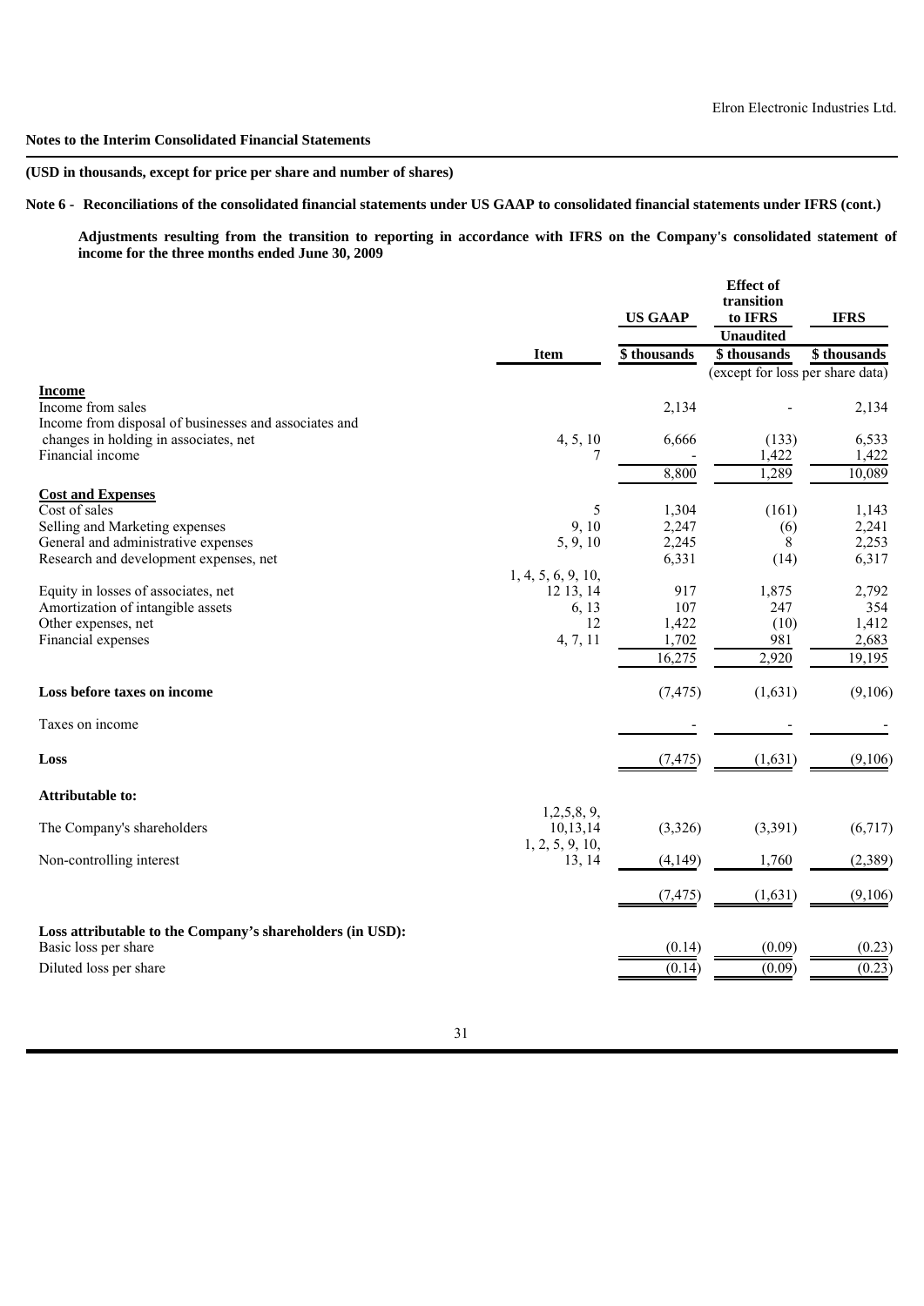**Notes to the Interim Consolidated Financial Statements**

**(USD in thousands, except for price per share and number of shares)**

**Note 6 - Reconciliations of the consolidated financial statements under US GAAP to consolidated financial statements under IFRS (cont.)**

**Adjustments resulting from the transition to reporting in accordance with IFRS on the Company's consolidated statement of income for the three months ended June 30, 2009**

| | Item | US GAAP | Effect of transition to IFRS | IFRS |
|---|---|---|---|---|
| | | | Unaudited | |
| | | \$ thousands | \$ thousands | \$ thousands |
| | | | (except for loss per share data) | |
| **Income** | | | | |
| Income from sales | | 2,134 | - | 2,134 |
| Income from disposal of businesses and associates and changes in holding in associates, net | 4, 5, 10 | 6,666 | (133) | 6,533 |
| Financial income | 7 | - | 1,422 | 1,422 |
| | | 8,800 | 1,289 | 10,089 |
| **Cost and Expenses** | | | | |
| Cost of sales | 5 | 1,304 | (161) | 1,143 |
| Selling and Marketing expenses | 9, 10 | 2,247 | (6) | 2,241 |
| General and administrative expenses | 5, 9, 10 | 2,245 | 8 | 2,253 |
| Research and development expenses, net | | 6,331 | (14) | 6,317 |
| Equity in losses of associates, net | 1, 4, 5, 6, 9, 10, 12 13, 14 | 917 | 1,875 | 2,792 |
| Amortization of intangible assets | 6, 13 | 107 | 247 | 354 |
| Other expenses, net | 12 | 1,422 | (10) | 1,412 |
| Financial expenses | 4, 7, 11 | 1,702 | 981 | 2,683 |
| | | 16,275 | 2,920 | 19,195 |
| **Loss before taxes on income** | | (7,475) | (1,631) | (9,106) |
| Taxes on income | | - | - | - |
| **Loss** | | (7,475) | (1,631) | (9,106) |
| **Attributable to:** | | | | |
| The Company's shareholders | 1,2,5,8, 9, 10,13,14 | (3,326) | (3,391) | (6,717) |
| Non-controlling interest | 1, 2, 5, 9, 10, 13, 14 | (4,149) | 1,760 | (2,389) |
| | | (7,475) | (1,631) | (9,106) |
| **Loss attributable to the Company's shareholders (in USD):** | | | | |
| Basic loss per share | | (0.14) | (0.09) | (0.23) |
| Diluted loss per share | | (0.14) | (0.09) | (0.23) |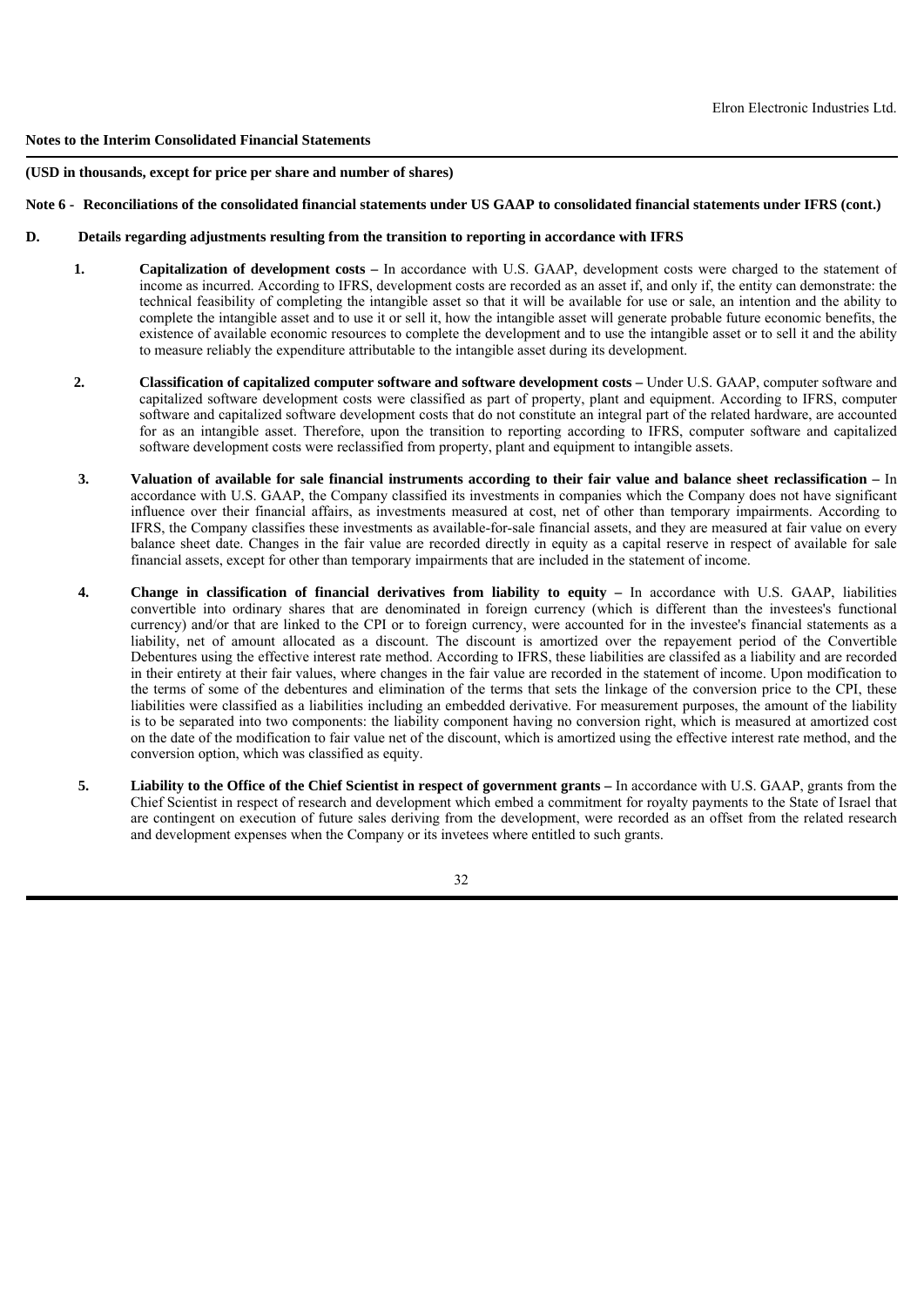**Notes to the Interim Consolidated Financial Statements**

**(USD in thousands, except for price per share and number of shares)**

**Note 6 - Reconciliations of the consolidated financial statements under US GAAP to consolidated financial statements under IFRS (cont.)**

**D. Details regarding adjustments resulting from the transition to reporting in accordance with IFRS**

1. **Capitalization of development costs –** In accordance with U.S. GAAP, development costs were charged to the statement of income as incurred. According to IFRS, development costs are recorded as an asset if, and only if, the entity can demonstrate: the technical feasibility of completing the intangible asset so that it will be available for use or sale, an intention and the ability to complete the intangible asset and to use it or sell it, how the intangible asset will generate probable future economic benefits, the existence of available economic resources to complete the development and to use the intangible asset or to sell it and the ability to measure reliably the expenditure attributable to the intangible asset during its development.

2. **Classification of capitalized computer software and software development costs –** Under U.S. GAAP, computer software and capitalized software development costs were classified as part of property, plant and equipment. According to IFRS, computer software and capitalized software development costs that do not constitute an integral part of the related hardware, are accounted for as an intangible asset. Therefore, upon the transition to reporting according to IFRS, computer software and capitalized software development costs were reclassified from property, plant and equipment to intangible assets.

3. **Valuation of available for sale financial instruments according to their fair value and balance sheet reclassification –** In accordance with U.S. GAAP, the Company classified its investments in companies which the Company does not have significant influence over their financial affairs, as investments measured at cost, net of other than temporary impairments. According to IFRS, the Company classifies these investments as available-for-sale financial assets, and they are measured at fair value on every balance sheet date. Changes in the fair value are recorded directly in equity as a capital reserve in respect of available for sale financial assets, except for other than temporary impairments that are included in the statement of income.

4. **Change in classification of financial derivatives from liability to equity –** In accordance with U.S. GAAP, liabilities convertible into ordinary shares that are denominated in foreign currency (which is different than the investees's functional currency) and/or that are linked to the CPI or to foreign currency, were accounted for in the investee's financial statements as a liability, net of amount allocated as a discount. The discount is amortized over the repayement period of the Convertible Debentures using the effective interest rate method. According to IFRS, these liabilities are classifed as a liability and are recorded in their entirety at their fair values, where changes in the fair value are recorded in the statement of income. Upon modification to the terms of some of the debentures and elimination of the terms that sets the linkage of the conversion price to the CPI, these liabilities were classified as a liabilities including an embedded derivative. For measurement purposes, the amount of the liability is to be separated into two components: the liability component having no conversion right, which is measured at amortized cost on the date of the modification to fair value net of the discount, which is amortized using the effective interest rate method, and the conversion option, which was classified as equity.

5. **Liability to the Office of the Chief Scientist in respect of government grants –** In accordance with U.S. GAAP, grants from the Chief Scientist in respect of research and development which embed a commitment for royalty payments to the State of Israel that are contingent on execution of future sales deriving from the development, were recorded as an offset from the related research and development expenses when the Company or its invetees where entitled to such grants.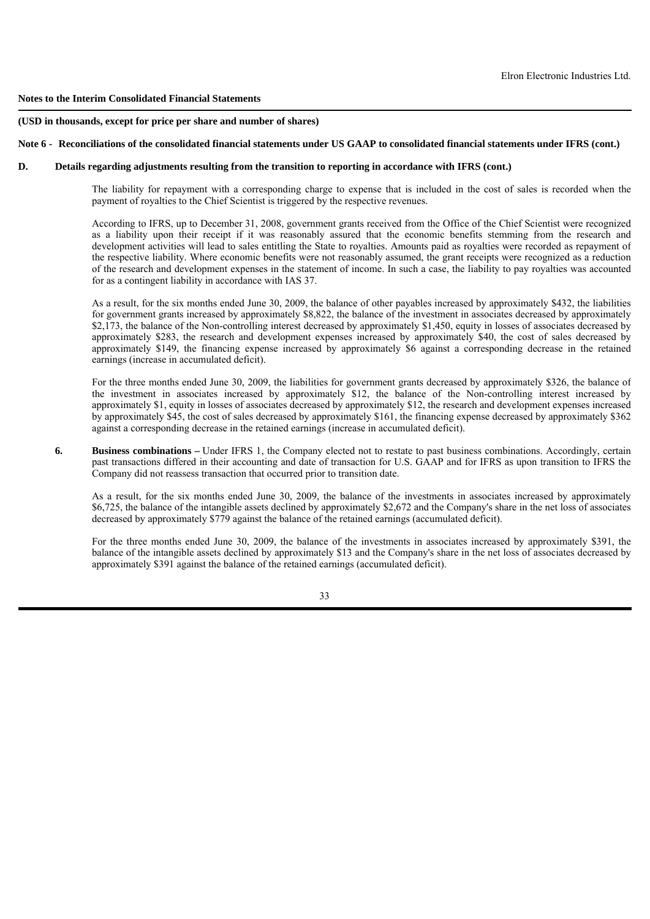**Notes to the Interim Consolidated Financial Statements**

**(USD in thousands, except for price per share and number of shares)**

**Note 6 - Reconciliations of the consolidated financial statements under US GAAP to consolidated financial statements under IFRS (cont.)**

**D. Details regarding adjustments resulting from the transition to reporting in accordance with IFRS (cont.)**

The liability for repayment with a corresponding charge to expense that is included in the cost of sales is recorded when the payment of royalties to the Chief Scientist is triggered by the respective revenues.

According to IFRS, up to December 31, 2008, government grants received from the Office of the Chief Scientist were recognized as a liability upon their receipt if it was reasonably assured that the economic benefits stemming from the research and development activities will lead to sales entitling the State to royalties. Amounts paid as royalties were recorded as repayment of the respective liability. Where economic benefits were not reasonably assumed, the grant receipts were recognized as a reduction of the research and development expenses in the statement of income. In such a case, the liability to pay royalties was accounted for as a contingent liability in accordance with IAS 37.

As a result, for the six months ended June 30, 2009, the balance of other payables increased by approximately $432, the liabilities for government grants increased by approximately $8,822, the balance of the investment in associates decreased by approximately $2,173, the balance of the Non-controlling interest decreased by approximately $1,450, equity in losses of associates decreased by approximately $283, the research and development expenses increased by approximately $40, the cost of sales decreased by approximately $149, the financing expense increased by approximately $6 against a corresponding decrease in the retained earnings (increase in accumulated deficit).

For the three months ended June 30, 2009, the liabilities for government grants decreased by approximately $326, the balance of the investment in associates increased by approximately $12, the balance of the Non-controlling interest increased by approximately $1, equity in losses of associates decreased by approximately $12, the research and development expenses increased by approximately $45, the cost of sales decreased by approximately $161, the financing expense decreased by approximately $362 against a corresponding decrease in the retained earnings (increase in accumulated deficit).

**6. Business combinations –** Under IFRS 1, the Company elected not to restate to past business combinations. Accordingly, certain past transactions differed in their accounting and date of transaction for U.S. GAAP and for IFRS as upon transition to IFRS the Company did not reassess transaction that occurred prior to transition date.

As a result, for the six months ended June 30, 2009, the balance of the investments in associates increased by approximately $6,725, the balance of the intangible assets declined by approximately $2,672 and the Company's share in the net loss of associates decreased by approximately $779 against the balance of the retained earnings (accumulated deficit).

For the three months ended June 30, 2009, the balance of the investments in associates increased by approximately $391, the balance of the intangible assets declined by approximately $13 and the Company's share in the net loss of associates decreased by approximately $391 against the balance of the retained earnings (accumulated deficit).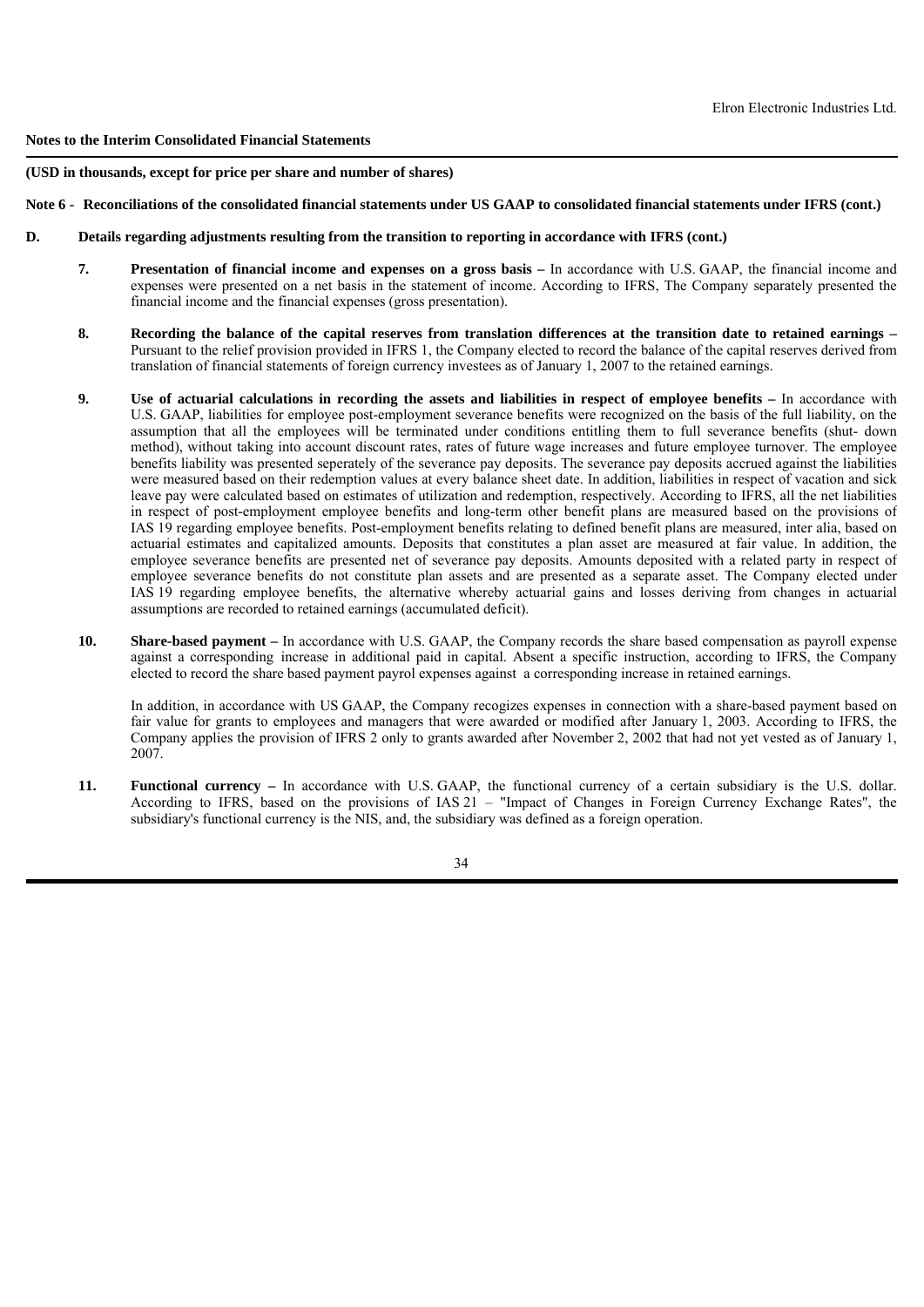**Notes to the Interim Consolidated Financial Statements**

**(USD in thousands, except for price per share and number of shares)**

**Note 6 - Reconciliations of the consolidated financial statements under US GAAP to consolidated financial statements under IFRS (cont.)**

**D. Details regarding adjustments resulting from the transition to reporting in accordance with IFRS (cont.)**

**7. Presentation of financial income and expenses on a gross basis –** In accordance with U.S. GAAP, the financial income and expenses were presented on a net basis in the statement of income. According to IFRS, The Company separately presented the financial income and the financial expenses (gross presentation).

**8. Recording the balance of the capital reserves from translation differences at the transition date to retained earnings –** Pursuant to the relief provision provided in IFRS 1, the Company elected to record the balance of the capital reserves derived from translation of financial statements of foreign currency investees as of January 1, 2007 to the retained earnings.

**9. Use of actuarial calculations in recording the assets and liabilities in respect of employee benefits –** In accordance with U.S. GAAP, liabilities for employee post-employment severance benefits were recognized on the basis of the full liability, on the assumption that all the employees will be terminated under conditions entitling them to full severance benefits (shut- down method), without taking into account discount rates, rates of future wage increases and future employee turnover. The employee benefits liability was presented seperately of the severance pay deposits. The severance pay deposits accrued against the liabilities were measured based on their redemption values at every balance sheet date. In addition, liabilities in respect of vacation and sick leave pay were calculated based on estimates of utilization and redemption, respectively. According to IFRS, all the net liabilities in respect of post-employment employee benefits and long-term other benefit plans are measured based on the provisions of IAS 19 regarding employee benefits. Post-employment benefits relating to defined benefit plans are measured, inter alia, based on actuarial estimates and capitalized amounts. Deposits that constitutes a plan asset are measured at fair value. In addition, the employee severance benefits are presented net of severance pay deposits. Amounts deposited with a related party in respect of employee severance benefits do not constitute plan assets and are presented as a separate asset. The Company elected under IAS 19 regarding employee benefits, the alternative whereby actuarial gains and losses deriving from changes in actuarial assumptions are recorded to retained earnings (accumulated deficit).

**10. Share-based payment –** In accordance with U.S. GAAP, the Company records the share based compensation as payroll expense against a corresponding increase in additional paid in capital. Absent a specific instruction, according to IFRS, the Company elected to record the share based payment payrol expenses against a corresponding increase in retained earnings.

In addition, in accordance with US GAAP, the Company recogizes expenses in connection with a share-based payment based on fair value for grants to employees and managers that were awarded or modified after January 1, 2003. According to IFRS, the Company applies the provision of IFRS 2 only to grants awarded after November 2, 2002 that had not yet vested as of January 1, 2007.

**11. Functional currency –** In accordance with U.S. GAAP, the functional currency of a certain subsidiary is the U.S. dollar. According to IFRS, based on the provisions of IAS 21 – "Impact of Changes in Foreign Currency Exchange Rates", the subsidiary's functional currency is the NIS, and, the subsidiary was defined as a foreign operation.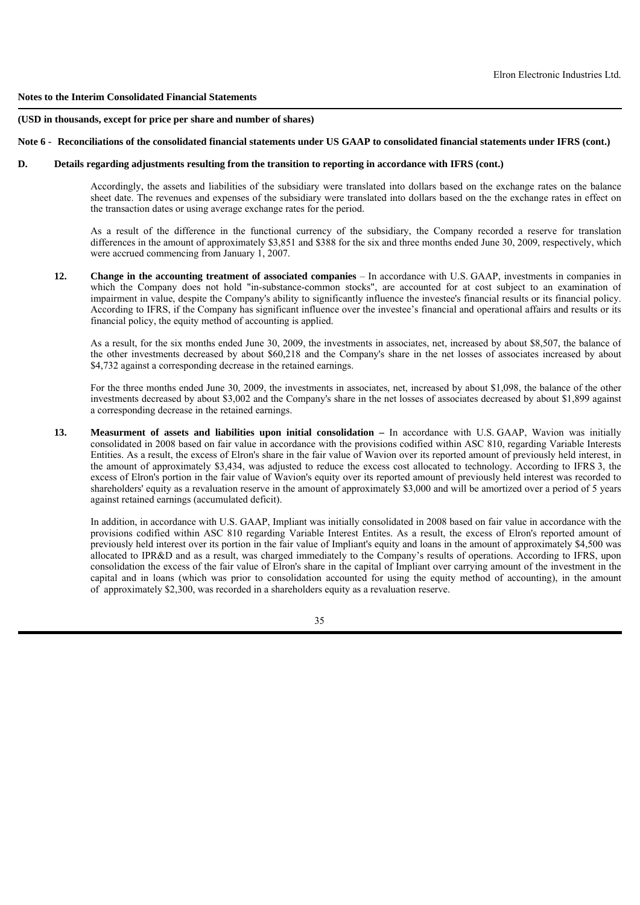**Notes to the Interim Consolidated Financial Statements**

**(USD in thousands, except for price per share and number of shares)**

**Note 6 - Reconciliations of the consolidated financial statements under US GAAP to consolidated financial statements under IFRS (cont.)**

**D. Details regarding adjustments resulting from the transition to reporting in accordance with IFRS (cont.)**

Accordingly, the assets and liabilities of the subsidiary were translated into dollars based on the exchange rates on the balance sheet date. The revenues and expenses of the subsidiary were translated into dollars based on the the exchange rates in effect on the transaction dates or using average exchange rates for the period.

As a result of the difference in the functional currency of the subsidiary, the Company recorded a reserve for translation differences in the amount of approximately \$3,851 and \$388 for the six and three months ended June 30, 2009, respectively, which were accrued commencing from January 1, 2007.

**12. Change in the accounting treatment of associated companies** – In accordance with U.S. GAAP, investments in companies in which the Company does not hold "in-substance-common stocks", are accounted for at cost subject to an examination of impairment in value, despite the Company's ability to significantly influence the investee's financial results or its financial policy. According to IFRS, if the Company has significant influence over the investee's financial and operational affairs and results or its financial policy, the equity method of accounting is applied.

As a result, for the six months ended June 30, 2009, the investments in associates, net, increased by about \$8,507, the balance of the other investments decreased by about \$60,218 and the Company's share in the net losses of associates increased by about \$4,732 against a corresponding decrease in the retained earnings.

For the three months ended June 30, 2009, the investments in associates, net, increased by about \$1,098, the balance of the other investments decreased by about \$3,002 and the Company's share in the net losses of associates decreased by about \$1,899 against a corresponding decrease in the retained earnings.

**13. Measurment of assets and liabilities upon initial consolidation –** In accordance with U.S. GAAP, Wavion was initially consolidated in 2008 based on fair value in accordance with the provisions codified within ASC 810, regarding Variable Interests Entities. As a result, the excess of Elron's share in the fair value of Wavion over its reported amount of previously held interest, in the amount of approximately \$3,434, was adjusted to reduce the excess cost allocated to technology. According to IFRS 3, the excess of Elron's portion in the fair value of Wavion's equity over its reported amount of previously held interest was recorded to shareholders' equity as a revaluation reserve in the amount of approximately \$3,000 and will be amortized over a period of 5 years against retained earnings (accumulated deficit).

In addition, in accordance with U.S. GAAP, Impliant was initially consolidated in 2008 based on fair value in accordance with the provisions codified within ASC 810 regarding Variable Interest Entites. As a result, the excess of Elron's reported amount of previously held interest over its portion in the fair value of Impliant's equity and loans in the amount of approximately \$4,500 was allocated to IPR&D and as a result, was charged immediately to the Company's results of operations. According to IFRS, upon consolidation the excess of the fair value of Elron's share in the capital of Impliant over carrying amount of the investment in the capital and in loans (which was prior to consolidation accounted for using the equity method of accounting), in the amount of approximately \$2,300, was recorded in a shareholders equity as a revaluation reserve.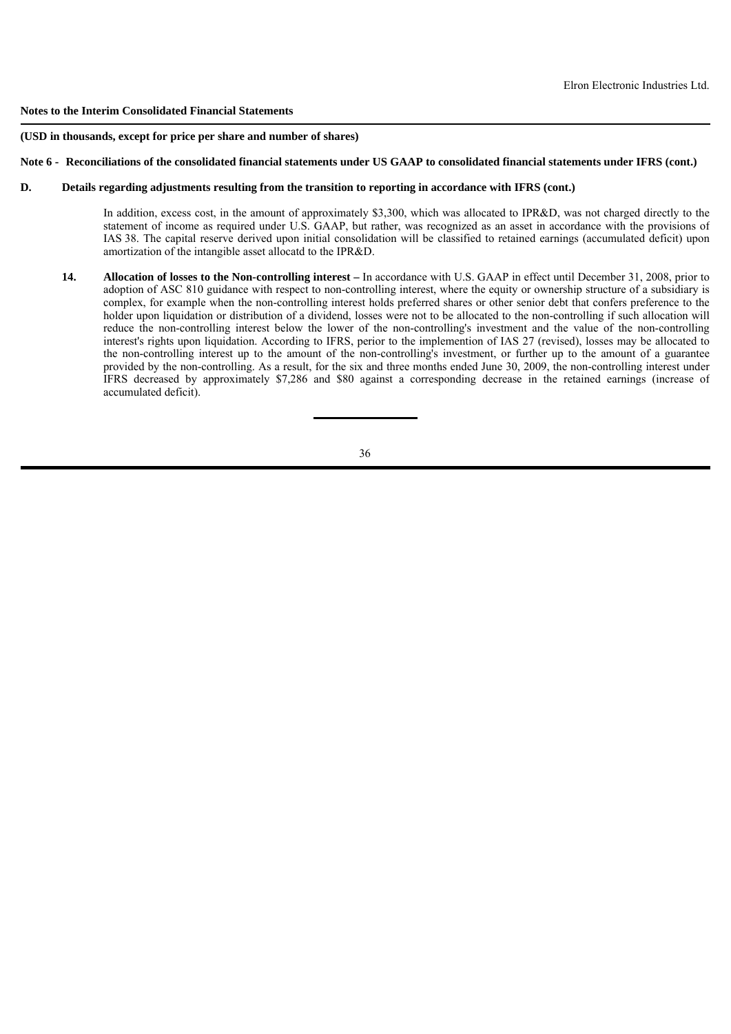**Notes to the Interim Consolidated Financial Statements**

**(USD in thousands, except for price per share and number of shares)**

**Note 6 - Reconciliations of the consolidated financial statements under US GAAP to consolidated financial statements under IFRS (cont.)**

**D. Details regarding adjustments resulting from the transition to reporting in accordance with IFRS (cont.)**

In addition, excess cost, in the amount of approximately $3,300, which was allocated to IPR&D, was not charged directly to the statement of income as required under U.S. GAAP, but rather, was recognized as an asset in accordance with the provisions of IAS 38. The capital reserve derived upon initial consolidation will be classified to retained earnings (accumulated deficit) upon amortization of the intangible asset allocatd to the IPR&D.

**14. Allocation of losses to the Non-controlling interest –** In accordance with U.S. GAAP in effect until December 31, 2008, prior to adoption of ASC 810 guidance with respect to non-controlling interest, where the equity or ownership structure of a subsidiary is complex, for example when the non-controlling interest holds preferred shares or other senior debt that confers preference to the holder upon liquidation or distribution of a dividend, losses were not to be allocated to the non-controlling if such allocation will reduce the non-controlling interest below the lower of the non-controlling's investment and the value of the non-controlling interest's rights upon liquidation. According to IFRS, perior to the implemention of IAS 27 (revised), losses may be allocated to the non-controlling interest up to the amount of the non-controlling's investment, or further up to the amount of a guarantee provided by the non-controlling. As a result, for the six and three months ended June 30, 2009, the non-controlling interest under IFRS decreased by approximately $7,286 and $80 against a corresponding decrease in the retained earnings (increase of accumulated deficit).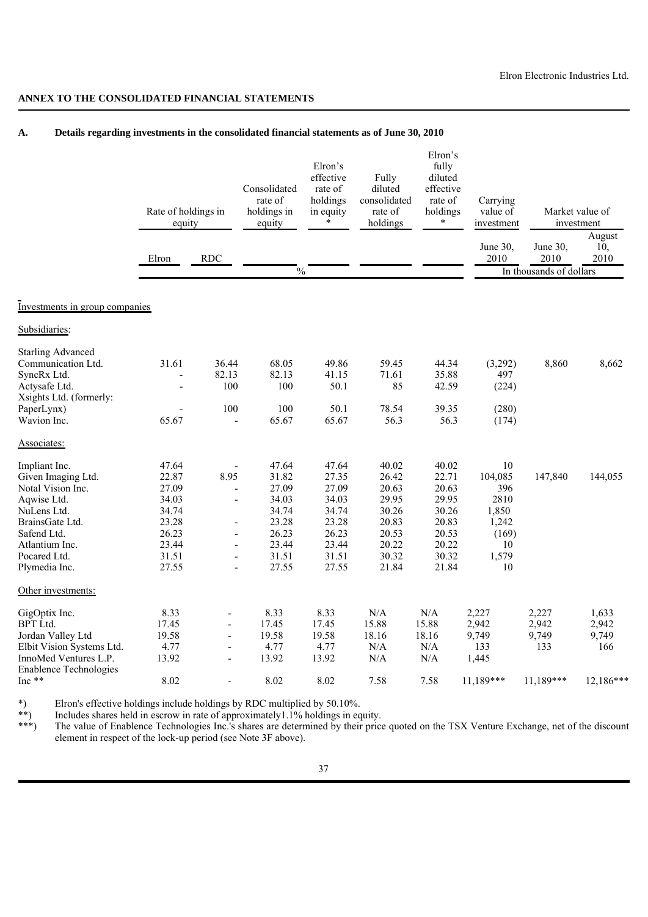## ANNEX TO THE CONSOLIDATED FINANCIAL STATEMENTS

**A. Details regarding investments in the consolidated financial statements as of June 30, 2010**

| | Rate of holdings in equity | | Consolidated rate of holdings in equity | Elron's effective rate of holdings in equity * | Fully diluted consolidated rate of holdings | Elron's fully diluted effective rate of holdings * | Carrying value of investment | Market value of investment | |
|---|---|---|---|---|---|---|---|---|---|
| | Elron | RDC | | | | | June 30, 2010 | June 30, 2010 | August 10, 2010 |
| | % | | | | | | In thousands of dollars | | |
| **Investments in group companies** | | | | | | | | | |
| Subsidiaries: | | | | | | | | | |
| Starling Advanced Communication Ltd. | 31.61 | 36.44 | 68.05 | 49.86 | 59.45 | 44.34 | (3,292) | 8,860 | 8,662 |
| SyncRx Ltd. | - | 82.13 | 82.13 | 41.15 | 71.61 | 35.88 | 497 | | |
| Actysafe Ltd. | - | 100 | 100 | 50.1 | 85 | 42.59 | (224) | | |
| Xsights Ltd. (formerly: PaperLynx) | - | 100 | 100 | 50.1 | 78.54 | 39.35 | (280) | | |
| Wavion Inc. | 65.67 | - | 65.67 | 65.67 | 56.3 | 56.3 | (174) | | |
| Associates: | | | | | | | | | |
| Impliant Inc. | 47.64 | - | 47.64 | 47.64 | 40.02 | 40.02 | 10 | | |
| Given Imaging Ltd. | 22.87 | 8.95 | 31.82 | 27.35 | 26.42 | 22.71 | 104,085 | 147,840 | 144,055 |
| Notal Vision Inc. | 27.09 | - | 27.09 | 27.09 | 20.63 | 20.63 | 396 | | |
| Aqwise Ltd. | 34.03 | - | 34.03 | 34.03 | 29.95 | 29.95 | 2810 | | |
| NuLens Ltd. | 34.74 | | 34.74 | 34.74 | 30.26 | 30.26 | 1,850 | | |
| BrainsGate Ltd. | 23.28 | - | 23.28 | 23.28 | 20.83 | 20.83 | 1,242 | | |
| Safend Ltd. | 26.23 | - | 26.23 | 26.23 | 20.53 | 20.53 | (169) | | |
| Atlantium Inc. | 23.44 | - | 23.44 | 23.44 | 20.22 | 20.22 | 10 | | |
| Pocared Ltd. | 31.51 | - | 31.51 | 31.51 | 30.32 | 30.32 | 1,579 | | |
| Plymedia Inc. | 27.55 | - | 27.55 | 27.55 | 21.84 | 21.84 | 10 | | |
| Other investments: | | | | | | | | | |
| GigOptix Inc. | 8.33 | - | 8.33 | 8.33 | N/A | N/A | 2,227 | 2,227 | 1,633 |
| BPT Ltd. | 17.45 | - | 17.45 | 17.45 | 15.88 | 15.88 | 2,942 | 2,942 | 2,942 |
| Jordan Valley Ltd | 19.58 | - | 19.58 | 19.58 | 18.16 | 18.16 | 9,749 | 9,749 | 9,749 |
| Elbit Vision Systems Ltd. | 4.77 | - | 4.77 | 4.77 | N/A | N/A | 133 | 133 | 166 |
| InnoMed Ventures L.P. | 13.92 | - | 13.92 | 13.92 | N/A | N/A | 1,445 | | |
| Enablence Technologies Inc ** | 8.02 | - | 8.02 | 8.02 | 7.58 | 7.58 | 11,189*** | 11,189*** | 12,186*** |

*) Elron's effective holdings include holdings by RDC multiplied by 50.10%.

**) Includes shares held in escrow in rate of approximately1.1% holdings in equity.

***) The value of Enablence Technologies Inc.'s shares are determined by their price quoted on the TSX Venture Exchange, net of the discount element in respect of the lock-up period (see Note 3F above).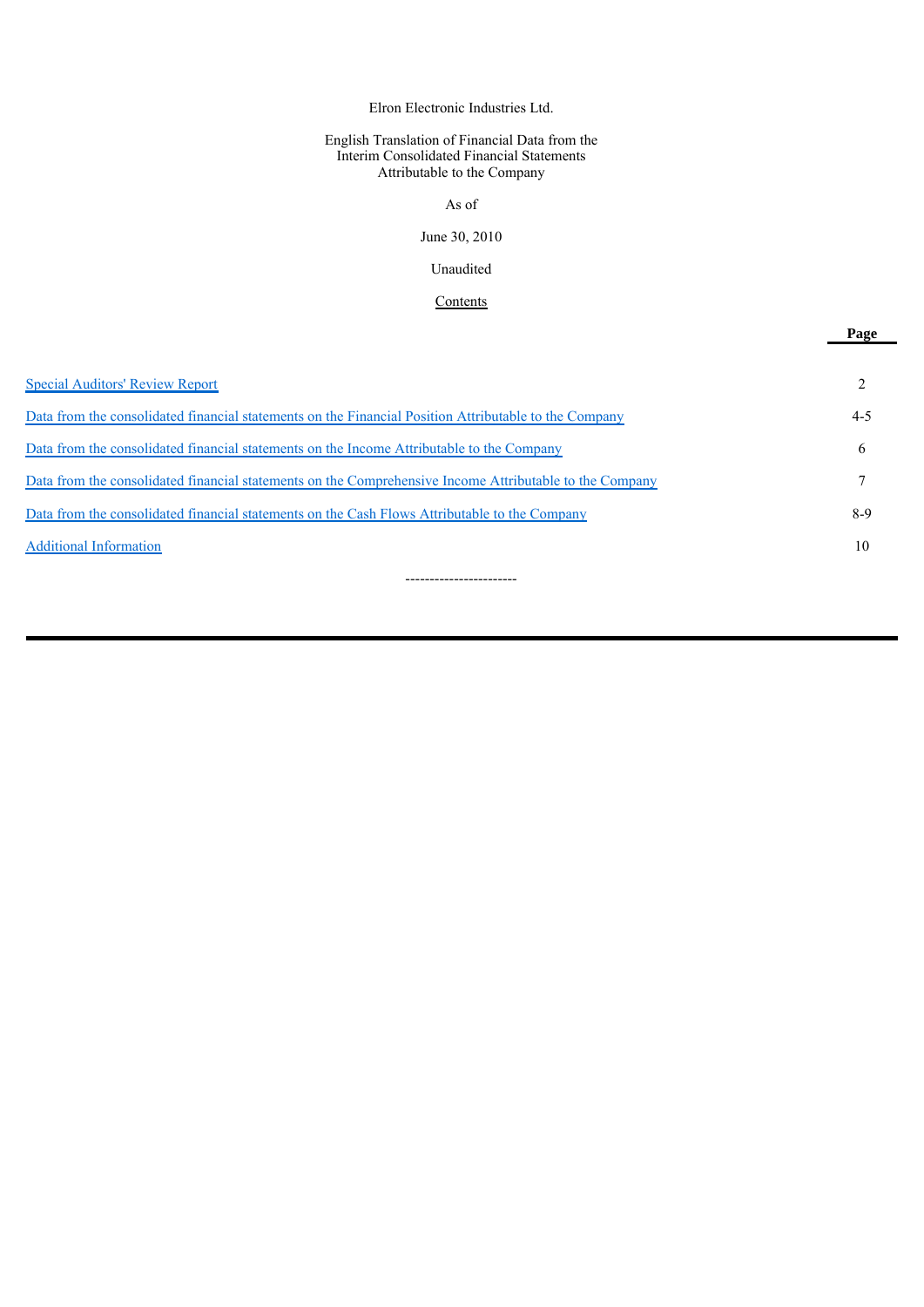Elron Electronic Industries Ltd.

English Translation of Financial Data from the
Interim Consolidated Financial Statements
Attributable to the Company

As of

June 30, 2010

Unaudited

Contents

| | Page |
|---|---|
| Special Auditors' Review Report | 2 |
| Data from the consolidated financial statements on the Financial Position Attributable to the Company | 4-5 |
| Data from the consolidated financial statements on the Income Attributable to the Company | 6 |
| Data from the consolidated financial statements on the Comprehensive Income Attributable to the Company | 7 |
| Data from the consolidated financial statements on the Cash Flows Attributable to the Company | 8-9 |
| Additional Information | 10 |

-----------------------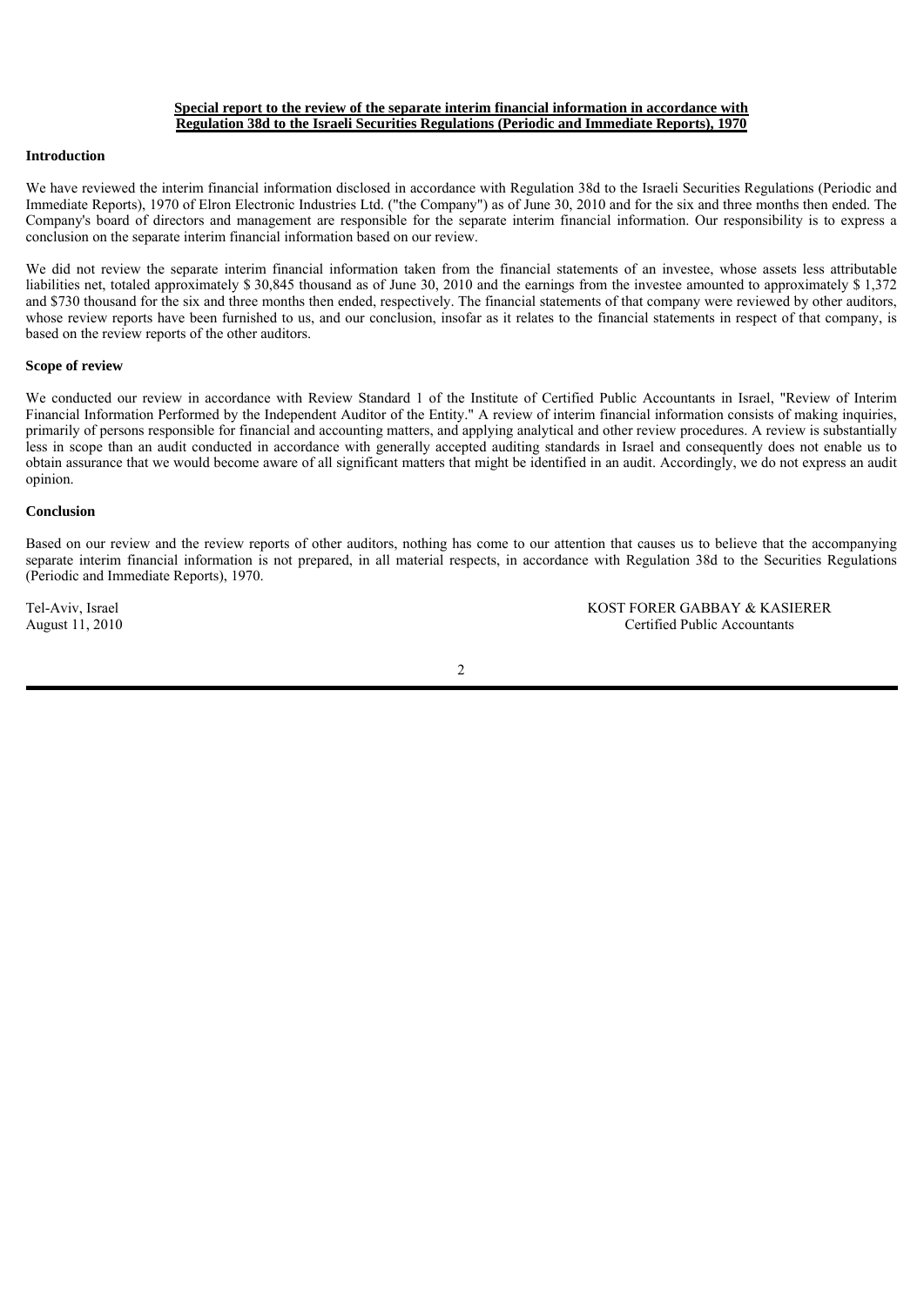**Special report to the review of the separate interim financial information in accordance with Regulation 38d to the Israeli Securities Regulations (Periodic and Immediate Reports), 1970**

**Introduction**

We have reviewed the interim financial information disclosed in accordance with Regulation 38d to the Israeli Securities Regulations (Periodic and Immediate Reports), 1970 of Elron Electronic Industries Ltd. ("the Company") as of June 30, 2010 and for the six and three months then ended. The Company's board of directors and management are responsible for the separate interim financial information. Our responsibility is to express a conclusion on the separate interim financial information based on our review.

We did not review the separate interim financial information taken from the financial statements of an investee, whose assets less attributable liabilities net, totaled approximately $ 30,845 thousand as of June 30, 2010 and the earnings from the investee amounted to approximately $ 1,372 and $730 thousand for the six and three months then ended, respectively. The financial statements of that company were reviewed by other auditors, whose review reports have been furnished to us, and our conclusion, insofar as it relates to the financial statements in respect of that company, is based on the review reports of the other auditors.

**Scope of review**

We conducted our review in accordance with Review Standard 1 of the Institute of Certified Public Accountants in Israel, "Review of Interim Financial Information Performed by the Independent Auditor of the Entity." A review of interim financial information consists of making inquiries, primarily of persons responsible for financial and accounting matters, and applying analytical and other review procedures. A review is substantially less in scope than an audit conducted in accordance with generally accepted auditing standards in Israel and consequently does not enable us to obtain assurance that we would become aware of all significant matters that might be identified in an audit. Accordingly, we do not express an audit opinion.

**Conclusion**

Based on our review and the review reports of other auditors, nothing has come to our attention that causes us to believe that the accompanying separate interim financial information is not prepared, in all material respects, in accordance with Regulation 38d to the Securities Regulations (Periodic and Immediate Reports), 1970.

Tel-Aviv, Israel
August 11, 2010

KOST FORER GABBAY & KASIERER
Certified Public Accountants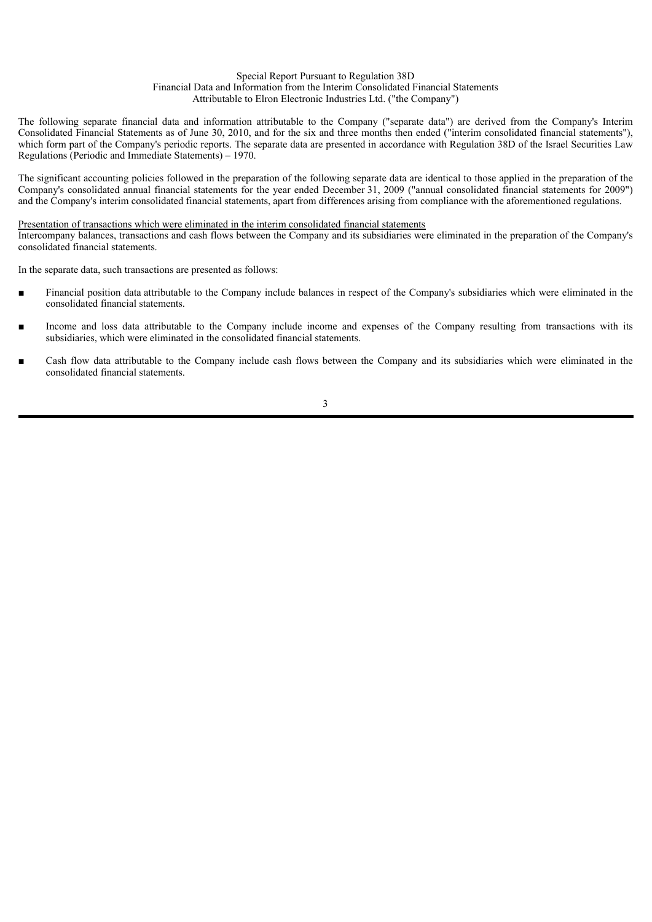# Special Report Pursuant to Regulation 38D
## Financial Data and Information from the Interim Consolidated Financial Statements
## Attributable to Elron Electronic Industries Ltd. ("the Company")

The following separate financial data and information attributable to the Company ("separate data") are derived from the Company's Interim Consolidated Financial Statements as of June 30, 2010, and for the six and three months then ended ("interim consolidated financial statements"), which form part of the Company's periodic reports. The separate data are presented in accordance with Regulation 38D of the Israel Securities Law Regulations (Periodic and Immediate Statements) – 1970.

The significant accounting policies followed in the preparation of the following separate data are identical to those applied in the preparation of the Company's consolidated annual financial statements for the year ended December 31, 2009 ("annual consolidated financial statements for 2009") and the Company's interim consolidated financial statements, apart from differences arising from compliance with the aforementioned regulations.

Presentation of transactions which were eliminated in the interim consolidated financial statements

Intercompany balances, transactions and cash flows between the Company and its subsidiaries were eliminated in the preparation of the Company's consolidated financial statements.

In the separate data, such transactions are presented as follows:

- Financial position data attributable to the Company include balances in respect of the Company's subsidiaries which were eliminated in the consolidated financial statements.
- Income and loss data attributable to the Company include income and expenses of the Company resulting from transactions with its subsidiaries, which were eliminated in the consolidated financial statements.
- Cash flow data attributable to the Company include cash flows between the Company and its subsidiaries which were eliminated in the consolidated financial statements.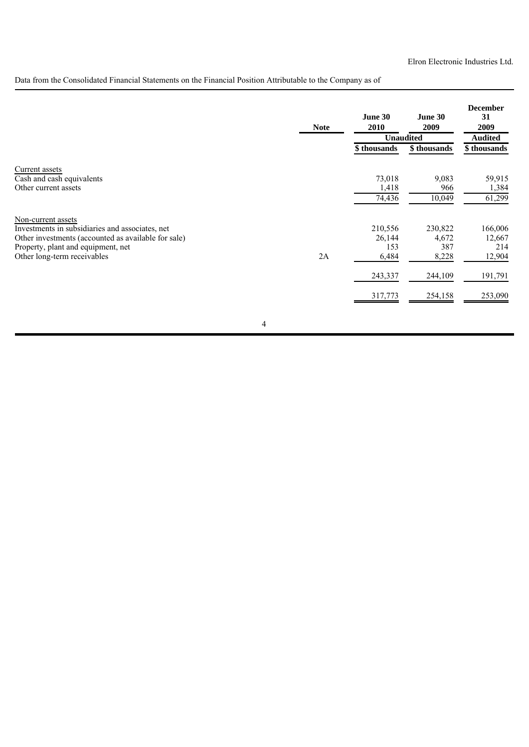Elron Electronic Industries Ltd.

Data from the Consolidated Financial Statements on the Financial Position Attributable to the Company as of

| | Note | June 30 2010 | June 30 2009 | December 31 2009 |
|---|---|---|---|---|
| | | Unaudited | | Audited |
| | | \$ thousands | \$ thousands | \$ thousands |
| Current assets | | | | |
| Cash and cash equivalents | | 73,018 | 9,083 | 59,915 |
| Other current assets | | 1,418 | 966 | 1,384 |
| | | 74,436 | 10,049 | 61,299 |
| Non-current assets | | | | |
| Investments in subsidiaries and associates, net | | 210,556 | 230,822 | 166,006 |
| Other investments (accounted as available for sale) | | 26,144 | 4,672 | 12,667 |
| Property, plant and equipment, net | | 153 | 387 | 214 |
| Other long-term receivables | 2A | 6,484 | 8,228 | 12,904 |
| | | 243,337 | 244,109 | 191,791 |
| | | 317,773 | 254,158 | 253,090 |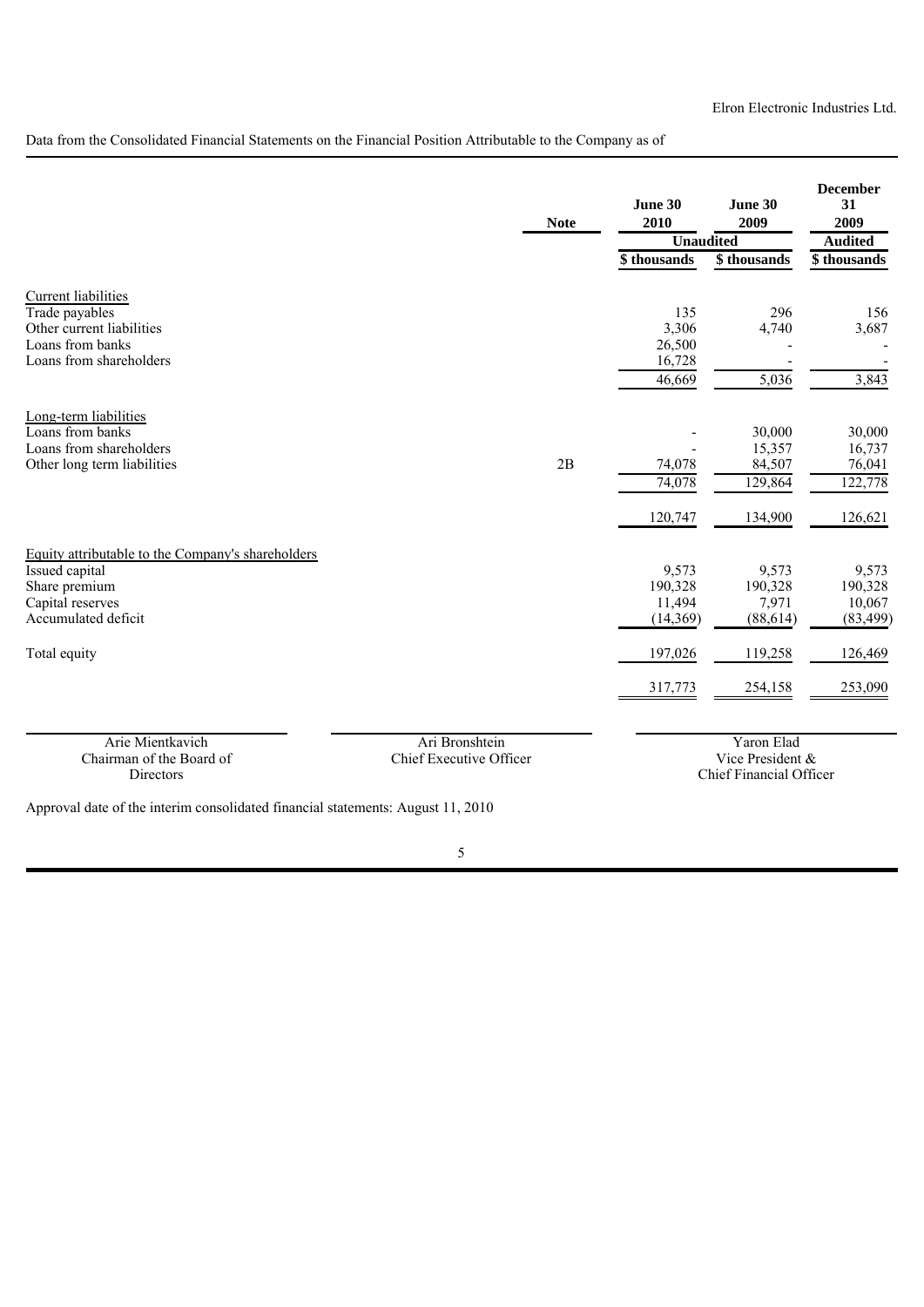Elron Electronic Industries Ltd.

Data from the Consolidated Financial Statements on the Financial Position Attributable to the Company as of

| | Note | June 30 2010 | June 30 2009 | December 31 2009 |
|---|---|---|---|---|
| | | Unaudited | | Audited |
| | | $ thousands | $ thousands | $ thousands |
| **Current liabilities** | | | | |
| Trade payables | | 135 | 296 | 156 |
| Other current liabilities | | 3,306 | 4,740 | 3,687 |
| Loans from banks | | 26,500 | - | - |
| Loans from shareholders | | 16,728 | - | - |
| | | 46,669 | 5,036 | 3,843 |
| **Long-term liabilities** | | | | |
| Loans from banks | | - | 30,000 | 30,000 |
| Loans from shareholders | | - | 15,357 | 16,737 |
| Other long term liabilities | 2B | 74,078 | 84,507 | 76,041 |
| | | 74,078 | 129,864 | 122,778 |
| | | 120,747 | 134,900 | 126,621 |
| **Equity attributable to the Company's shareholders** | | | | |
| Issued capital | | 9,573 | 9,573 | 9,573 |
| Share premium | | 190,328 | 190,328 | 190,328 |
| Capital reserves | | 11,494 | 7,971 | 10,067 |
| Accumulated deficit | | (14,369) | (88,614) | (83,499) |
| Total equity | | 197,026 | 119,258 | 126,469 |
| | | 317,773 | 254,158 | 253,090 |

| Arie Mientkavich | Ari Bronshtein | Yaron Elad |
|---|---|---|
| Chairman of the Board of Directors | Chief Executive Officer | Vice President & Chief Financial Officer |

Approval date of the interim consolidated financial statements: August 11, 2010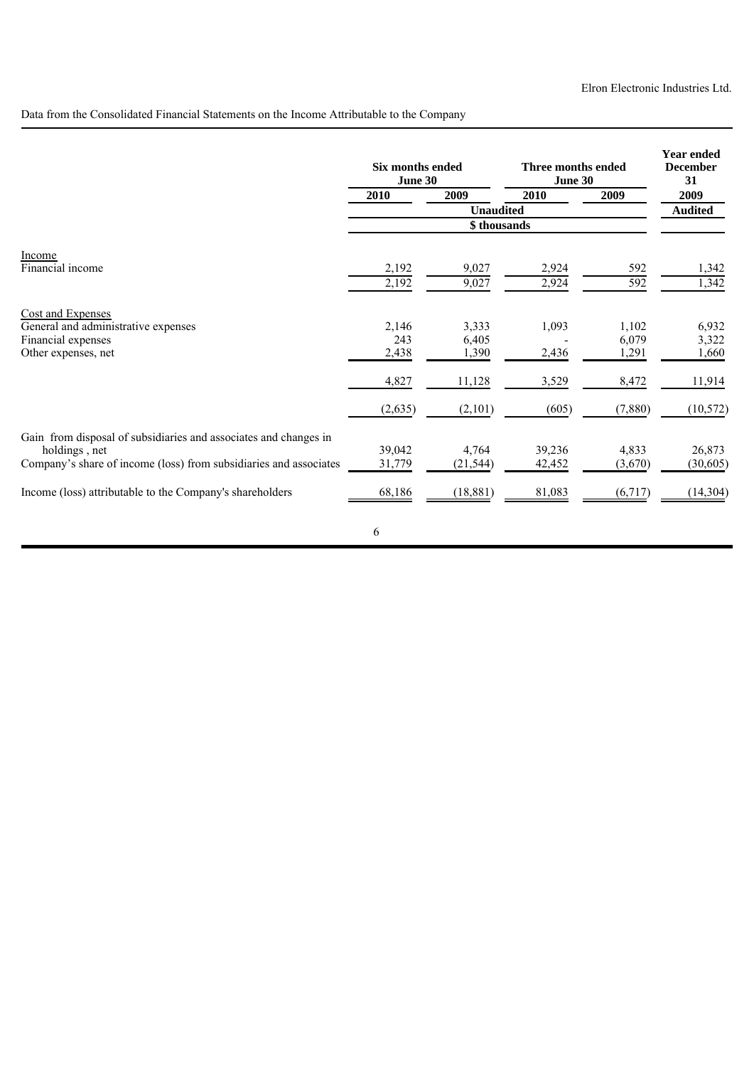Data from the Consolidated Financial Statements on the Income Attributable to the Company

| | Six months ended June 30 | | Three months ended June 30 | | Year ended December 31 |
|---|---|---|---|---|---|
| | 2010 | 2009 | 2010 | 2009 | 2009 |
| | Unaudited | | | | Audited |
| | $ thousands | | | | |
| Income | | | | | |
| Financial income | 2,192 | 9,027 | 2,924 | 592 | 1,342 |
| | 2,192 | 9,027 | 2,924 | 592 | 1,342 |
| Cost and Expenses | | | | | |
| General and administrative expenses | 2,146 | 3,333 | 1,093 | 1,102 | 6,932 |
| Financial expenses | 243 | 6,405 | - | 6,079 | 3,322 |
| Other expenses, net | 2,438 | 1,390 | 2,436 | 1,291 | 1,660 |
| | 4,827 | 11,128 | 3,529 | 8,472 | 11,914 |
| | (2,635) | (2,101) | (605) | (7,880) | (10,572) |
| Gain from disposal of subsidiaries and associates and changes in holdings , net | 39,042 | 4,764 | 39,236 | 4,833 | 26,873 |
| Company's share of income (loss) from subsidiaries and associates | 31,779 | (21,544) | 42,452 | (3,670) | (30,605) |
| Income (loss) attributable to the Company's shareholders | 68,186 | (18,881) | 81,083 | (6,717) | (14,304) |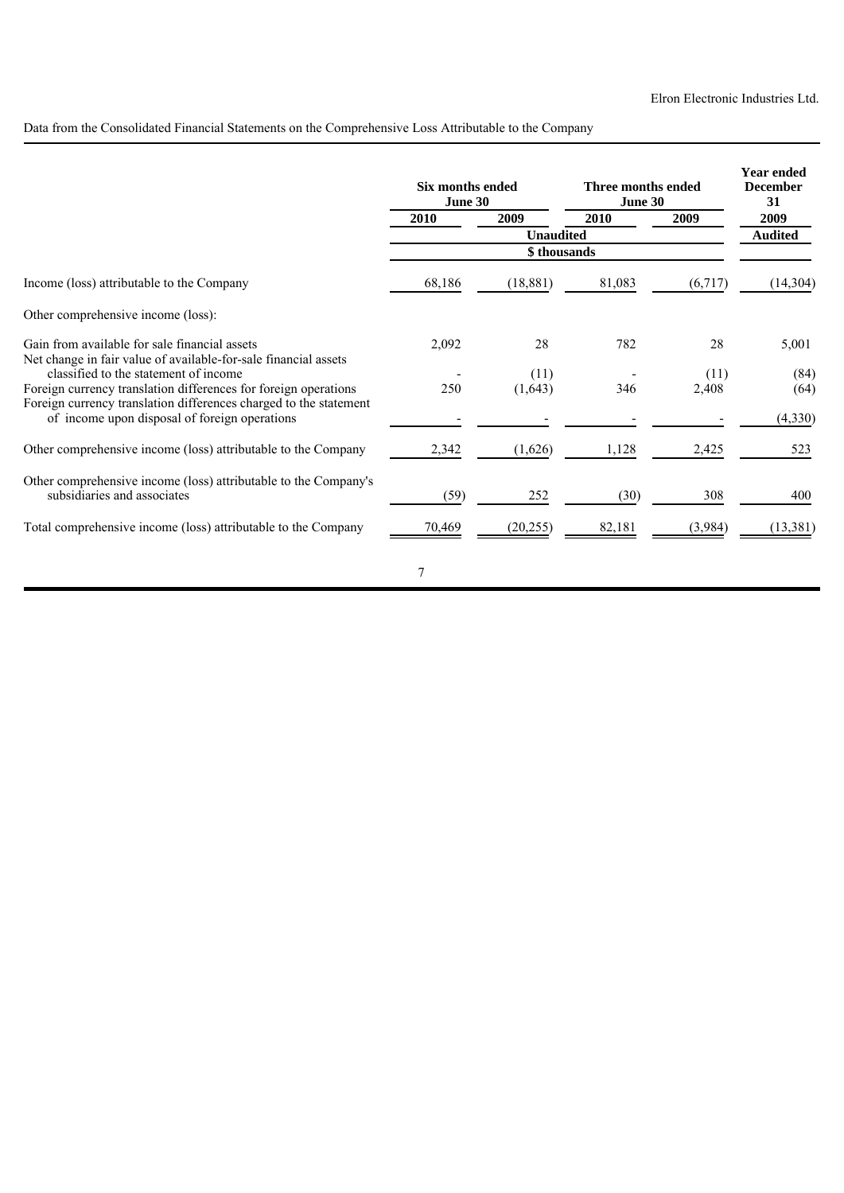Elron Electronic Industries Ltd.

Data from the Consolidated Financial Statements on the Comprehensive Loss Attributable to the Company

| | Six months ended June 30 | | Three months ended June 30 | | Year ended December 31 |
|---|---|---|---|---|---|
| | 2010 | 2009 | 2010 | 2009 | 2009 |
| | Unaudited | | | | Audited |
| | $ thousands | | | | |
| Income (loss) attributable to the Company | 68,186 | (18,881) | 81,083 | (6,717) | (14,304) |
| Other comprehensive income (loss): | | | | | |
| Gain from available for sale financial assets | 2,092 | 28 | 782 | 28 | 5,001 |
| Net change in fair value of available-for-sale financial assets classified to the statement of income | - | (11) | - | (11) | (84) |
| Foreign currency translation differences for foreign operations | 250 | (1,643) | 346 | 2,408 | (64) |
| Foreign currency translation differences charged to the statement of income upon disposal of foreign operations | - | - | - | - | (4,330) |
| Other comprehensive income (loss) attributable to the Company | 2,342 | (1,626) | 1,128 | 2,425 | 523 |
| Other comprehensive income (loss) attributable to the Company's subsidiaries and associates | (59) | 252 | (30) | 308 | 400 |
| Total comprehensive income (loss) attributable to the Company | 70,469 | (20,255) | 82,181 | (3,984) | (13,381) |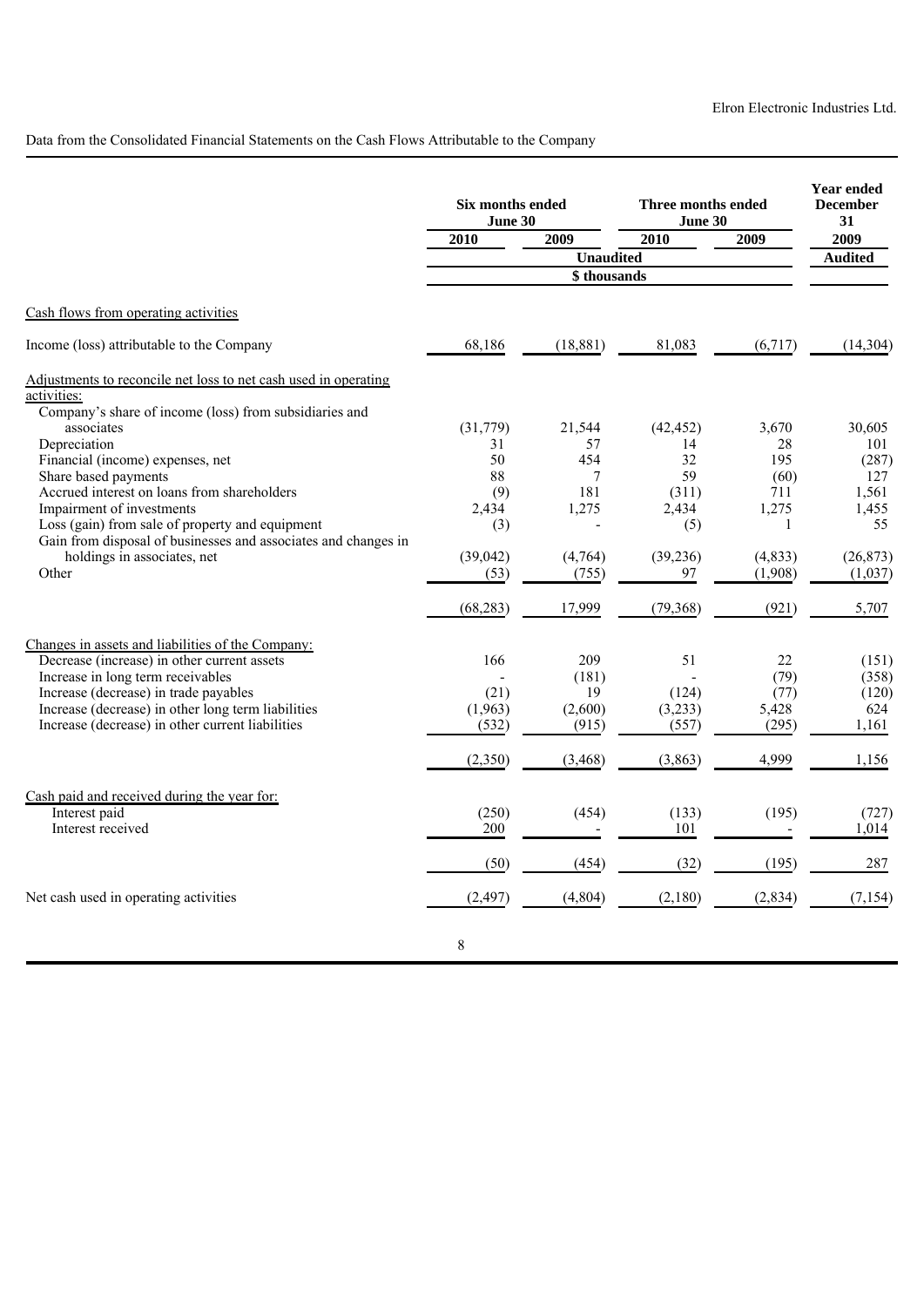Data from the Consolidated Financial Statements on the Cash Flows Attributable to the Company

| | Six months ended June 30 | | Three months ended June 30 | | Year ended December 31 |
|---|---|---|---|---|---|
| | 2010 | 2009 | 2010 | 2009 | 2009 |
| | Unaudited | | | | Audited |
| | $ thousands | | | | |
| Cash flows from operating activities | | | | | |
| Income (loss) attributable to the Company | 68,186 | (18,881) | 81,083 | (6,717) | (14,304) |
| Adjustments to reconcile net loss to net cash used in operating activities: | | | | | |
| Company's share of income (loss) from subsidiaries and associates | (31,779) | 21,544 | (42,452) | 3,670 | 30,605 |
| Depreciation | 31 | 57 | 14 | 28 | 101 |
| Financial (income) expenses, net | 50 | 454 | 32 | 195 | (287) |
| Share based payments | 88 | 7 | 59 | (60) | 127 |
| Accrued interest on loans from shareholders | (9) | 181 | (311) | 711 | 1,561 |
| Impairment of investments | 2,434 | 1,275 | 2,434 | 1,275 | 1,455 |
| Loss (gain) from sale of property and equipment | (3) | - | (5) | 1 | 55 |
| Gain from disposal of businesses and associates and changes in holdings in associates, net | (39,042) | (4,764) | (39,236) | (4,833) | (26,873) |
| Other | (53) | (755) | 97 | (1,908) | (1,037) |
| | (68,283) | 17,999 | (79,368) | (921) | 5,707 |
| Changes in assets and liabilities of the Company: | | | | | |
| Decrease (increase) in other current assets | 166 | 209 | 51 | 22 | (151) |
| Increase in long term receivables | - | (181) | - | (79) | (358) |
| Increase (decrease) in trade payables | (21) | 19 | (124) | (77) | (120) |
| Increase (decrease) in other long term liabilities | (1,963) | (2,600) | (3,233) | 5,428 | 624 |
| Increase (decrease) in other current liabilities | (532) | (915) | (557) | (295) | 1,161 |
| | (2,350) | (3,468) | (3,863) | 4,999 | 1,156 |
| Cash paid and received during the year for: | | | | | |
| Interest paid | (250) | (454) | (133) | (195) | (727) |
| Interest received | 200 | - | 101 | - | 1,014 |
| | (50) | (454) | (32) | (195) | 287 |
| Net cash used in operating activities | (2,497) | (4,804) | (2,180) | (2,834) | (7,154) |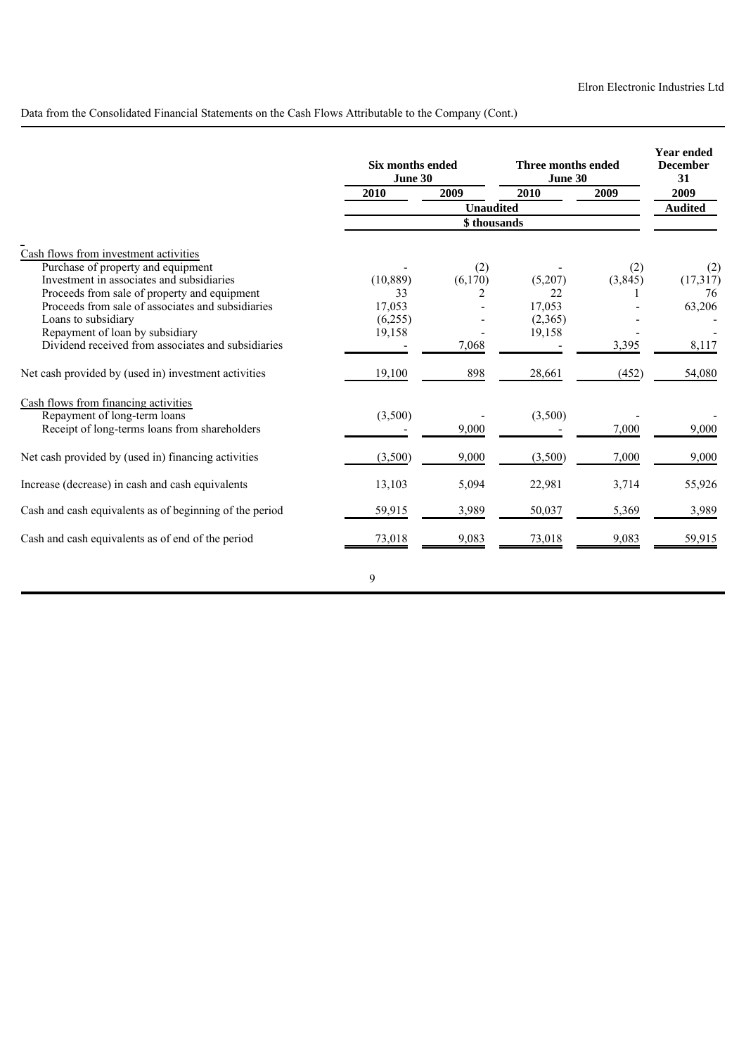Data from the Consolidated Financial Statements on the Cash Flows Attributable to the Company (Cont.)

| | Six months ended June 30 | | Three months ended June 30 | | Year ended December 31 |
|---|---|---|---|---|---|
| | 2010 | 2009 | 2010 | 2009 | 2009 |
| | Unaudited | | | | Audited |
| | $ thousands | | | | |
| Cash flows from investment activities | | | | | |
| Purchase of property and equipment | - | (2) | - | (2) | (2) |
| Investment in associates and subsidiaries | (10,889) | (6,170) | (5,207) | (3,845) | (17,317) |
| Proceeds from sale of property and equipment | 33 | 2 | 22 | 1 | 76 |
| Proceeds from sale of associates and subsidiaries | 17,053 | - | 17,053 | - | 63,206 |
| Loans to subsidiary | (6,255) | - | (2,365) | - | - |
| Repayment of loan by subsidiary | 19,158 | - | 19,158 | - | - |
| Dividend received from associates and subsidiaries | - | 7,068 | - | 3,395 | 8,117 |
| Net cash provided by (used in) investment activities | 19,100 | 898 | 28,661 | (452) | 54,080 |
| Cash flows from financing activities | | | | | |
| Repayment of long-term loans | (3,500) | - | (3,500) | - | - |
| Receipt of long-terms loans from shareholders | - | 9,000 | - | 7,000 | 9,000 |
| Net cash provided by (used in) financing activities | (3,500) | 9,000 | (3,500) | 7,000 | 9,000 |
| Increase (decrease) in cash and cash equivalents | 13,103 | 5,094 | 22,981 | 3,714 | 55,926 |
| Cash and cash equivalents as of beginning of the period | 59,915 | 3,989 | 50,037 | 5,369 | 3,989 |
| Cash and cash equivalents as of end of the period | 73,018 | 9,083 | 73,018 | 9,083 | 59,915 |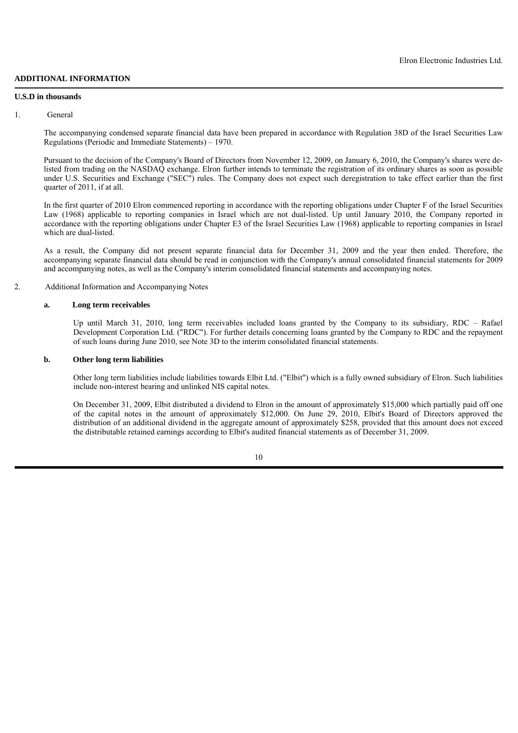## ADDITIONAL INFORMATION

**U.S.D in thousands**

1. General

The accompanying condensed separate financial data have been prepared in accordance with Regulation 38D of the Israel Securities Law Regulations (Periodic and Immediate Statements) – 1970.

Pursuant to the decision of the Company's Board of Directors from November 12, 2009, on January 6, 2010, the Company's shares were de-listed from trading on the NASDAQ exchange. Elron further intends to terminate the registration of its ordinary shares as soon as possible under U.S. Securities and Exchange ("SEC") rules. The Company does not expect such deregistration to take effect earlier than the first quarter of 2011, if at all.

In the first quarter of 2010 Elron commenced reporting in accordance with the reporting obligations under Chapter F of the Israel Securities Law (1968) applicable to reporting companies in Israel which are not dual-listed. Up until January 2010, the Company reported in accordance with the reporting obligations under Chapter E3 of the Israel Securities Law (1968) applicable to reporting companies in Israel which are dual-listed.

As a result, the Company did not present separate financial data for December 31, 2009 and the year then ended. Therefore, the accompanying separate financial data should be read in conjunction with the Company's annual consolidated financial statements for 2009 and accompanying notes, as well as the Company's interim consolidated financial statements and accompanying notes.

2. Additional Information and Accompanying Notes

**a. Long term receivables**

Up until March 31, 2010, long term receivables included loans granted by the Company to its subsidiary, RDC – Rafael Development Corporation Ltd. ("RDC"). For further details concerning loans granted by the Company to RDC and the repayment of such loans during June 2010, see Note 3D to the interim consolidated financial statements.

**b. Other long term liabilities**

Other long term liabilities include liabilities towards Elbit Ltd. ("Elbit") which is a fully owned subsidiary of Elron. Such liabilities include non-interest bearing and unlinked NIS capital notes.

On December 31, 2009, Elbit distributed a dividend to Elron in the amount of approximately $15,000 which partially paid off one of the capital notes in the amount of approximately $12,000. On June 29, 2010, Elbit's Board of Directors approved the distribution of an additional dividend in the aggregate amount of approximately $258, provided that this amount does not exceed the distributable retained earnings according to Elbit's audited financial statements as of December 31, 2009.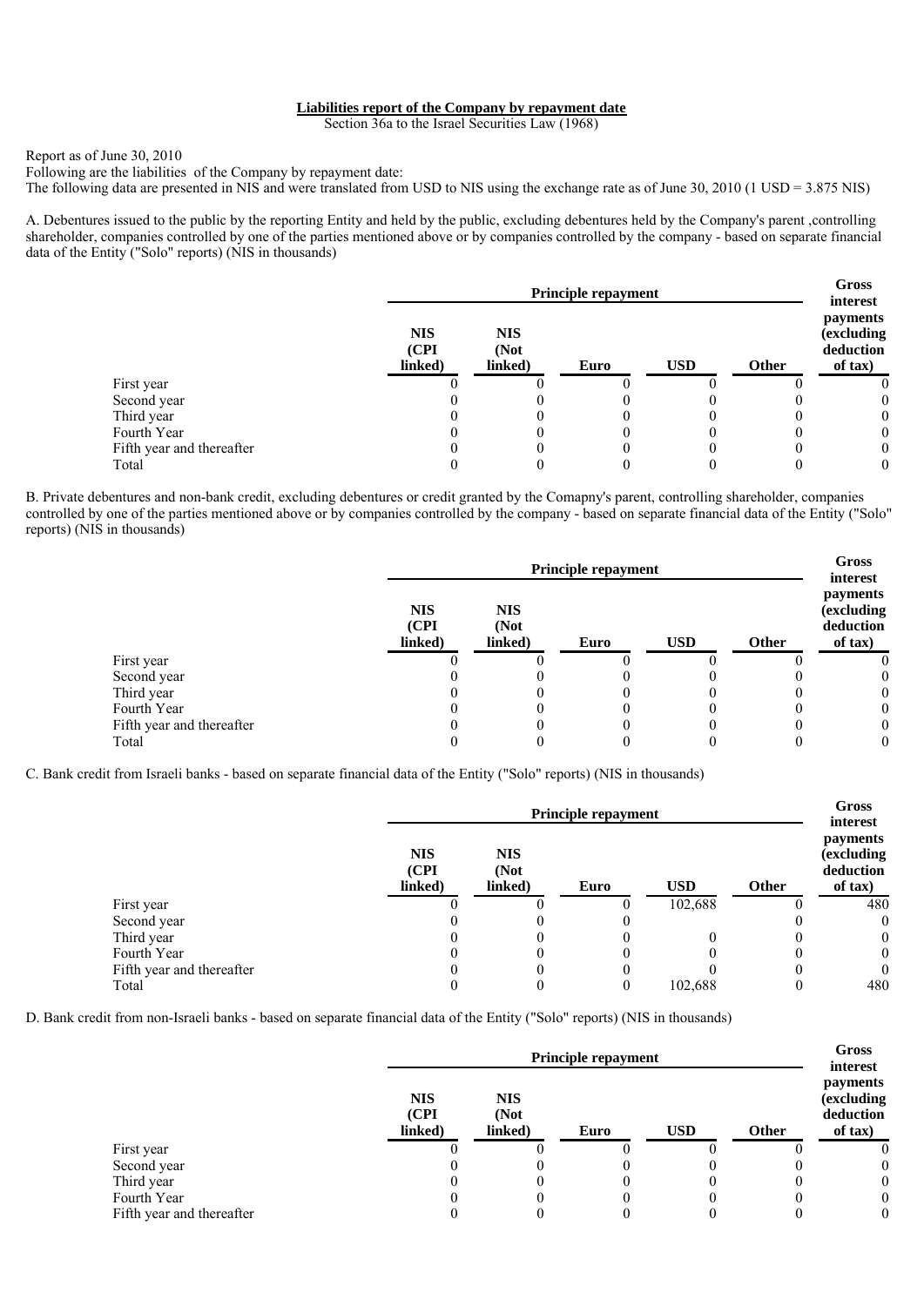**Liabilities report of the Company by repayment date**

Section 36a to the Israel Securities Law (1968)

Report as of June 30, 2010

Following are the liabilities of the Company by repayment date:

The following data are presented in NIS and were translated from USD to NIS using the exchange rate as of June 30, 2010 (1 USD = 3.875 NIS)

A. Debentures issued to the public by the reporting Entity and held by the public, excluding debentures held by the Company's parent ,controlling shareholder, companies controlled by one of the parties mentioned above or by companies controlled by the company - based on separate financial data of the Entity ("Solo" reports) (NIS in thousands)

| | Principle repayment | | | | | Gross interest payments (excluding deduction of tax) |
|---|---|---|---|---|---|---|
| | NIS (CPI linked) | NIS (Not linked) | Euro | USD | Other | |
| First year | 0 | 0 | 0 | 0 | 0 | 0 |
| Second year | 0 | 0 | 0 | 0 | 0 | 0 |
| Third year | 0 | 0 | 0 | 0 | 0 | 0 |
| Fourth Year | 0 | 0 | 0 | 0 | 0 | 0 |
| Fifth year and thereafter | 0 | 0 | 0 | 0 | 0 | 0 |
| Total | 0 | 0 | 0 | 0 | 0 | 0 |

B. Private debentures and non-bank credit, excluding debentures or credit granted by the Comapny's parent, controlling shareholder, companies controlled by one of the parties mentioned above or by companies controlled by the company - based on separate financial data of the Entity ("Solo" reports) (NIS in thousands)

| | Principle repayment | | | | | Gross interest payments (excluding deduction of tax) |
|---|---|---|---|---|---|---|
| | NIS (CPI linked) | NIS (Not linked) | Euro | USD | Other | |
| First year | 0 | 0 | 0 | 0 | 0 | 0 |
| Second year | 0 | 0 | 0 | 0 | 0 | 0 |
| Third year | 0 | 0 | 0 | 0 | 0 | 0 |
| Fourth Year | 0 | 0 | 0 | 0 | 0 | 0 |
| Fifth year and thereafter | 0 | 0 | 0 | 0 | 0 | 0 |
| Total | 0 | 0 | 0 | 0 | 0 | 0 |

C. Bank credit from Israeli banks - based on separate financial data of the Entity ("Solo" reports) (NIS in thousands)

| | Principle repayment | | | | | Gross interest payments (excluding deduction of tax) |
|---|---|---|---|---|---|---|
| | NIS (CPI linked) | NIS (Not linked) | Euro | USD | Other | |
| First year | 0 | 0 | 0 | 102,688 | 0 | 480 |
| Second year | 0 | 0 | 0 | | 0 | 0 |
| Third year | 0 | 0 | 0 | 0 | 0 | 0 |
| Fourth Year | 0 | 0 | 0 | 0 | 0 | 0 |
| Fifth year and thereafter | 0 | 0 | 0 | 0 | 0 | 0 |
| Total | 0 | 0 | 0 | 102,688 | 0 | 480 |

D. Bank credit from non-Israeli banks - based on separate financial data of the Entity ("Solo" reports) (NIS in thousands)

| | Principle repayment | | | | | Gross interest payments (excluding deduction of tax) |
|---|---|---|---|---|---|---|
| | NIS (CPI linked) | NIS (Not linked) | Euro | USD | Other | |
| First year | 0 | 0 | 0 | 0 | 0 | 0 |
| Second year | 0 | 0 | 0 | 0 | 0 | 0 |
| Third year | 0 | 0 | 0 | 0 | 0 | 0 |
| Fourth Year | 0 | 0 | 0 | 0 | 0 | 0 |
| Fifth year and thereafter | 0 | 0 | 0 | 0 | 0 | 0 |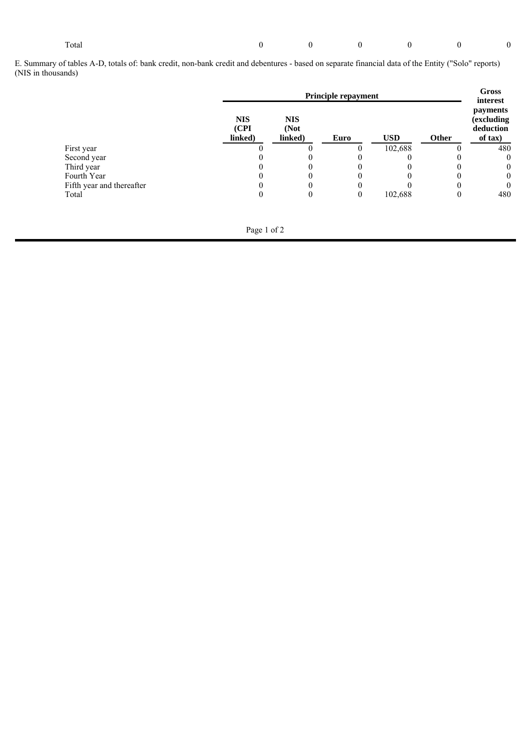| Total | 0 | 0 | 0 | 0 | 0 | 0 |
|---|---|---|---|---|---|---|

E. Summary of tables A-D, totals of: bank credit, non-bank credit and debentures - based on separate financial data of the Entity ("Solo" reports) (NIS in thousands)

| | Principle repayment | | | | | Gross interest payments (excluding deduction of tax) |
|---|---|---|---|---|---|---|
| | NIS (CPI linked) | NIS (Not linked) | Euro | USD | Other | |
| First year | 0 | 0 | 0 | 102,688 | 0 | 480 |
| Second year | 0 | 0 | 0 | 0 | 0 | 0 |
| Third year | 0 | 0 | 0 | 0 | 0 | 0 |
| Fourth Year | 0 | 0 | 0 | 0 | 0 | 0 |
| Fifth year and thereafter | 0 | 0 | 0 | 0 | 0 | 0 |
| Total | 0 | 0 | 0 | 102,688 | 0 | 480 |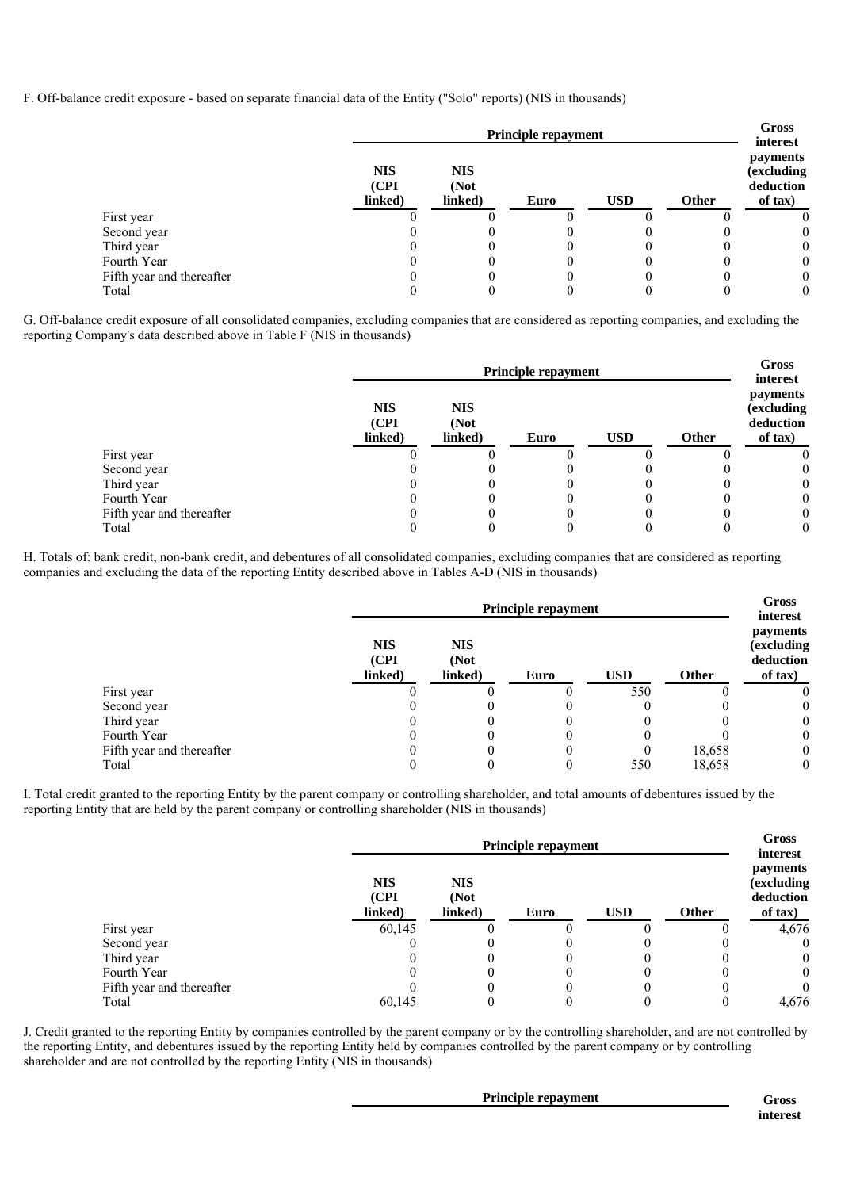F. Off-balance credit exposure - based on separate financial data of the Entity ("Solo" reports) (NIS in thousands)

| | Principle repayment | | | | | Gross interest payments (excluding deduction of tax) |
|---|---|---|---|---|---|---|
| | NIS (CPI linked) | NIS (Not linked) | Euro | USD | Other | |
| First year | 0 | 0 | 0 | 0 | 0 | 0 |
| Second year | 0 | 0 | 0 | 0 | 0 | 0 |
| Third year | 0 | 0 | 0 | 0 | 0 | 0 |
| Fourth Year | 0 | 0 | 0 | 0 | 0 | 0 |
| Fifth year and thereafter | 0 | 0 | 0 | 0 | 0 | 0 |
| Total | 0 | 0 | 0 | 0 | 0 | 0 |

G. Off-balance credit exposure of all consolidated companies, excluding companies that are considered as reporting companies, and excluding the reporting Company's data described above in Table F (NIS in thousands)

| | Principle repayment | | | | | Gross interest payments (excluding deduction of tax) |
|---|---|---|---|---|---|---|
| | NIS (CPI linked) | NIS (Not linked) | Euro | USD | Other | |
| First year | 0 | 0 | 0 | 0 | 0 | 0 |
| Second year | 0 | 0 | 0 | 0 | 0 | 0 |
| Third year | 0 | 0 | 0 | 0 | 0 | 0 |
| Fourth Year | 0 | 0 | 0 | 0 | 0 | 0 |
| Fifth year and thereafter | 0 | 0 | 0 | 0 | 0 | 0 |
| Total | 0 | 0 | 0 | 0 | 0 | 0 |

H. Totals of: bank credit, non-bank credit, and debentures of all consolidated companies, excluding companies that are considered as reporting companies and excluding the data of the reporting Entity described above in Tables A-D (NIS in thousands)

| | Principle repayment | | | | | Gross interest payments (excluding deduction of tax) |
|---|---|---|---|---|---|---|
| | NIS (CPI linked) | NIS (Not linked) | Euro | USD | Other | |
| First year | 0 | 0 | 0 | 550 | 0 | 0 |
| Second year | 0 | 0 | 0 | 0 | 0 | 0 |
| Third year | 0 | 0 | 0 | 0 | 0 | 0 |
| Fourth Year | 0 | 0 | 0 | 0 | 0 | 0 |
| Fifth year and thereafter | 0 | 0 | 0 | 0 | 18,658 | 0 |
| Total | 0 | 0 | 0 | 550 | 18,658 | 0 |

I. Total credit granted to the reporting Entity by the parent company or controlling shareholder, and total amounts of debentures issued by the reporting Entity that are held by the parent company or controlling shareholder (NIS in thousands)

| | Principle repayment | | | | | Gross interest payments (excluding deduction of tax) |
|---|---|---|---|---|---|---|
| | NIS (CPI linked) | NIS (Not linked) | Euro | USD | Other | |
| First year | 60,145 | 0 | 0 | 0 | 0 | 4,676 |
| Second year | 0 | 0 | 0 | 0 | 0 | 0 |
| Third year | 0 | 0 | 0 | 0 | 0 | 0 |
| Fourth Year | 0 | 0 | 0 | 0 | 0 | 0 |
| Fifth year and thereafter | 0 | 0 | 0 | 0 | 0 | 0 |
| Total | 60,145 | 0 | 0 | 0 | 0 | 4,676 |

J. Credit granted to the reporting Entity by companies controlled by the parent company or by the controlling shareholder, and are not controlled by the reporting Entity, and debentures issued by the reporting Entity held by companies controlled by the parent company or by controlling shareholder and are not controlled by the reporting Entity (NIS in thousands)

| | Principle repayment | | | | | Gross interest |
|---|---|---|---|---|---|---|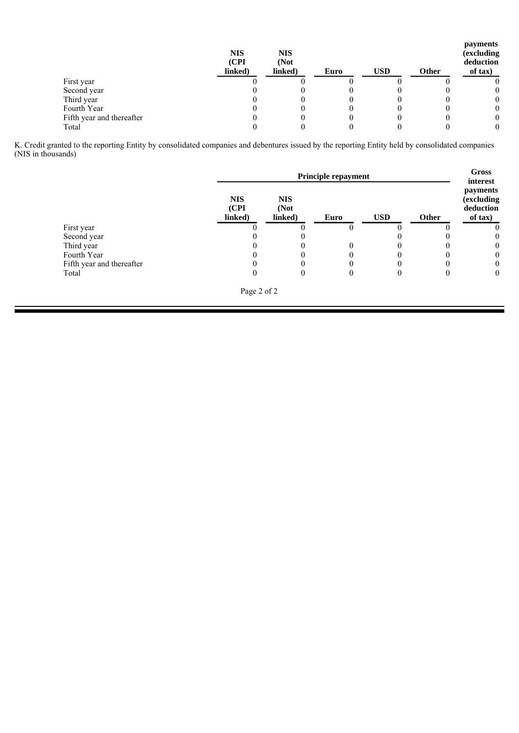| | NIS (CPI linked) | NIS (Not linked) | Euro | USD | Other | payments (excluding deduction of tax) |
|---|---|---|---|---|---|---|
| First year | 0 | 0 | 0 | 0 | 0 | 0 |
| Second year | 0 | 0 | 0 | 0 | 0 | 0 |
| Third year | 0 | 0 | 0 | 0 | 0 | 0 |
| Fourth Year | 0 | 0 | 0 | 0 | 0 | 0 |
| Fifth year and thereafter | 0 | 0 | 0 | 0 | 0 | 0 |
| Total | 0 | 0 | 0 | 0 | 0 | 0 |

K. Credit granted to the reporting Entity by consolidated companies and debentures issued by the reporting Entity held by consolidated companies (NIS in thousands)

| | Principle repayment | | | | | Gross interest payments (excluding deduction of tax) |
|---|---|---|---|---|---|---|
| | NIS (CPI linked) | NIS (Not linked) | Euro | USD | Other | |
| First year | 0 | 0 | 0 | 0 | 0 | 0 |
| Second year | 0 | 0 | | 0 | 0 | 0 |
| Third year | 0 | 0 | 0 | 0 | 0 | 0 |
| Fourth Year | 0 | 0 | 0 | 0 | 0 | 0 |
| Fifth year and thereafter | 0 | 0 | 0 | 0 | 0 | 0 |
| Total | 0 | 0 | 0 | 0 | 0 | 0 |